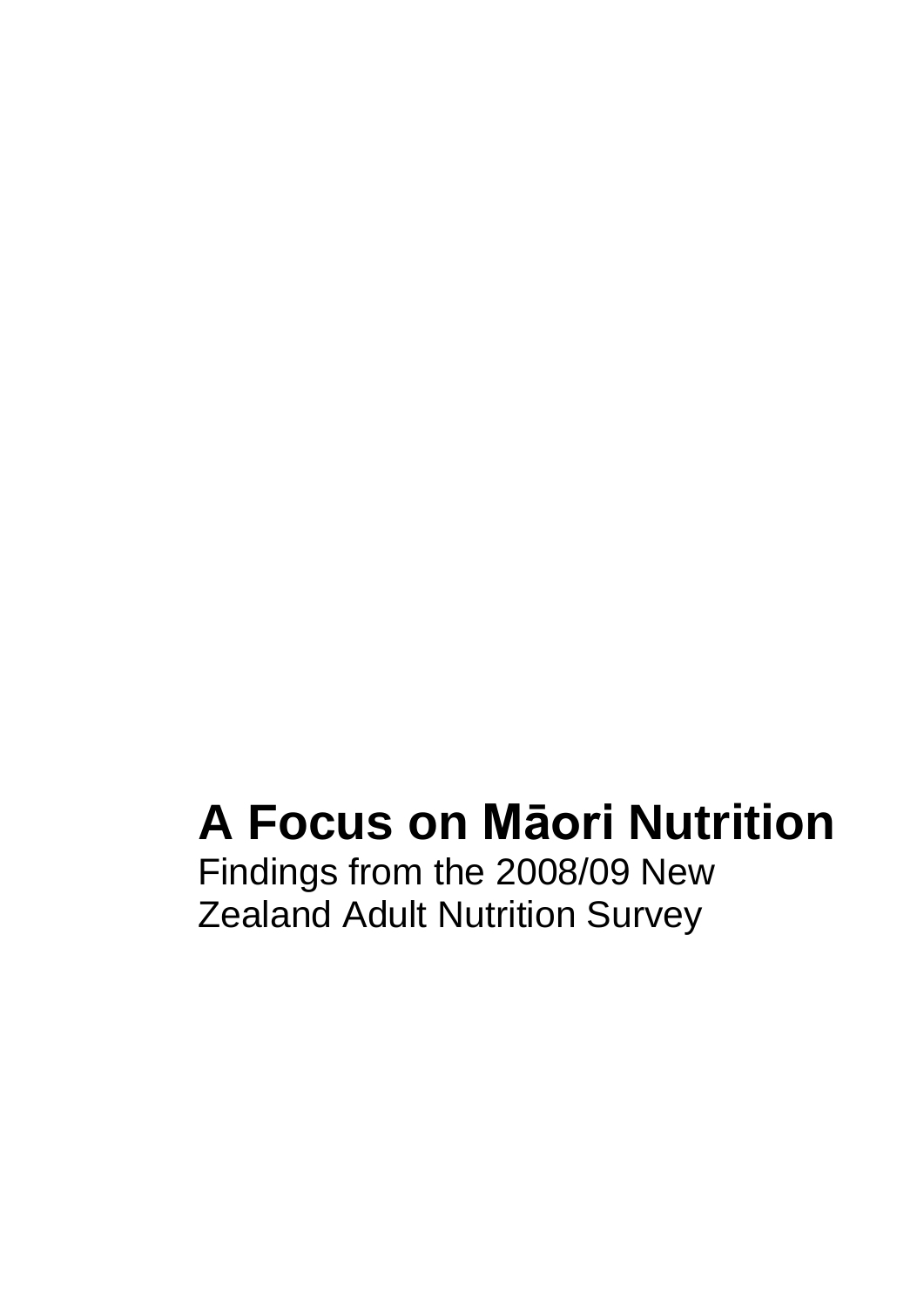# A Focus on Māori Nutrition

Findings from the 2008/09 New Zealand Adult Nutrition Survey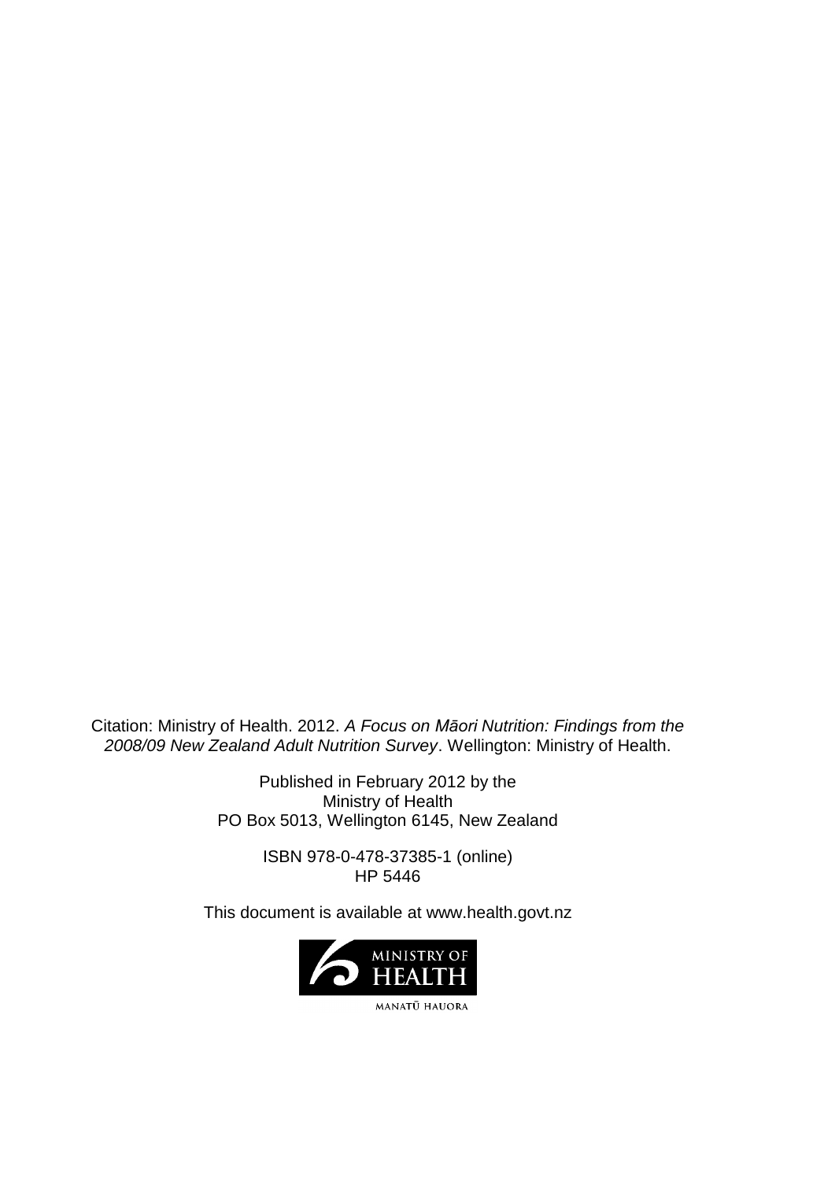Citation: Ministry of Health. 2012. *A Focus on Māori Nutrition: Findings from the 2008/09 New Zealand Adult Nutrition Survey*. Wellington: Ministry of Health.

Published in February 2012 by the
Ministry of Health
PO Box 5013, Wellington 6145, New Zealand

ISBN 978-0-478-37385-1 (online)
HP 5446

This document is available at www.health.govt.nz

MINISTRY OF HEALTH
MANATŪ HAUORA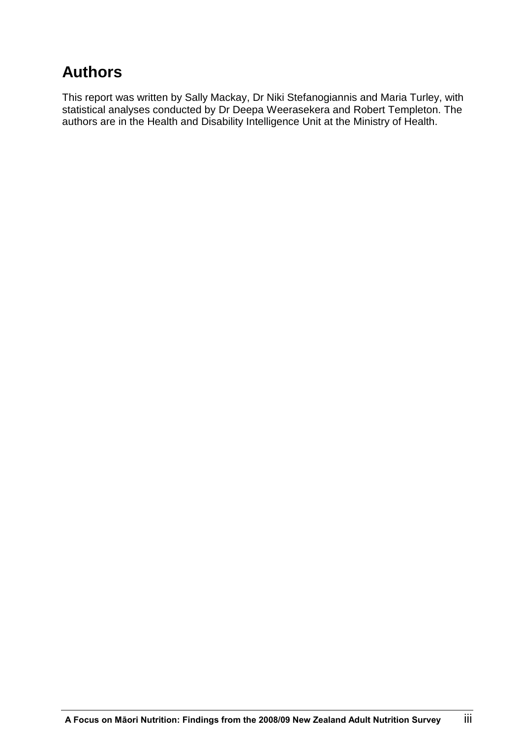# Authors

This report was written by Sally Mackay, Dr Niki Stefanogiannis and Maria Turley, with statistical analyses conducted by Dr Deepa Weerasekera and Robert Templeton. The authors are in the Health and Disability Intelligence Unit at the Ministry of Health.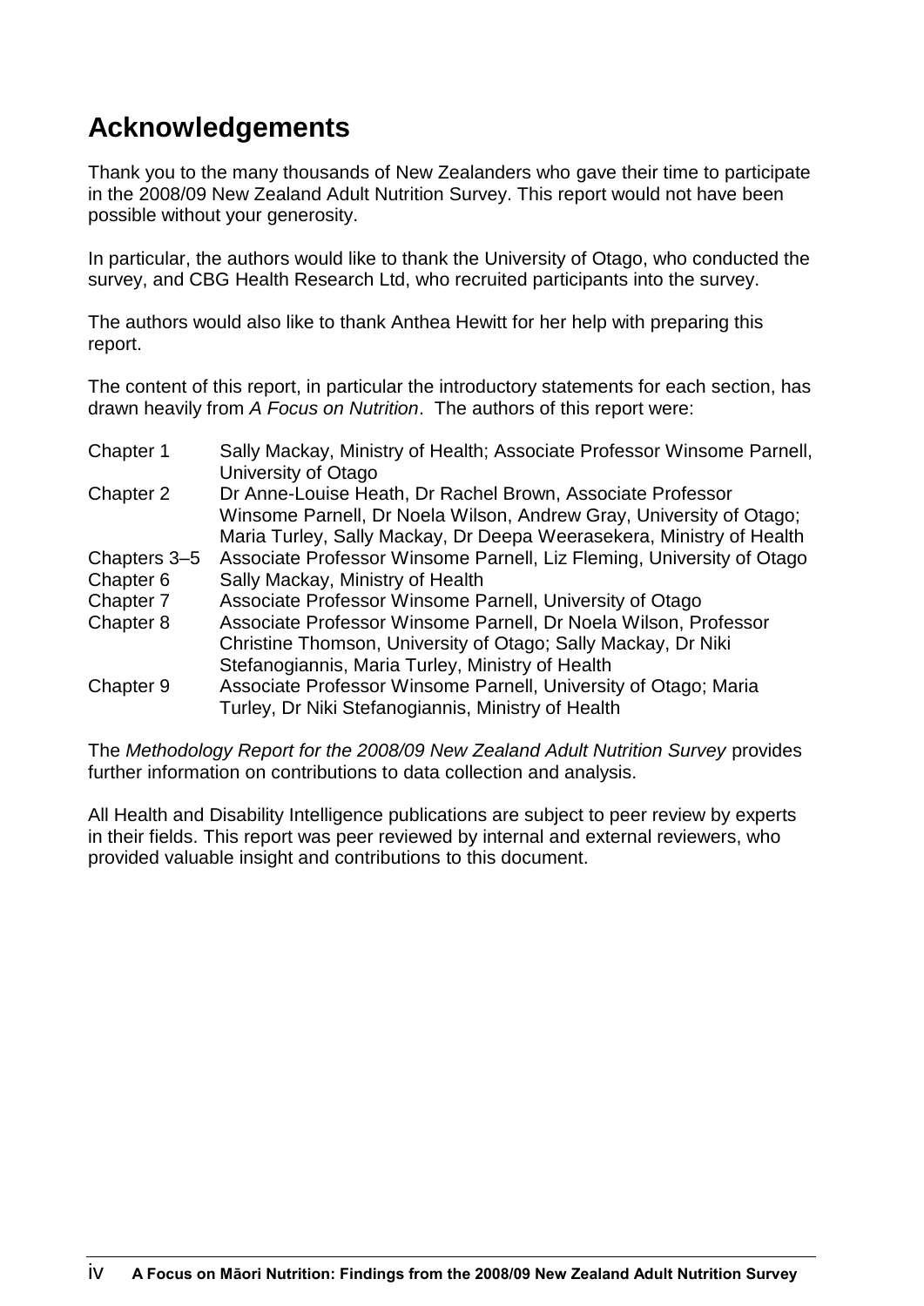# Acknowledgements

Thank you to the many thousands of New Zealanders who gave their time to participate in the 2008/09 New Zealand Adult Nutrition Survey. This report would not have been possible without your generosity.

In particular, the authors would like to thank the University of Otago, who conducted the survey, and CBG Health Research Ltd, who recruited participants into the survey.

The authors would also like to thank Anthea Hewitt for her help with preparing this report.

The content of this report, in particular the introductory statements for each section, has drawn heavily from *A Focus on Nutrition*. The authors of this report were:

| | |
|---|---|
| Chapter 1 | Sally Mackay, Ministry of Health; Associate Professor Winsome Parnell, University of Otago |
| Chapter 2 | Dr Anne-Louise Heath, Dr Rachel Brown, Associate Professor Winsome Parnell, Dr Noela Wilson, Andrew Gray, University of Otago; Maria Turley, Sally Mackay, Dr Deepa Weerasekera, Ministry of Health |
| Chapters 3–5 | Associate Professor Winsome Parnell, Liz Fleming, University of Otago |
| Chapter 6 | Sally Mackay, Ministry of Health |
| Chapter 7 | Associate Professor Winsome Parnell, University of Otago |
| Chapter 8 | Associate Professor Winsome Parnell, Dr Noela Wilson, Professor Christine Thomson, University of Otago; Sally Mackay, Dr Niki Stefanogiannis, Maria Turley, Ministry of Health |
| Chapter 9 | Associate Professor Winsome Parnell, University of Otago; Maria Turley, Dr Niki Stefanogiannis, Ministry of Health |

The *Methodology Report for the 2008/09 New Zealand Adult Nutrition Survey* provides further information on contributions to data collection and analysis.

All Health and Disability Intelligence publications are subject to peer review by experts in their fields. This report was peer reviewed by internal and external reviewers, who provided valuable insight and contributions to this document.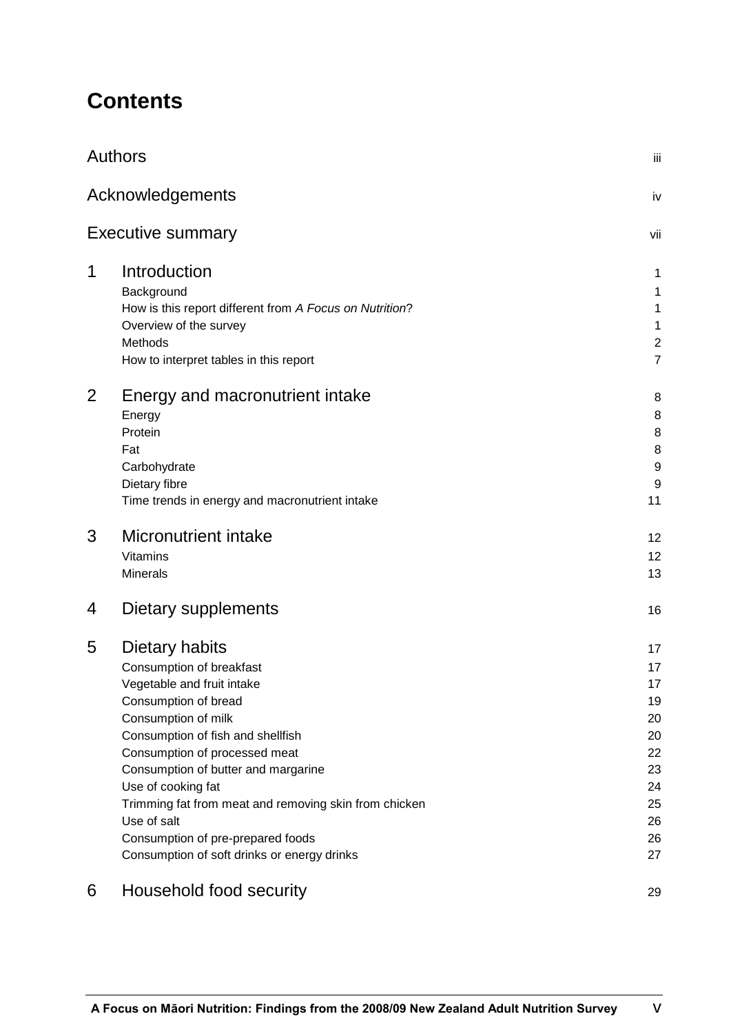# Contents

| | | |
|---|---|---|
| Authors | | iii |
| Acknowledgements | | iv |
| Executive summary | | vii |
| **1** | **Introduction** | **1** |
| | Background | 1 |
| | How is this report different from *A Focus on Nutrition*? | 1 |
| | Overview of the survey | 1 |
| | Methods | 2 |
| | How to interpret tables in this report | 7 |
| **2** | **Energy and macronutrient intake** | **8** |
| | Energy | 8 |
| | Protein | 8 |
| | Fat | 8 |
| | Carbohydrate | 9 |
| | Dietary fibre | 9 |
| | Time trends in energy and macronutrient intake | 11 |
| **3** | **Micronutrient intake** | **12** |
| | Vitamins | 12 |
| | Minerals | 13 |
| **4** | **Dietary supplements** | **16** |
| **5** | **Dietary habits** | **17** |
| | Consumption of breakfast | 17 |
| | Vegetable and fruit intake | 17 |
| | Consumption of bread | 19 |
| | Consumption of milk | 20 |
| | Consumption of fish and shellfish | 20 |
| | Consumption of processed meat | 22 |
| | Consumption of butter and margarine | 23 |
| | Use of cooking fat | 24 |
| | Trimming fat from meat and removing skin from chicken | 25 |
| | Use of salt | 26 |
| | Consumption of pre-prepared foods | 26 |
| | Consumption of soft drinks or energy drinks | 27 |
| **6** | **Household food security** | **29** |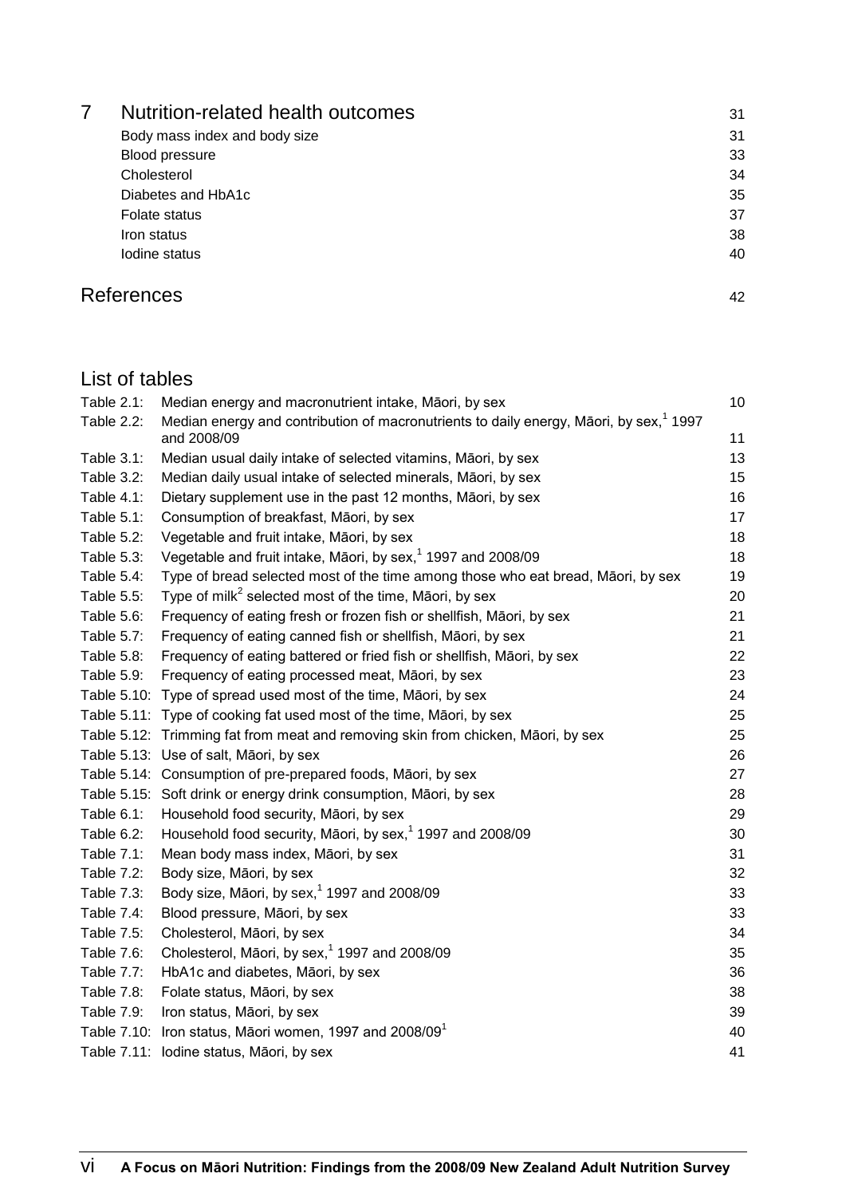| | | |
|---|---|---|
| 7 | **Nutrition-related health outcomes** | 31 |
| | Body mass index and body size | 31 |
| | Blood pressure | 33 |
| | Cholesterol | 34 |
| | Diabetes and HbA1c | 35 |
| | Folate status | 37 |
| | Iron status | 38 |
| | Iodine status | 40 |
| | **References** | 42 |

## List of tables

| | | |
|---|---|---|
| Table 2.1: | Median energy and macronutrient intake, Māori, by sex | 10 |
| Table 2.2: | Median energy and contribution of macronutrients to daily energy, Māori, by sex,[1] 1997 and 2008/09 | 11 |
| Table 3.1: | Median usual daily intake of selected vitamins, Māori, by sex | 13 |
| Table 3.2: | Median daily usual intake of selected minerals, Māori, by sex | 15 |
| Table 4.1: | Dietary supplement use in the past 12 months, Māori, by sex | 16 |
| Table 5.1: | Consumption of breakfast, Māori, by sex | 17 |
| Table 5.2: | Vegetable and fruit intake, Māori, by sex | 18 |
| Table 5.3: | Vegetable and fruit intake, Māori, by sex,[1] 1997 and 2008/09 | 18 |
| Table 5.4: | Type of bread selected most of the time among those who eat bread, Māori, by sex | 19 |
| Table 5.5: | Type of milk[2] selected most of the time, Māori, by sex | 20 |
| Table 5.6: | Frequency of eating fresh or frozen fish or shellfish, Māori, by sex | 21 |
| Table 5.7: | Frequency of eating canned fish or shellfish, Māori, by sex | 21 |
| Table 5.8: | Frequency of eating battered or fried fish or shellfish, Māori, by sex | 22 |
| Table 5.9: | Frequency of eating processed meat, Māori, by sex | 23 |
| Table 5.10: | Type of spread used most of the time, Māori, by sex | 24 |
| Table 5.11: | Type of cooking fat used most of the time, Māori, by sex | 25 |
| Table 5.12: | Trimming fat from meat and removing skin from chicken, Māori, by sex | 25 |
| Table 5.13: | Use of salt, Māori, by sex | 26 |
| Table 5.14: | Consumption of pre-prepared foods, Māori, by sex | 27 |
| Table 5.15: | Soft drink or energy drink consumption, Māori, by sex | 28 |
| Table 6.1: | Household food security, Māori, by sex | 29 |
| Table 6.2: | Household food security, Māori, by sex,[1] 1997 and 2008/09 | 30 |
| Table 7.1: | Mean body mass index, Māori, by sex | 31 |
| Table 7.2: | Body size, Māori, by sex | 32 |
| Table 7.3: | Body size, Māori, by sex,[1] 1997 and 2008/09 | 33 |
| Table 7.4: | Blood pressure, Māori, by sex | 33 |
| Table 7.5: | Cholesterol, Māori, by sex | 34 |
| Table 7.6: | Cholesterol, Māori, by sex,[1] 1997 and 2008/09 | 35 |
| Table 7.7: | HbA1c and diabetes, Māori, by sex | 36 |
| Table 7.8: | Folate status, Māori, by sex | 38 |
| Table 7.9: | Iron status, Māori, by sex | 39 |
| Table 7.10: | Iron status, Māori women, 1997 and 2008/09[1] | 40 |
| Table 7.11: | Iodine status, Māori, by sex | 41 |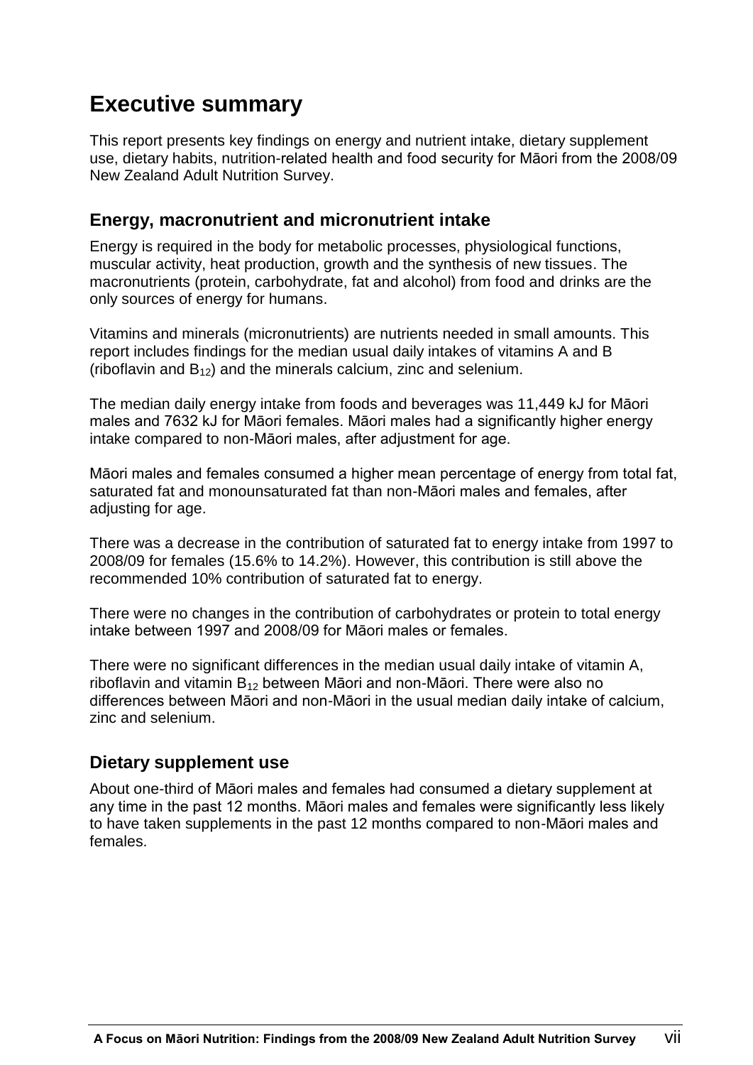# Executive summary

This report presents key findings on energy and nutrient intake, dietary supplement use, dietary habits, nutrition-related health and food security for Māori from the 2008/09 New Zealand Adult Nutrition Survey.

## Energy, macronutrient and micronutrient intake

Energy is required in the body for metabolic processes, physiological functions, muscular activity, heat production, growth and the synthesis of new tissues. The macronutrients (protein, carbohydrate, fat and alcohol) from food and drinks are the only sources of energy for humans.

Vitamins and minerals (micronutrients) are nutrients needed in small amounts. This report includes findings for the median usual daily intakes of vitamins A and B (riboflavin and $B_{12}$) and the minerals calcium, zinc and selenium.

The median daily energy intake from foods and beverages was 11,449 kJ for Māori males and 7632 kJ for Māori females. Māori males had a significantly higher energy intake compared to non-Māori males, after adjustment for age.

Māori males and females consumed a higher mean percentage of energy from total fat, saturated fat and monounsaturated fat than non-Māori males and females, after adjusting for age.

There was a decrease in the contribution of saturated fat to energy intake from 1997 to 2008/09 for females (15.6% to 14.2%). However, this contribution is still above the recommended 10% contribution of saturated fat to energy.

There were no changes in the contribution of carbohydrates or protein to total energy intake between 1997 and 2008/09 for Māori males or females.

There were no significant differences in the median usual daily intake of vitamin A, riboflavin and vitamin $B_{12}$ between Māori and non-Māori. There were also no differences between Māori and non-Māori in the usual median daily intake of calcium, zinc and selenium.

## Dietary supplement use

About one-third of Māori males and females had consumed a dietary supplement at any time in the past 12 months. Māori males and females were significantly less likely to have taken supplements in the past 12 months compared to non-Māori males and females.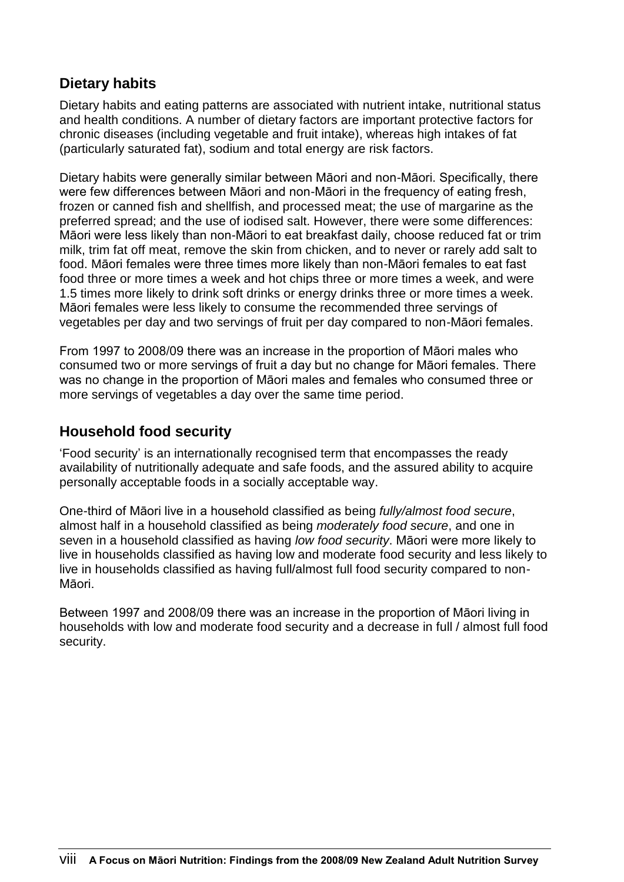## Dietary habits

Dietary habits and eating patterns are associated with nutrient intake, nutritional status and health conditions. A number of dietary factors are important protective factors for chronic diseases (including vegetable and fruit intake), whereas high intakes of fat (particularly saturated fat), sodium and total energy are risk factors.

Dietary habits were generally similar between Māori and non-Māori. Specifically, there were few differences between Māori and non-Māori in the frequency of eating fresh, frozen or canned fish and shellfish, and processed meat; the use of margarine as the preferred spread; and the use of iodised salt. However, there were some differences: Māori were less likely than non-Māori to eat breakfast daily, choose reduced fat or trim milk, trim fat off meat, remove the skin from chicken, and to never or rarely add salt to food. Māori females were three times more likely than non-Māori females to eat fast food three or more times a week and hot chips three or more times a week, and were 1.5 times more likely to drink soft drinks or energy drinks three or more times a week. Māori females were less likely to consume the recommended three servings of vegetables per day and two servings of fruit per day compared to non-Māori females.

From 1997 to 2008/09 there was an increase in the proportion of Māori males who consumed two or more servings of fruit a day but no change for Māori females. There was no change in the proportion of Māori males and females who consumed three or more servings of vegetables a day over the same time period.

## Household food security

'Food security' is an internationally recognised term that encompasses the ready availability of nutritionally adequate and safe foods, and the assured ability to acquire personally acceptable foods in a socially acceptable way.

One-third of Māori live in a household classified as being *fully/almost food secure*, almost half in a household classified as being *moderately food secure*, and one in seven in a household classified as having *low food security*. Māori were more likely to live in households classified as having low and moderate food security and less likely to live in households classified as having full/almost full food security compared to non-Māori.

Between 1997 and 2008/09 there was an increase in the proportion of Māori living in households with low and moderate food security and a decrease in full / almost full food security.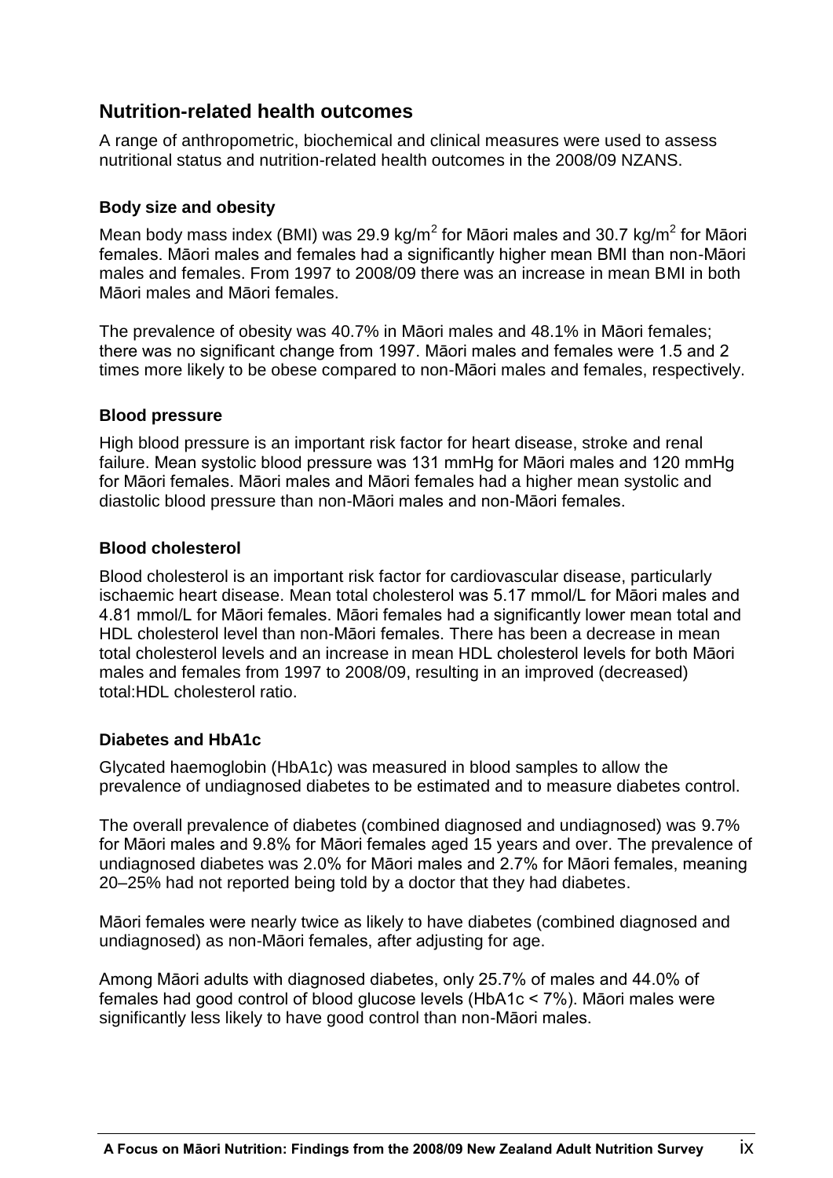## Nutrition-related health outcomes

A range of anthropometric, biochemical and clinical measures were used to assess nutritional status and nutrition-related health outcomes in the 2008/09 NZANS.

### Body size and obesity

Mean body mass index (BMI) was 29.9 kg/m$^2$ for Māori males and 30.7 kg/m$^2$ for Māori females. Māori males and females had a significantly higher mean BMI than non-Māori males and females. From 1997 to 2008/09 there was an increase in mean BMI in both Māori males and Māori females.

The prevalence of obesity was 40.7% in Māori males and 48.1% in Māori females; there was no significant change from 1997. Māori males and females were 1.5 and 2 times more likely to be obese compared to non-Māori males and females, respectively.

### Blood pressure

High blood pressure is an important risk factor for heart disease, stroke and renal failure. Mean systolic blood pressure was 131 mmHg for Māori males and 120 mmHg for Māori females. Māori males and Māori females had a higher mean systolic and diastolic blood pressure than non-Māori males and non-Māori females.

### Blood cholesterol

Blood cholesterol is an important risk factor for cardiovascular disease, particularly ischaemic heart disease. Mean total cholesterol was 5.17 mmol/L for Māori males and 4.81 mmol/L for Māori females. Māori females had a significantly lower mean total and HDL cholesterol level than non-Māori females. There has been a decrease in mean total cholesterol levels and an increase in mean HDL cholesterol levels for both Māori males and females from 1997 to 2008/09, resulting in an improved (decreased) total:HDL cholesterol ratio.

### Diabetes and HbA1c

Glycated haemoglobin (HbA1c) was measured in blood samples to allow the prevalence of undiagnosed diabetes to be estimated and to measure diabetes control.

The overall prevalence of diabetes (combined diagnosed and undiagnosed) was 9.7% for Māori males and 9.8% for Māori females aged 15 years and over. The prevalence of undiagnosed diabetes was 2.0% for Māori males and 2.7% for Māori females, meaning 20–25% had not reported being told by a doctor that they had diabetes.

Māori females were nearly twice as likely to have diabetes (combined diagnosed and undiagnosed) as non-Māori females, after adjusting for age.

Among Māori adults with diagnosed diabetes, only 25.7% of males and 44.0% of females had good control of blood glucose levels (HbA1c < 7%). Māori males were significantly less likely to have good control than non-Māori males.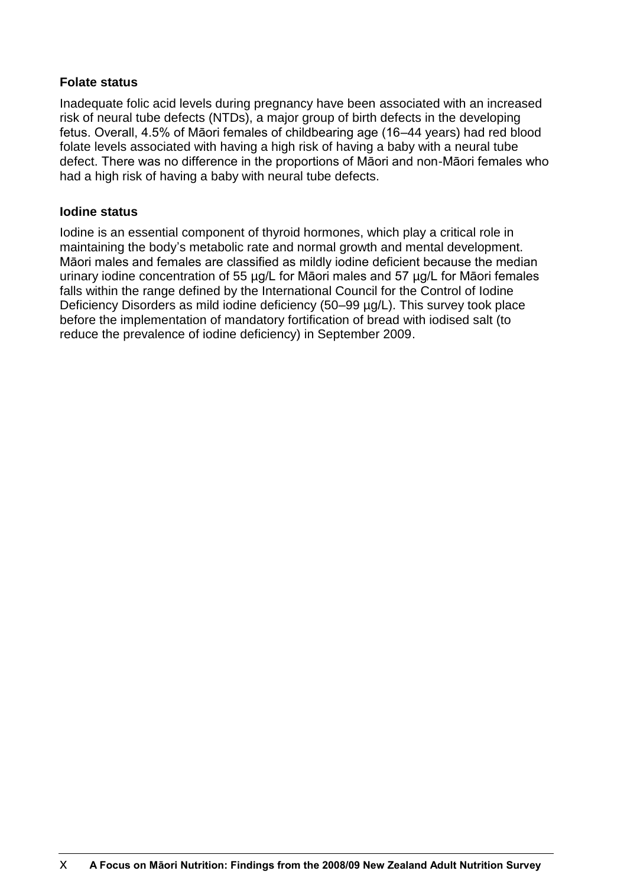### Folate status

Inadequate folic acid levels during pregnancy have been associated with an increased risk of neural tube defects (NTDs), a major group of birth defects in the developing fetus. Overall, 4.5% of Māori females of childbearing age (16–44 years) had red blood folate levels associated with having a high risk of having a baby with a neural tube defect. There was no difference in the proportions of Māori and non-Māori females who had a high risk of having a baby with neural tube defects.

### Iodine status

Iodine is an essential component of thyroid hormones, which play a critical role in maintaining the body's metabolic rate and normal growth and mental development. Māori males and females are classified as mildly iodine deficient because the median urinary iodine concentration of 55 µg/L for Māori males and 57 µg/L for Māori females falls within the range defined by the International Council for the Control of Iodine Deficiency Disorders as mild iodine deficiency (50–99 µg/L). This survey took place before the implementation of mandatory fortification of bread with iodised salt (to reduce the prevalence of iodine deficiency) in September 2009.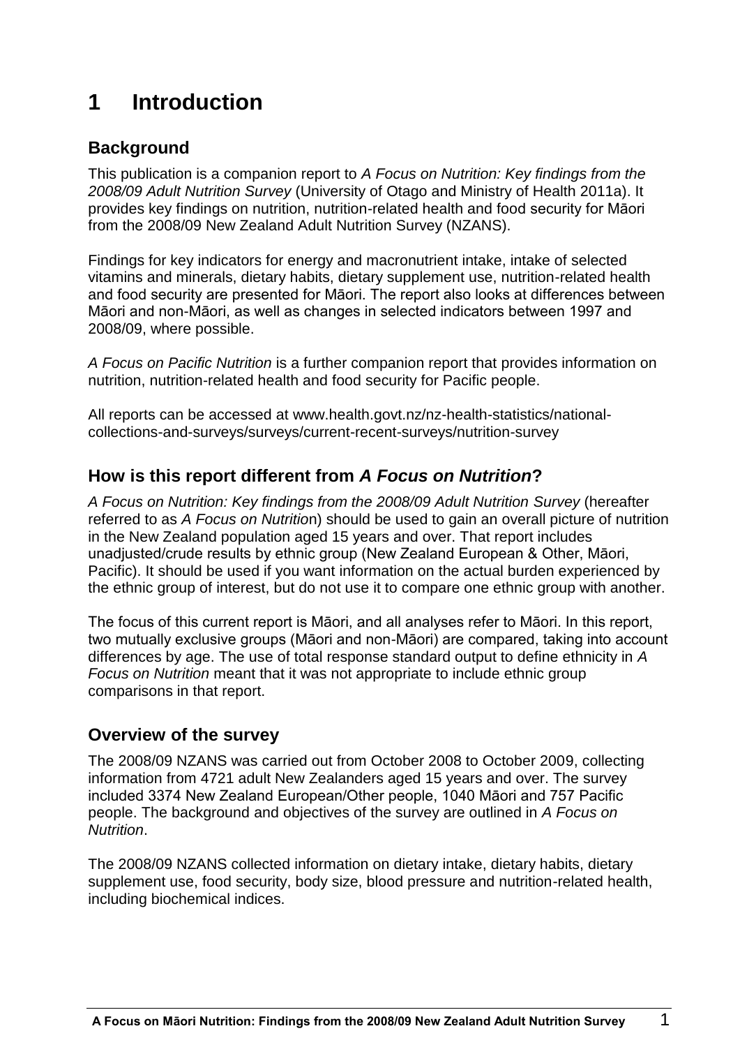# 1 Introduction

## Background

This publication is a companion report to *A Focus on Nutrition: Key findings from the 2008/09 Adult Nutrition Survey* (University of Otago and Ministry of Health 2011a). It provides key findings on nutrition, nutrition-related health and food security for Māori from the 2008/09 New Zealand Adult Nutrition Survey (NZANS).

Findings for key indicators for energy and macronutrient intake, intake of selected vitamins and minerals, dietary habits, dietary supplement use, nutrition-related health and food security are presented for Māori. The report also looks at differences between Māori and non-Māori, as well as changes in selected indicators between 1997 and 2008/09, where possible.

*A Focus on Pacific Nutrition* is a further companion report that provides information on nutrition, nutrition-related health and food security for Pacific people.

All reports can be accessed at www.health.govt.nz/nz-health-statistics/national-collections-and-surveys/surveys/current-recent-surveys/nutrition-survey

## How is this report different from *A Focus on Nutrition*?

*A Focus on Nutrition: Key findings from the 2008/09 Adult Nutrition Survey* (hereafter referred to as *A Focus on Nutrition*) should be used to gain an overall picture of nutrition in the New Zealand population aged 15 years and over. That report includes unadjusted/crude results by ethnic group (New Zealand European & Other, Māori, Pacific). It should be used if you want information on the actual burden experienced by the ethnic group of interest, but do not use it to compare one ethnic group with another.

The focus of this current report is Māori, and all analyses refer to Māori. In this report, two mutually exclusive groups (Māori and non-Māori) are compared, taking into account differences by age. The use of total response standard output to define ethnicity in *A Focus on Nutrition* meant that it was not appropriate to include ethnic group comparisons in that report.

## Overview of the survey

The 2008/09 NZANS was carried out from October 2008 to October 2009, collecting information from 4721 adult New Zealanders aged 15 years and over. The survey included 3374 New Zealand European/Other people, 1040 Māori and 757 Pacific people. The background and objectives of the survey are outlined in *A Focus on Nutrition*.

The 2008/09 NZANS collected information on dietary intake, dietary habits, dietary supplement use, food security, body size, blood pressure and nutrition-related health, including biochemical indices.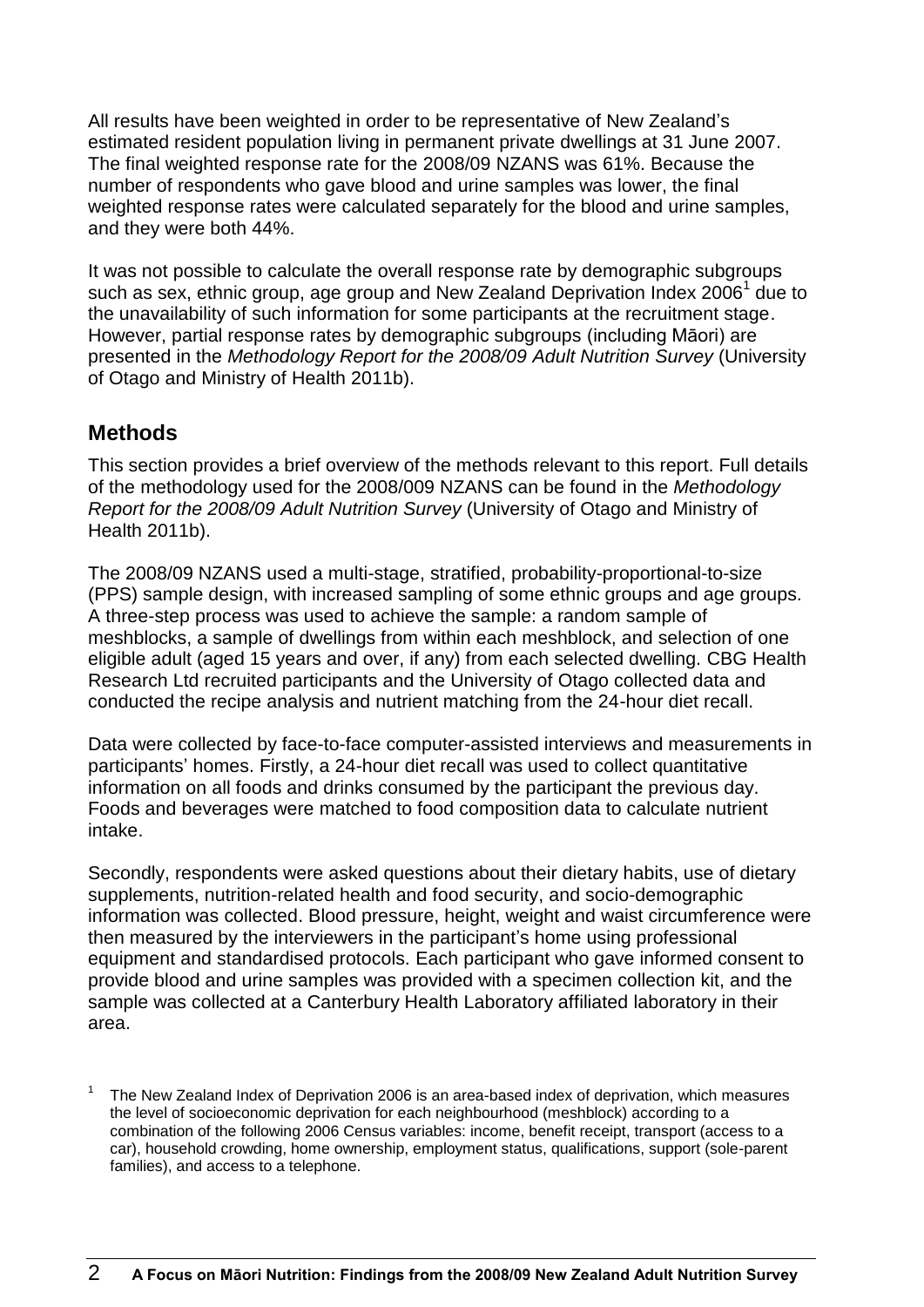All results have been weighted in order to be representative of New Zealand's estimated resident population living in permanent private dwellings at 31 June 2007. The final weighted response rate for the 2008/09 NZANS was 61%. Because the number of respondents who gave blood and urine samples was lower, the final weighted response rates were calculated separately for the blood and urine samples, and they were both 44%.

It was not possible to calculate the overall response rate by demographic subgroups such as sex, ethnic group, age group and New Zealand Deprivation Index 2006[1] due to the unavailability of such information for some participants at the recruitment stage. However, partial response rates by demographic subgroups (including Māori) are presented in the *Methodology Report for the 2008/09 Adult Nutrition Survey* (University of Otago and Ministry of Health 2011b).

## Methods

This section provides a brief overview of the methods relevant to this report. Full details of the methodology used for the 2008/009 NZANS can be found in the *Methodology Report for the 2008/09 Adult Nutrition Survey* (University of Otago and Ministry of Health 2011b).

The 2008/09 NZANS used a multi-stage, stratified, probability-proportional-to-size (PPS) sample design, with increased sampling of some ethnic groups and age groups. A three-step process was used to achieve the sample: a random sample of meshblocks, a sample of dwellings from within each meshblock, and selection of one eligible adult (aged 15 years and over, if any) from each selected dwelling. CBG Health Research Ltd recruited participants and the University of Otago collected data and conducted the recipe analysis and nutrient matching from the 24-hour diet recall.

Data were collected by face-to-face computer-assisted interviews and measurements in participants' homes. Firstly, a 24-hour diet recall was used to collect quantitative information on all foods and drinks consumed by the participant the previous day. Foods and beverages were matched to food composition data to calculate nutrient intake.

Secondly, respondents were asked questions about their dietary habits, use of dietary supplements, nutrition-related health and food security, and socio-demographic information was collected. Blood pressure, height, weight and waist circumference were then measured by the interviewers in the participant's home using professional equipment and standardised protocols. Each participant who gave informed consent to provide blood and urine samples was provided with a specimen collection kit, and the sample was collected at a Canterbury Health Laboratory affiliated laboratory in their area.

[1] The New Zealand Index of Deprivation 2006 is an area-based index of deprivation, which measures the level of socioeconomic deprivation for each neighbourhood (meshblock) according to a combination of the following 2006 Census variables: income, benefit receipt, transport (access to a car), household crowding, home ownership, employment status, qualifications, support (sole-parent families), and access to a telephone.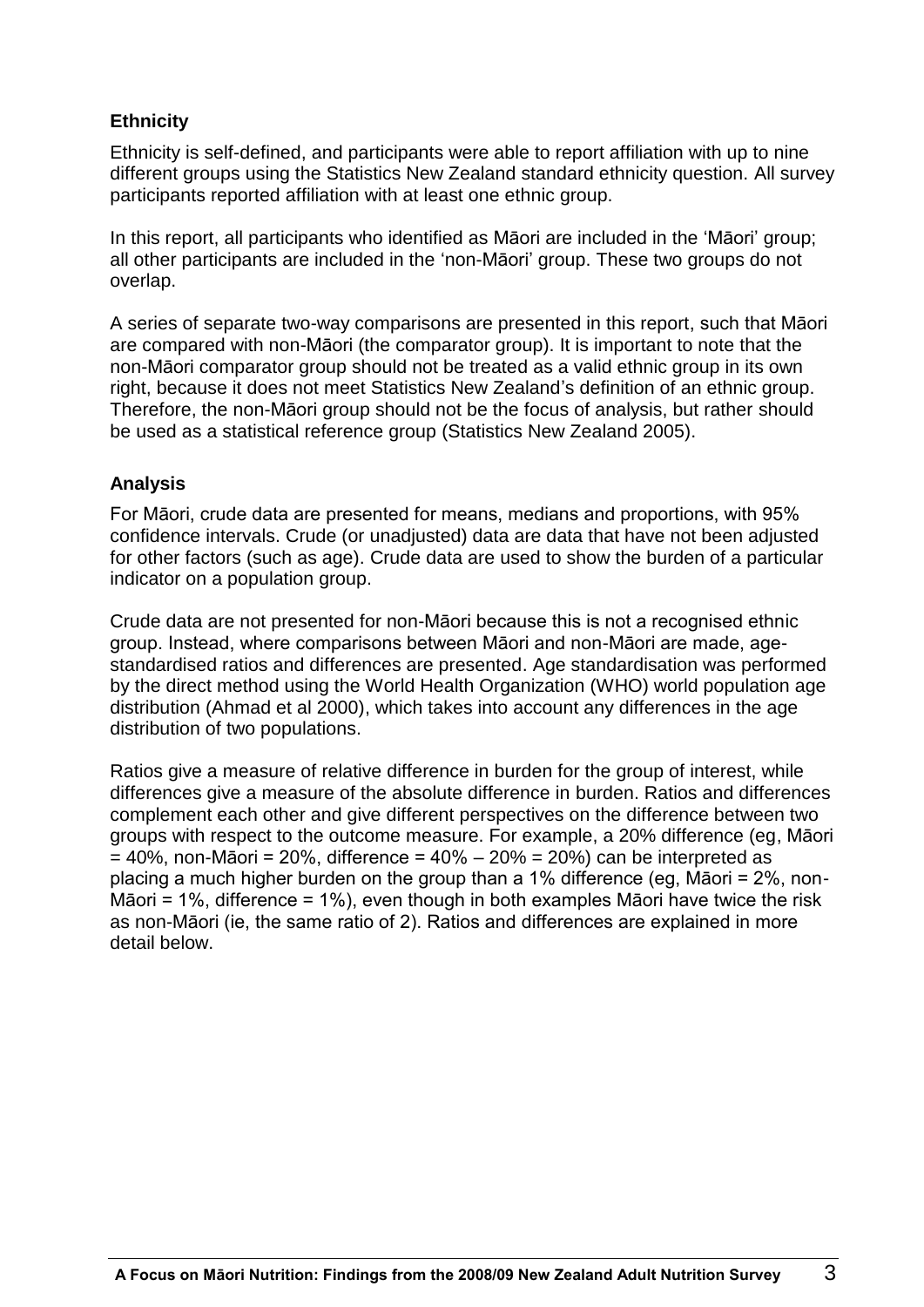### Ethnicity

Ethnicity is self-defined, and participants were able to report affiliation with up to nine different groups using the Statistics New Zealand standard ethnicity question. All survey participants reported affiliation with at least one ethnic group.

In this report, all participants who identified as Māori are included in the 'Māori' group; all other participants are included in the 'non-Māori' group. These two groups do not overlap.

A series of separate two-way comparisons are presented in this report, such that Māori are compared with non-Māori (the comparator group). It is important to note that the non-Māori comparator group should not be treated as a valid ethnic group in its own right, because it does not meet Statistics New Zealand's definition of an ethnic group. Therefore, the non-Māori group should not be the focus of analysis, but rather should be used as a statistical reference group (Statistics New Zealand 2005).

### Analysis

For Māori, crude data are presented for means, medians and proportions, with 95% confidence intervals. Crude (or unadjusted) data are data that have not been adjusted for other factors (such as age). Crude data are used to show the burden of a particular indicator on a population group.

Crude data are not presented for non-Māori because this is not a recognised ethnic group. Instead, where comparisons between Māori and non-Māori are made, age-standardised ratios and differences are presented. Age standardisation was performed by the direct method using the World Health Organization (WHO) world population age distribution (Ahmad et al 2000), which takes into account any differences in the age distribution of two populations.

Ratios give a measure of relative difference in burden for the group of interest, while differences give a measure of the absolute difference in burden. Ratios and differences complement each other and give different perspectives on the difference between two groups with respect to the outcome measure. For example, a 20% difference (eg, Māori = 40%, non-Māori = 20%, difference = 40% – 20% = 20%) can be interpreted as placing a much higher burden on the group than a 1% difference (eg, Māori = 2%, non-Māori = 1%, difference = 1%), even though in both examples Māori have twice the risk as non-Māori (ie, the same ratio of 2). Ratios and differences are explained in more detail below.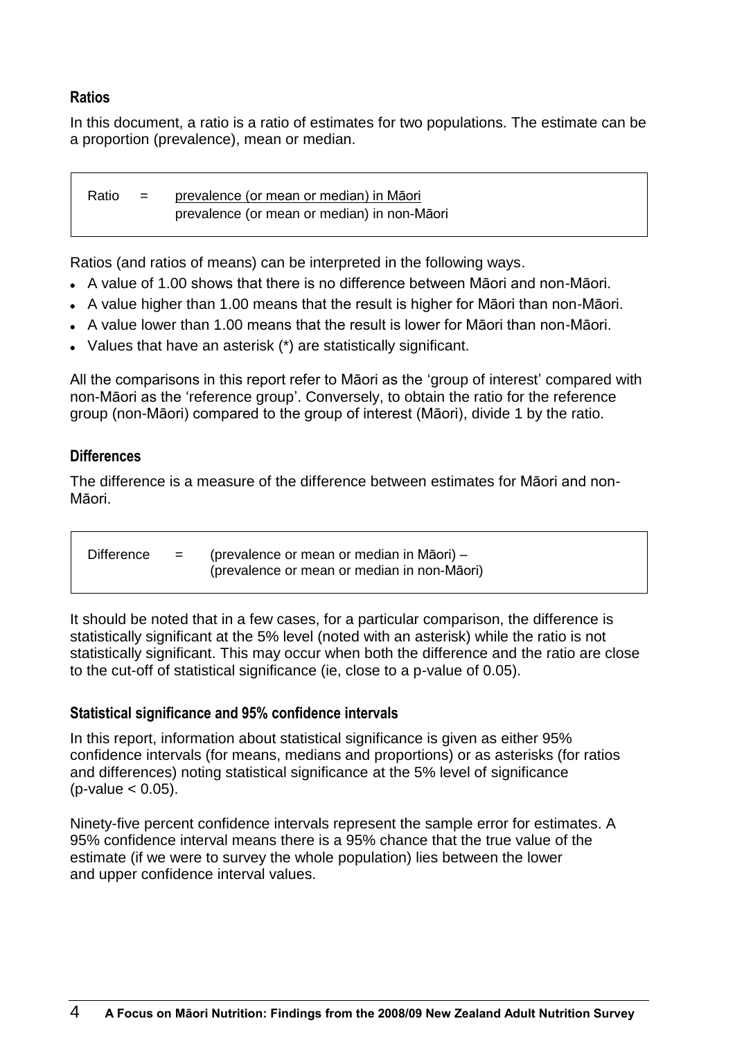### Ratios

In this document, a ratio is a ratio of estimates for two populations. The estimate can be a proportion (prevalence), mean or median.

$$\text{Ratio} = \frac{\text{prevalence (or mean or median) in Māori}}{\text{prevalence (or mean or median) in non-Māori}}$$

Ratios (and ratios of means) can be interpreted in the following ways.

- A value of 1.00 shows that there is no difference between Māori and non-Māori.
- A value higher than 1.00 means that the result is higher for Māori than non-Māori.
- A value lower than 1.00 means that the result is lower for Māori than non-Māori.
- Values that have an asterisk (*) are statistically significant.

All the comparisons in this report refer to Māori as the 'group of interest' compared with non-Māori as the 'reference group'. Conversely, to obtain the ratio for the reference group (non-Māori) compared to the group of interest (Māori), divide 1 by the ratio.

### Differences

The difference is a measure of the difference between estimates for Māori and non-Māori.

$$\text{Difference} = \text{(prevalence or mean or median in Māori)} - \text{(prevalence or mean or median in non-Māori)}$$

It should be noted that in a few cases, for a particular comparison, the difference is statistically significant at the 5% level (noted with an asterisk) while the ratio is not statistically significant. This may occur when both the difference and the ratio are close to the cut-off of statistical significance (ie, close to a p-value of 0.05).

### Statistical significance and 95% confidence intervals

In this report, information about statistical significance is given as either 95% confidence intervals (for means, medians and proportions) or as asterisks (for ratios and differences) noting statistical significance at the 5% level of significance ($p\text{-value} < 0.05$).

Ninety-five percent confidence intervals represent the sample error for estimates. A 95% confidence interval means there is a 95% chance that the true value of the estimate (if we were to survey the whole population) lies between the lower and upper confidence interval values.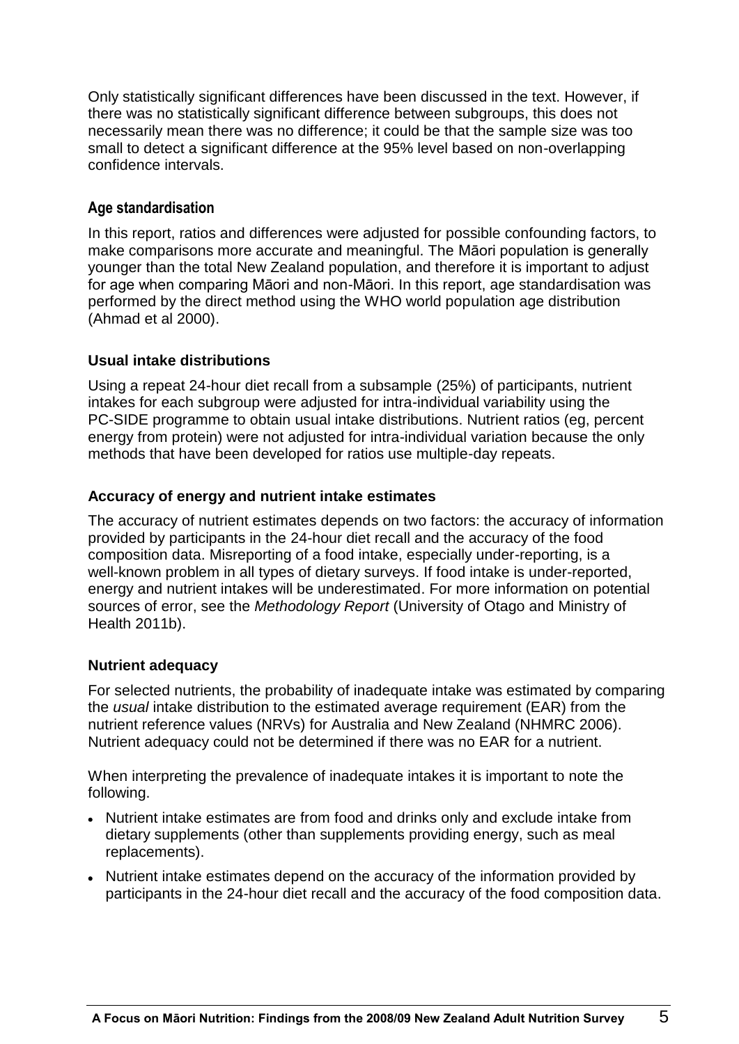Only statistically significant differences have been discussed in the text. However, if there was no statistically significant difference between subgroups, this does not necessarily mean there was no difference; it could be that the sample size was too small to detect a significant difference at the 95% level based on non-overlapping confidence intervals.

### Age standardisation

In this report, ratios and differences were adjusted for possible confounding factors, to make comparisons more accurate and meaningful. The Māori population is generally younger than the total New Zealand population, and therefore it is important to adjust for age when comparing Māori and non-Māori. In this report, age standardisation was performed by the direct method using the WHO world population age distribution (Ahmad et al 2000).

### Usual intake distributions

Using a repeat 24-hour diet recall from a subsample (25%) of participants, nutrient intakes for each subgroup were adjusted for intra-individual variability using the PC-SIDE programme to obtain usual intake distributions. Nutrient ratios (eg, percent energy from protein) were not adjusted for intra-individual variation because the only methods that have been developed for ratios use multiple-day repeats.

### Accuracy of energy and nutrient intake estimates

The accuracy of nutrient estimates depends on two factors: the accuracy of information provided by participants in the 24-hour diet recall and the accuracy of the food composition data. Misreporting of a food intake, especially under-reporting, is a well-known problem in all types of dietary surveys. If food intake is under-reported, energy and nutrient intakes will be underestimated. For more information on potential sources of error, see the *Methodology Report* (University of Otago and Ministry of Health 2011b).

### Nutrient adequacy

For selected nutrients, the probability of inadequate intake was estimated by comparing the *usual* intake distribution to the estimated average requirement (EAR) from the nutrient reference values (NRVs) for Australia and New Zealand (NHMRC 2006). Nutrient adequacy could not be determined if there was no EAR for a nutrient.

When interpreting the prevalence of inadequate intakes it is important to note the following.

- Nutrient intake estimates are from food and drinks only and exclude intake from dietary supplements (other than supplements providing energy, such as meal replacements).
- Nutrient intake estimates depend on the accuracy of the information provided by participants in the 24-hour diet recall and the accuracy of the food composition data.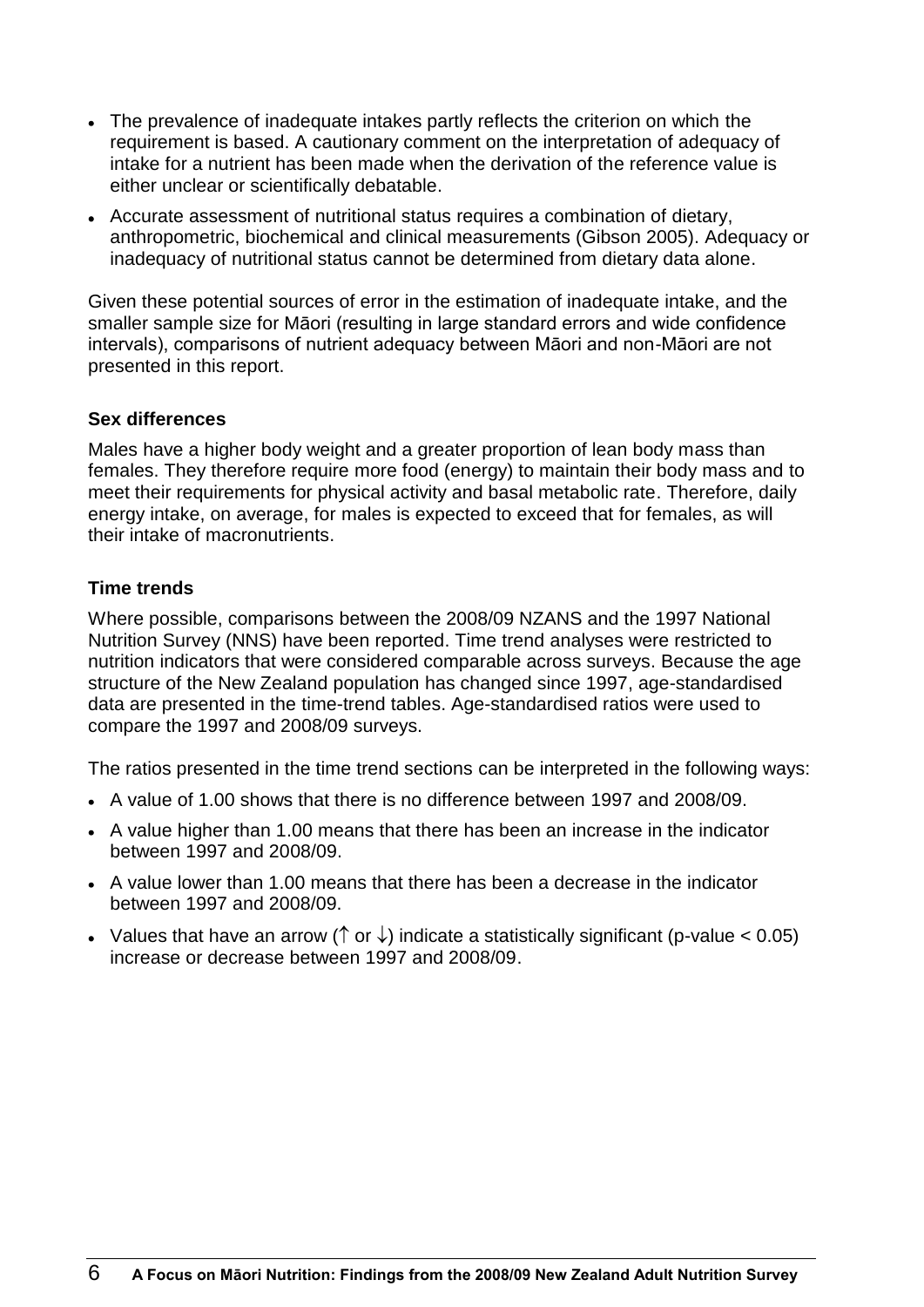- The prevalence of inadequate intakes partly reflects the criterion on which the requirement is based. A cautionary comment on the interpretation of adequacy of intake for a nutrient has been made when the derivation of the reference value is either unclear or scientifically debatable.
- Accurate assessment of nutritional status requires a combination of dietary, anthropometric, biochemical and clinical measurements (Gibson 2005). Adequacy or inadequacy of nutritional status cannot be determined from dietary data alone.

Given these potential sources of error in the estimation of inadequate intake, and the smaller sample size for Māori (resulting in large standard errors and wide confidence intervals), comparisons of nutrient adequacy between Māori and non-Māori are not presented in this report.

### Sex differences

Males have a higher body weight and a greater proportion of lean body mass than females. They therefore require more food (energy) to maintain their body mass and to meet their requirements for physical activity and basal metabolic rate. Therefore, daily energy intake, on average, for males is expected to exceed that for females, as will their intake of macronutrients.

### Time trends

Where possible, comparisons between the 2008/09 NZANS and the 1997 National Nutrition Survey (NNS) have been reported. Time trend analyses were restricted to nutrition indicators that were considered comparable across surveys. Because the age structure of the New Zealand population has changed since 1997, age-standardised data are presented in the time-trend tables. Age-standardised ratios were used to compare the 1997 and 2008/09 surveys.

The ratios presented in the time trend sections can be interpreted in the following ways:

- A value of 1.00 shows that there is no difference between 1997 and 2008/09.
- A value higher than 1.00 means that there has been an increase in the indicator between 1997 and 2008/09.
- A value lower than 1.00 means that there has been a decrease in the indicator between 1997 and 2008/09.
- Values that have an arrow (↑ or ↓) indicate a statistically significant (p-value $< 0.05$) increase or decrease between 1997 and 2008/09.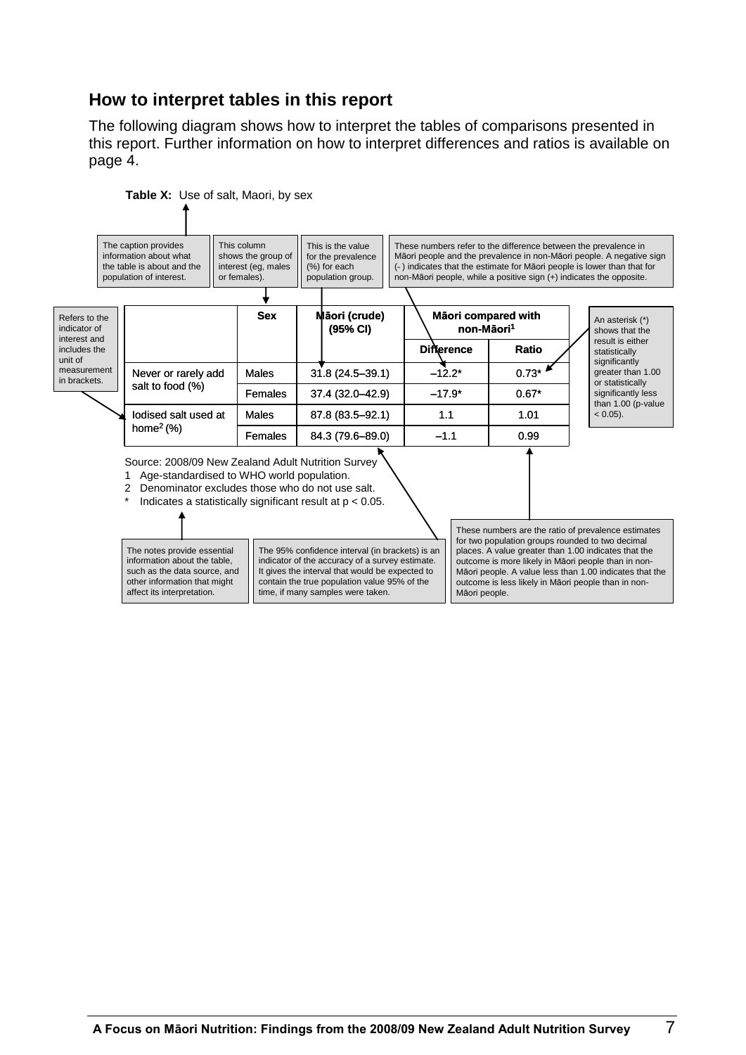## How to interpret tables in this report

The following diagram shows how to interpret the tables of comparisons presented in this report. Further information on how to interpret differences and ratios is available on page 4.

**Table X:** Use of salt, Maori, by sex

The caption provides information about what the table is about and the population of interest.

This column shows the group of interest (eg, males or females).

This is the value for the prevalence (%) for each population group.

These numbers refer to the difference between the prevalence in Māori people and the prevalence in non-Māori people. A negative sign (- ) indicates that the estimate for Māori people is lower than that for non-Māori people, while a positive sign (+) indicates the opposite.

Refers to the indicator of interest and includes the unit of measurement in brackets.

An asterisk (*) shows that the result is either statistically significantly greater than 1.00 or statistically significantly less than 1.00 (p-value < 0.05).

| | Sex | Māori (crude) (95% CI) | Māori compared with non-Māori[1] | |
|---|---|---|---|---|
| | | | Difference | Ratio |
| Never or rarely add salt to food (%) | Males | 31.8 (24.5–39.1) | –12.2* | 0.73* |
| | Females | 37.4 (32.0–42.9) | –17.9* | 0.67* |
| Iodised salt used at home[2] (%) | Males | 87.8 (83.5–92.1) | 1.1 | 1.01 |
| | Females | 84.3 (79.6–89.0) | –1.1 | 0.99 |

Source: 2008/09 New Zealand Adult Nutrition Survey

1 Age-standardised to WHO world population.

2 Denominator excludes those who do not use salt.

\* Indicates a statistically significant result at $p < 0.05$.

The notes provide essential information about the table, such as the data source, and other information that might affect its interpretation.

The 95% confidence interval (in brackets) is an indicator of the accuracy of a survey estimate. It gives the interval that would be expected to contain the true population value 95% of the time, if many samples were taken.

These numbers are the ratio of prevalence estimates for two population groups rounded to two decimal places. A value greater than 1.00 indicates that the outcome is more likely in Māori people than in non-Māori people. A value less than 1.00 indicates that the outcome is less likely in Māori people than in non-Māori people.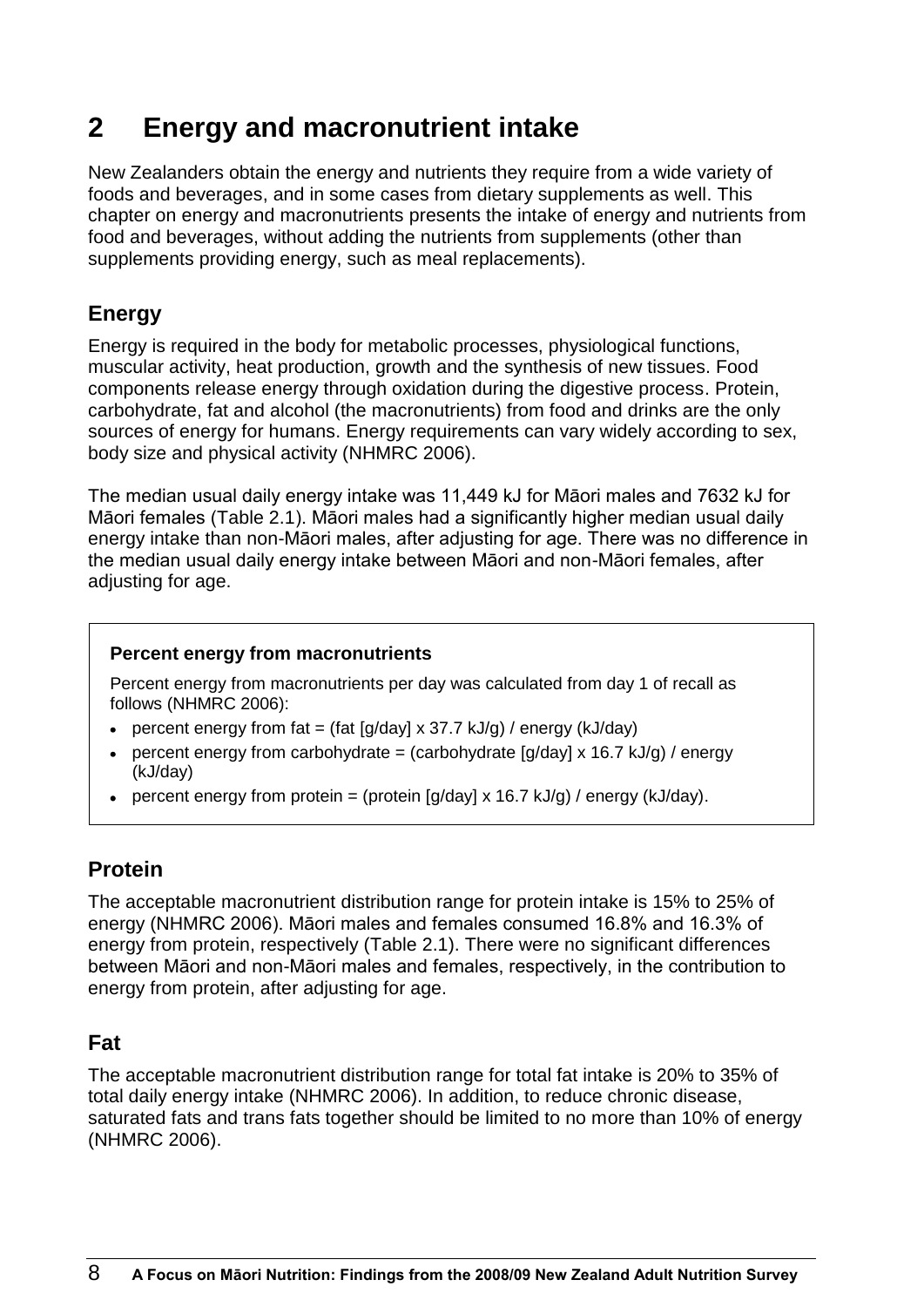# 2 Energy and macronutrient intake

New Zealanders obtain the energy and nutrients they require from a wide variety of foods and beverages, and in some cases from dietary supplements as well. This chapter on energy and macronutrients presents the intake of energy and nutrients from food and beverages, without adding the nutrients from supplements (other than supplements providing energy, such as meal replacements).

## Energy

Energy is required in the body for metabolic processes, physiological functions, muscular activity, heat production, growth and the synthesis of new tissues. Food components release energy through oxidation during the digestive process. Protein, carbohydrate, fat and alcohol (the macronutrients) from food and drinks are the only sources of energy for humans. Energy requirements can vary widely according to sex, body size and physical activity (NHMRC 2006).

The median usual daily energy intake was 11,449 kJ for Māori males and 7632 kJ for Māori females (Table 2.1). Māori males had a significantly higher median usual daily energy intake than non-Māori males, after adjusting for age. There was no difference in the median usual daily energy intake between Māori and non-Māori females, after adjusting for age.

> **Percent energy from macronutrients**
>
> Percent energy from macronutrients per day was calculated from day 1 of recall as follows (NHMRC 2006):
>
> - percent energy from fat = (fat [g/day] x 37.7 kJ/g) / energy (kJ/day)
> - percent energy from carbohydrate = (carbohydrate [g/day] x 16.7 kJ/g) / energy (kJ/day)
> - percent energy from protein = (protein [g/day] x 16.7 kJ/g) / energy (kJ/day).

## Protein

The acceptable macronutrient distribution range for protein intake is 15% to 25% of energy (NHMRC 2006). Māori males and females consumed 16.8% and 16.3% of energy from protein, respectively (Table 2.1). There were no significant differences between Māori and non-Māori males and females, respectively, in the contribution to energy from protein, after adjusting for age.

## Fat

The acceptable macronutrient distribution range for total fat intake is 20% to 35% of total daily energy intake (NHMRC 2006). In addition, to reduce chronic disease, saturated fats and trans fats together should be limited to no more than 10% of energy (NHMRC 2006).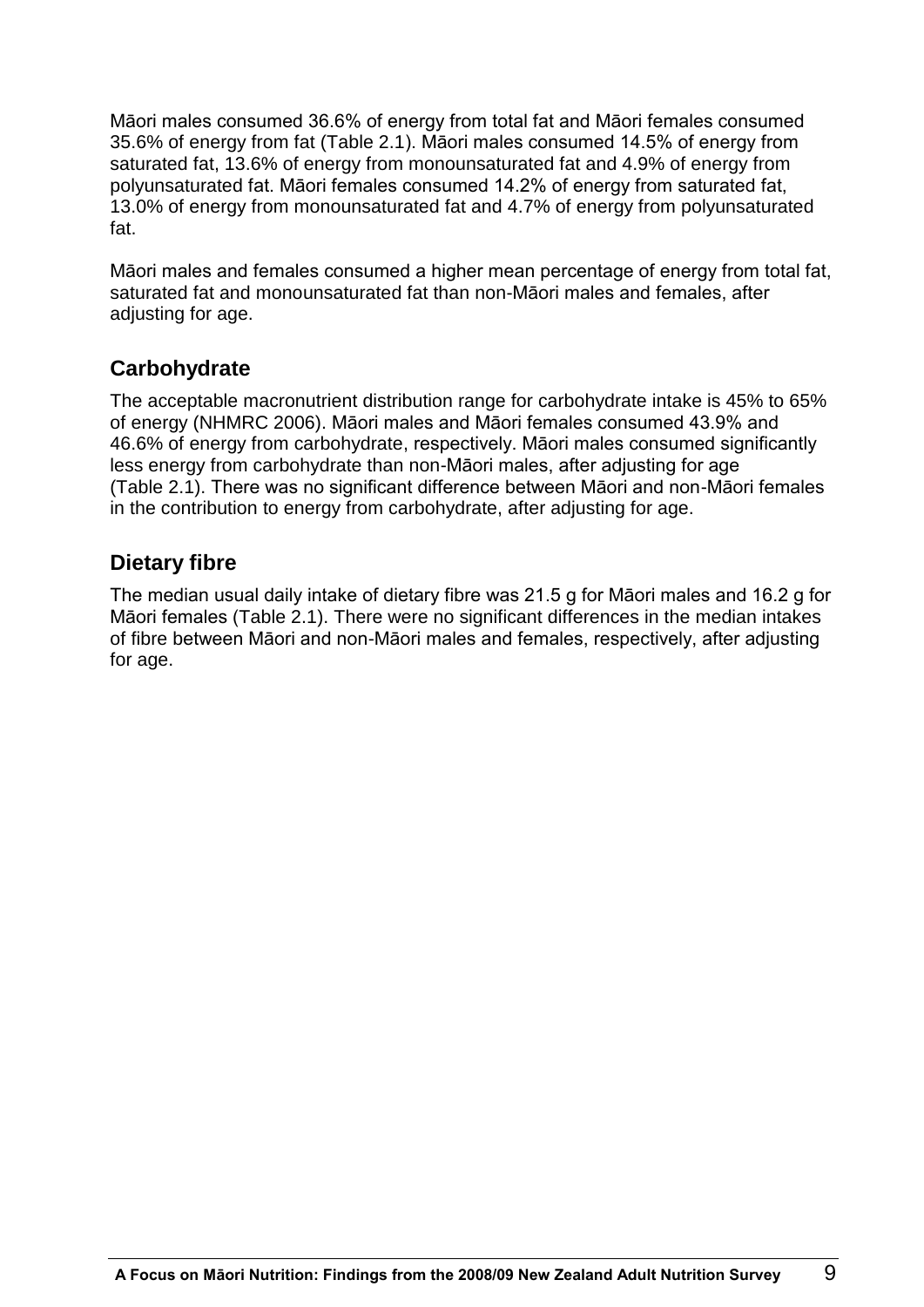Māori males consumed 36.6% of energy from total fat and Māori females consumed 35.6% of energy from fat (Table 2.1). Māori males consumed 14.5% of energy from saturated fat, 13.6% of energy from monounsaturated fat and 4.9% of energy from polyunsaturated fat. Māori females consumed 14.2% of energy from saturated fat, 13.0% of energy from monounsaturated fat and 4.7% of energy from polyunsaturated fat.

Māori males and females consumed a higher mean percentage of energy from total fat, saturated fat and monounsaturated fat than non-Māori males and females, after adjusting for age.

## Carbohydrate

The acceptable macronutrient distribution range for carbohydrate intake is 45% to 65% of energy (NHMRC 2006). Māori males and Māori females consumed 43.9% and 46.6% of energy from carbohydrate, respectively. Māori males consumed significantly less energy from carbohydrate than non-Māori males, after adjusting for age (Table 2.1). There was no significant difference between Māori and non-Māori females in the contribution to energy from carbohydrate, after adjusting for age.

## Dietary fibre

The median usual daily intake of dietary fibre was 21.5 g for Māori males and 16.2 g for Māori females (Table 2.1). There were no significant differences in the median intakes of fibre between Māori and non-Māori males and females, respectively, after adjusting for age.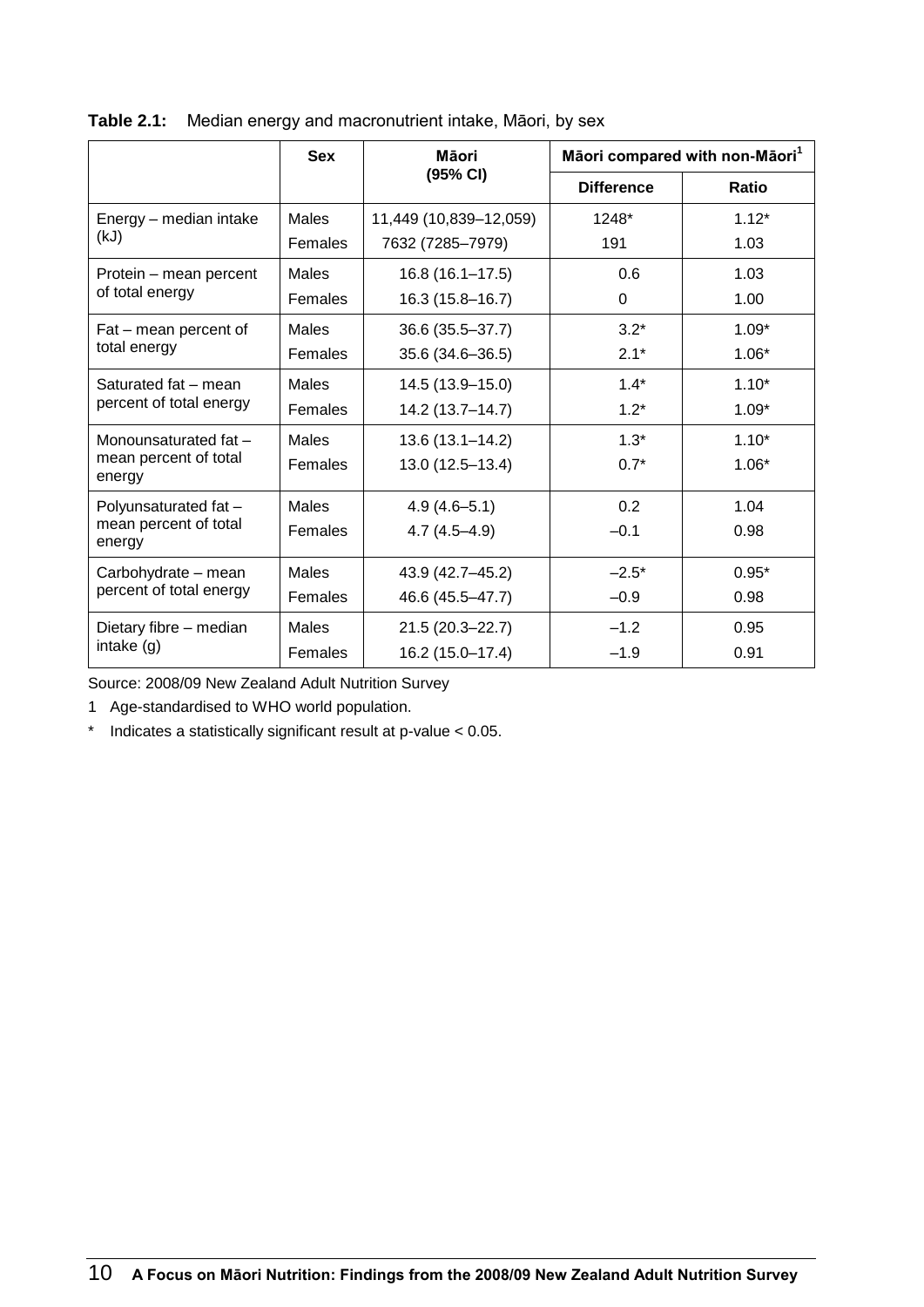**Table 2.1:** Median energy and macronutrient intake, Māori, by sex

| | Sex | Māori (95% CI) | Māori compared with non-Māori[1] | |
|---|---|---|---|---|
| | | | Difference | Ratio |
| Energy – median intake (kJ) | Males | 11,449 (10,839–12,059) | 1248* | 1.12* |
| | Females | 7632 (7285–7979) | 191 | 1.03 |
| Protein – mean percent of total energy | Males | 16.8 (16.1–17.5) | 0.6 | 1.03 |
| | Females | 16.3 (15.8–16.7) | 0 | 1.00 |
| Fat – mean percent of total energy | Males | 36.6 (35.5–37.7) | 3.2* | 1.09* |
| | Females | 35.6 (34.6–36.5) | 2.1* | 1.06* |
| Saturated fat – mean percent of total energy | Males | 14.5 (13.9–15.0) | 1.4* | 1.10* |
| | Females | 14.2 (13.7–14.7) | 1.2* | 1.09* |
| Monounsaturated fat – mean percent of total energy | Males | 13.6 (13.1–14.2) | 1.3* | 1.10* |
| | Females | 13.0 (12.5–13.4) | 0.7* | 1.06* |
| Polyunsaturated fat – mean percent of total energy | Males | 4.9 (4.6–5.1) | 0.2 | 1.04 |
| | Females | 4.7 (4.5–4.9) | –0.1 | 0.98 |
| Carbohydrate – mean percent of total energy | Males | 43.9 (42.7–45.2) | –2.5* | 0.95* |
| | Females | 46.6 (45.5–47.7) | –0.9 | 0.98 |
| Dietary fibre – median intake (g) | Males | 21.5 (20.3–22.7) | –1.2 | 0.95 |
| | Females | 16.2 (15.0–17.4) | –1.9 | 0.91 |

Source: 2008/09 New Zealand Adult Nutrition Survey

1 Age-standardised to WHO world population.

\* Indicates a statistically significant result at p-value < 0.05.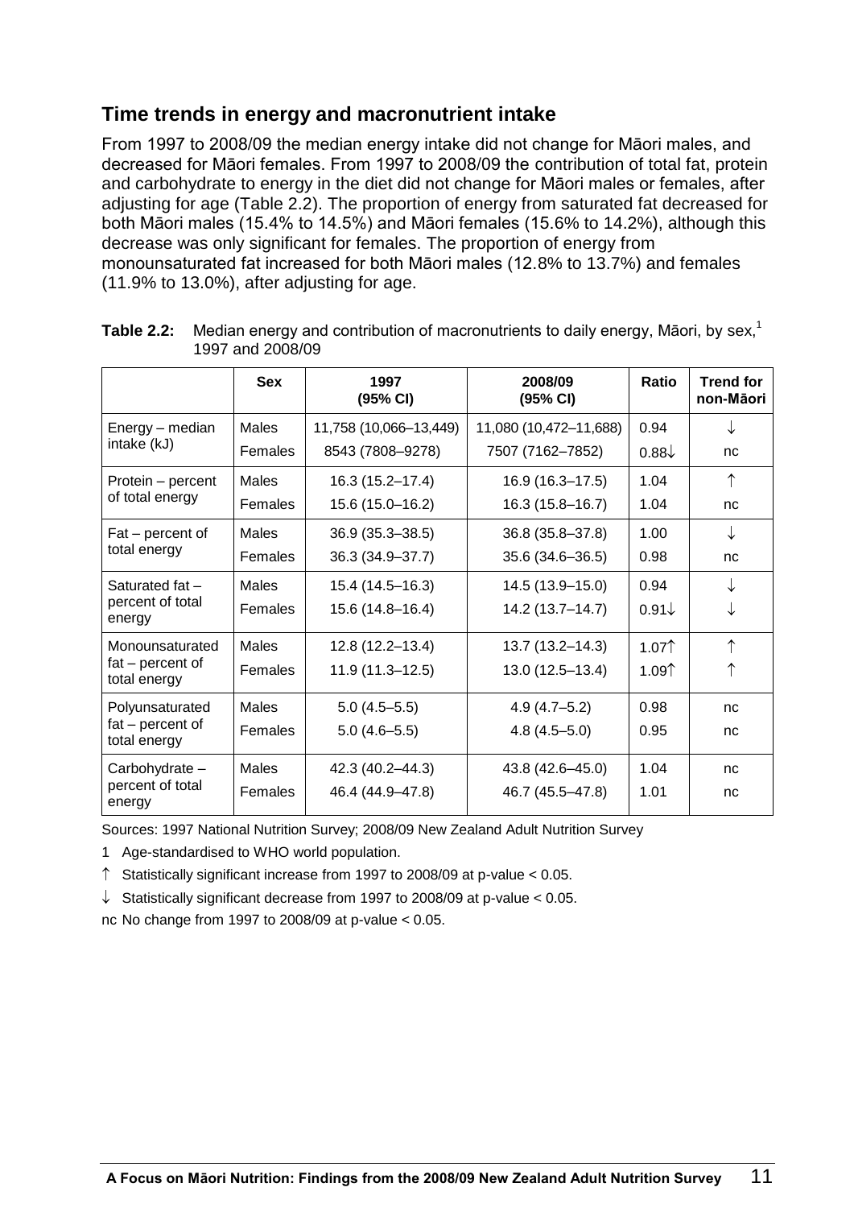## Time trends in energy and macronutrient intake

From 1997 to 2008/09 the median energy intake did not change for Māori males, and decreased for Māori females. From 1997 to 2008/09 the contribution of total fat, protein and carbohydrate to energy in the diet did not change for Māori males or females, after adjusting for age (Table 2.2). The proportion of energy from saturated fat decreased for both Māori males (15.4% to 14.5%) and Māori females (15.6% to 14.2%), although this decrease was only significant for females. The proportion of energy from monounsaturated fat increased for both Māori males (12.8% to 13.7%) and females (11.9% to 13.0%), after adjusting for age.

**Table 2.2:** Median energy and contribution of macronutrients to daily energy, Māori, by sex,[1] 1997 and 2008/09

| | Sex | 1997 (95% CI) | 2008/09 (95% CI) | Ratio | Trend for non-Māori |
|---|---|---|---|---|---|
| Energy – median intake (kJ) | Males | 11,758 (10,066–13,449) | 11,080 (10,472–11,688) | 0.94 | ↓ |
| | Females | 8543 (7808–9278) | 7507 (7162–7852) | 0.88↓ | nc |
| Protein – percent of total energy | Males | 16.3 (15.2–17.4) | 16.9 (16.3–17.5) | 1.04 | ↑ |
| | Females | 15.6 (15.0–16.2) | 16.3 (15.8–16.7) | 1.04 | nc |
| Fat – percent of total energy | Males | 36.9 (35.3–38.5) | 36.8 (35.8–37.8) | 1.00 | ↓ |
| | Females | 36.3 (34.9–37.7) | 35.6 (34.6–36.5) | 0.98 | nc |
| Saturated fat – percent of total energy | Males | 15.4 (14.5–16.3) | 14.5 (13.9–15.0) | 0.94 | ↓ |
| | Females | 15.6 (14.8–16.4) | 14.2 (13.7–14.7) | 0.91↓ | ↓ |
| Monounsaturated fat – percent of total energy | Males | 12.8 (12.2–13.4) | 13.7 (13.2–14.3) | 1.07↑ | ↑ |
| | Females | 11.9 (11.3–12.5) | 13.0 (12.5–13.4) | 1.09↑ | ↑ |
| Polyunsaturated fat – percent of total energy | Males | 5.0 (4.5–5.5) | 4.9 (4.7–5.2) | 0.98 | nc |
| | Females | 5.0 (4.6–5.5) | 4.8 (4.5–5.0) | 0.95 | nc |
| Carbohydrate – percent of total energy | Males | 42.3 (40.2–44.3) | 43.8 (42.6–45.0) | 1.04 | nc |
| | Females | 46.4 (44.9–47.8) | 46.7 (45.5–47.8) | 1.01 | nc |

Sources: 1997 National Nutrition Survey; 2008/09 New Zealand Adult Nutrition Survey

1 Age-standardised to WHO world population.

↑ Statistically significant increase from 1997 to 2008/09 at p-value < 0.05.

↓ Statistically significant decrease from 1997 to 2008/09 at p-value < 0.05.

nc No change from 1997 to 2008/09 at p-value < 0.05.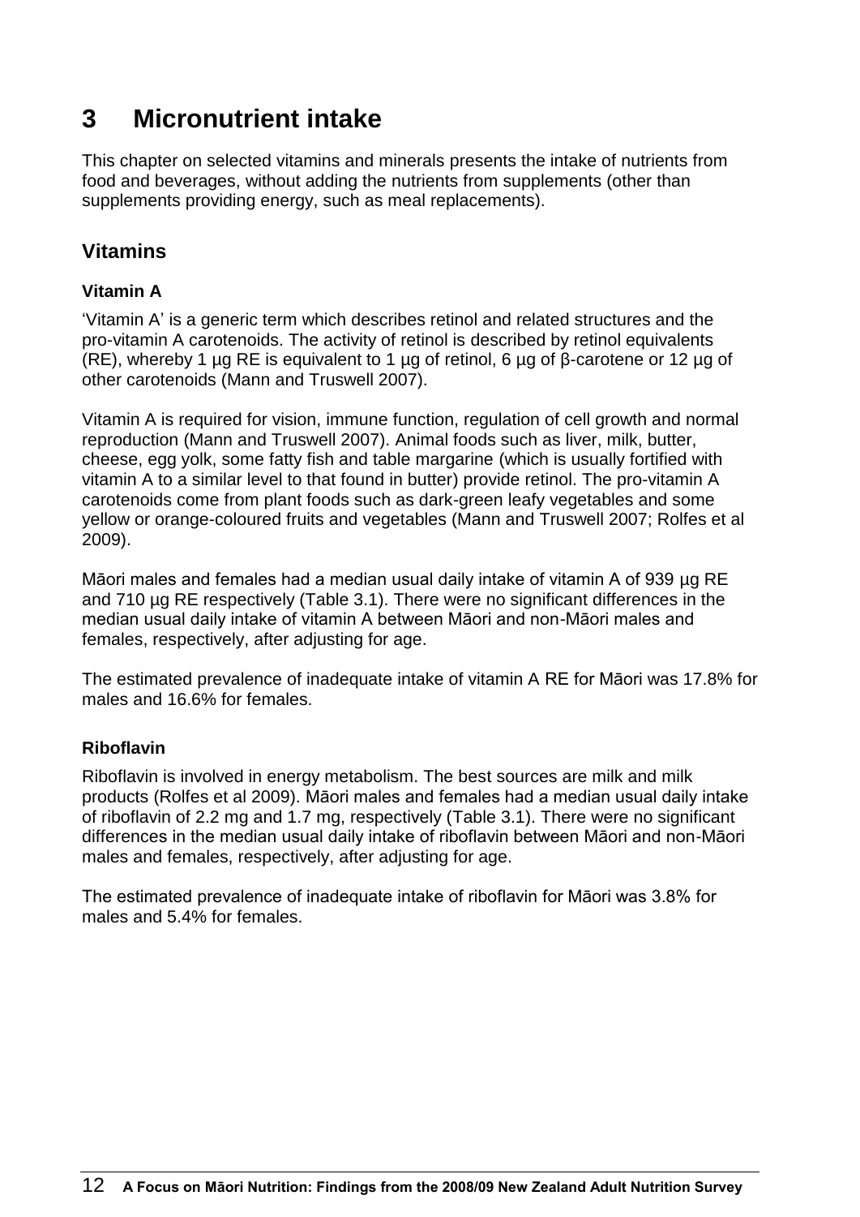# 3 Micronutrient intake

This chapter on selected vitamins and minerals presents the intake of nutrients from food and beverages, without adding the nutrients from supplements (other than supplements providing energy, such as meal replacements).

## Vitamins

### Vitamin A

'Vitamin A' is a generic term which describes retinol and related structures and the pro-vitamin A carotenoids. The activity of retinol is described by retinol equivalents (RE), whereby 1 µg RE is equivalent to 1 µg of retinol, 6 µg of β-carotene or 12 µg of other carotenoids (Mann and Truswell 2007).

Vitamin A is required for vision, immune function, regulation of cell growth and normal reproduction (Mann and Truswell 2007). Animal foods such as liver, milk, butter, cheese, egg yolk, some fatty fish and table margarine (which is usually fortified with vitamin A to a similar level to that found in butter) provide retinol. The pro-vitamin A carotenoids come from plant foods such as dark-green leafy vegetables and some yellow or orange-coloured fruits and vegetables (Mann and Truswell 2007; Rolfes et al 2009).

Māori males and females had a median usual daily intake of vitamin A of 939 µg RE and 710 µg RE respectively (Table 3.1). There were no significant differences in the median usual daily intake of vitamin A between Māori and non-Māori males and females, respectively, after adjusting for age.

The estimated prevalence of inadequate intake of vitamin A RE for Māori was 17.8% for males and 16.6% for females.

### Riboflavin

Riboflavin is involved in energy metabolism. The best sources are milk and milk products (Rolfes et al 2009). Māori males and females had a median usual daily intake of riboflavin of 2.2 mg and 1.7 mg, respectively (Table 3.1). There were no significant differences in the median usual daily intake of riboflavin between Māori and non-Māori males and females, respectively, after adjusting for age.

The estimated prevalence of inadequate intake of riboflavin for Māori was 3.8% for males and 5.4% for females.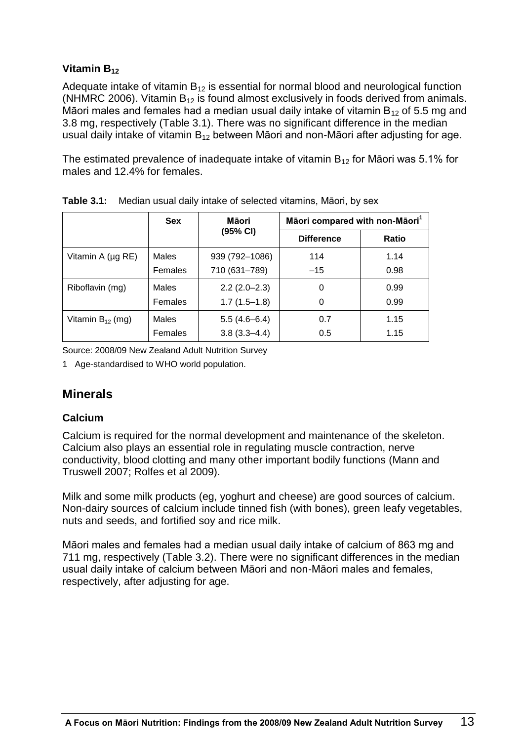### Vitamin $B_{12}$

Adequate intake of vitamin $B_{12}$ is essential for normal blood and neurological function (NHMRC 2006). Vitamin $B_{12}$ is found almost exclusively in foods derived from animals. Māori males and females had a median usual daily intake of vitamin $B_{12}$ of 5.5 mg and 3.8 mg, respectively (Table 3.1). There was no significant difference in the median usual daily intake of vitamin $B_{12}$ between Māori and non-Māori after adjusting for age.

The estimated prevalence of inadequate intake of vitamin $B_{12}$ for Māori was 5.1% for males and 12.4% for females.

**Table 3.1:** Median usual daily intake of selected vitamins, Māori, by sex

| | Sex | Māori (95% CI) | Māori compared with non-Māori[1] | |
|---|---|---|---|---|
| | | | Difference | Ratio |
| Vitamin A (µg RE) | Males | 939 (792–1086) | 114 | 1.14 |
| | Females | 710 (631–789) | –15 | 0.98 |
| Riboflavin (mg) | Males | 2.2 (2.0–2.3) | 0 | 0.99 |
| | Females | 1.7 (1.5–1.8) | 0 | 0.99 |
| Vitamin $B_{12}$ (mg) | Males | 5.5 (4.6–6.4) | 0.7 | 1.15 |
| | Females | 3.8 (3.3–4.4) | 0.5 | 1.15 |

Source: 2008/09 New Zealand Adult Nutrition Survey

1 Age-standardised to WHO world population.

## Minerals

### Calcium

Calcium is required for the normal development and maintenance of the skeleton. Calcium also plays an essential role in regulating muscle contraction, nerve conductivity, blood clotting and many other important bodily functions (Mann and Truswell 2007; Rolfes et al 2009).

Milk and some milk products (eg, yoghurt and cheese) are good sources of calcium. Non-dairy sources of calcium include tinned fish (with bones), green leafy vegetables, nuts and seeds, and fortified soy and rice milk.

Māori males and females had a median usual daily intake of calcium of 863 mg and 711 mg, respectively (Table 3.2). There were no significant differences in the median usual daily intake of calcium between Māori and non-Māori males and females, respectively, after adjusting for age.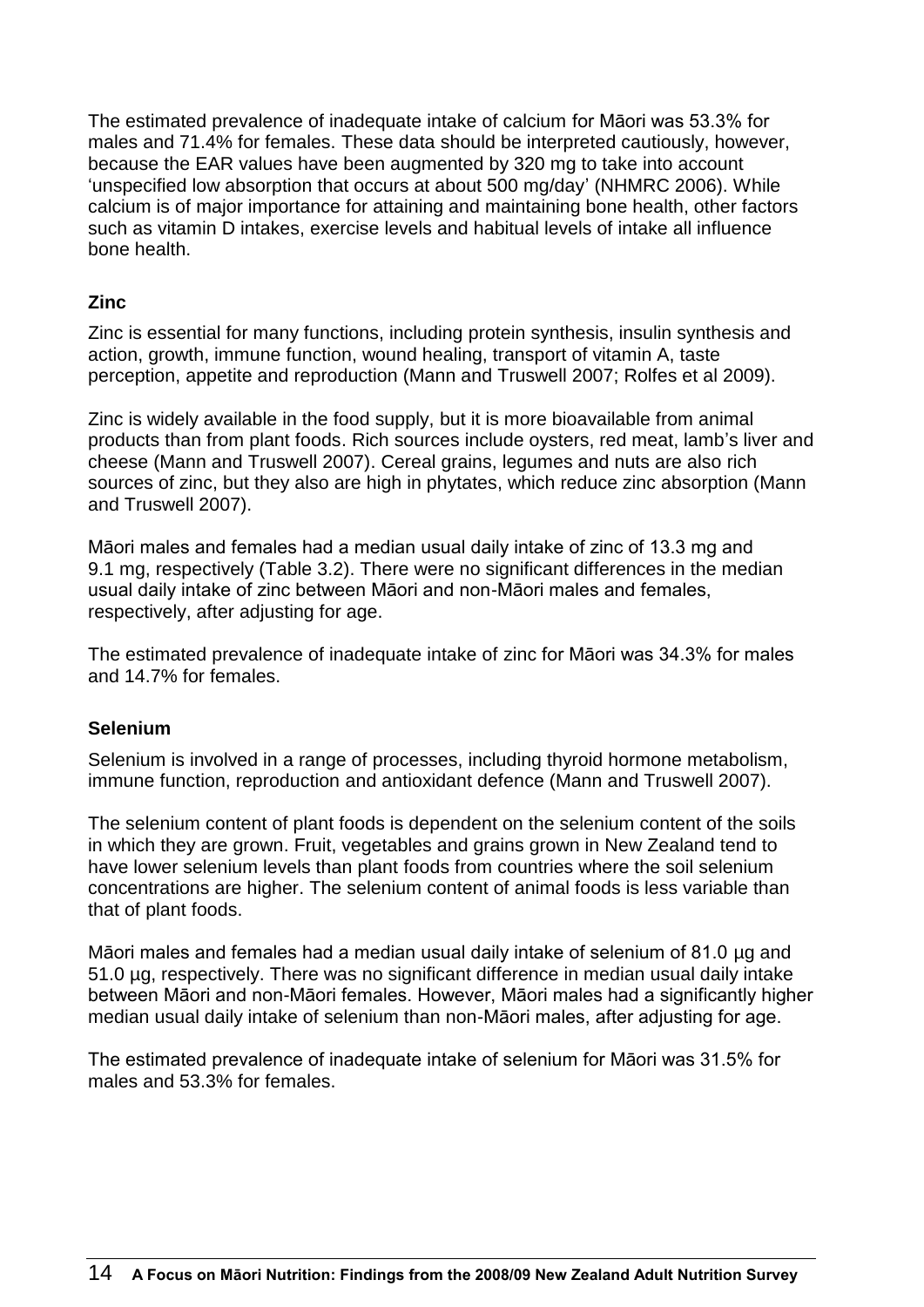The estimated prevalence of inadequate intake of calcium for Māori was 53.3% for males and 71.4% for females. These data should be interpreted cautiously, however, because the EAR values have been augmented by 320 mg to take into account 'unspecified low absorption that occurs at about 500 mg/day' (NHMRC 2006). While calcium is of major importance for attaining and maintaining bone health, other factors such as vitamin D intakes, exercise levels and habitual levels of intake all influence bone health.

### Zinc

Zinc is essential for many functions, including protein synthesis, insulin synthesis and action, growth, immune function, wound healing, transport of vitamin A, taste perception, appetite and reproduction (Mann and Truswell 2007; Rolfes et al 2009).

Zinc is widely available in the food supply, but it is more bioavailable from animal products than from plant foods. Rich sources include oysters, red meat, lamb's liver and cheese (Mann and Truswell 2007). Cereal grains, legumes and nuts are also rich sources of zinc, but they also are high in phytates, which reduce zinc absorption (Mann and Truswell 2007).

Māori males and females had a median usual daily intake of zinc of 13.3 mg and 9.1 mg, respectively (Table 3.2). There were no significant differences in the median usual daily intake of zinc between Māori and non-Māori males and females, respectively, after adjusting for age.

The estimated prevalence of inadequate intake of zinc for Māori was 34.3% for males and 14.7% for females.

### Selenium

Selenium is involved in a range of processes, including thyroid hormone metabolism, immune function, reproduction and antioxidant defence (Mann and Truswell 2007).

The selenium content of plant foods is dependent on the selenium content of the soils in which they are grown. Fruit, vegetables and grains grown in New Zealand tend to have lower selenium levels than plant foods from countries where the soil selenium concentrations are higher. The selenium content of animal foods is less variable than that of plant foods.

Māori males and females had a median usual daily intake of selenium of 81.0 µg and 51.0 µg, respectively. There was no significant difference in median usual daily intake between Māori and non-Māori females. However, Māori males had a significantly higher median usual daily intake of selenium than non-Māori males, after adjusting for age.

The estimated prevalence of inadequate intake of selenium for Māori was 31.5% for males and 53.3% for females.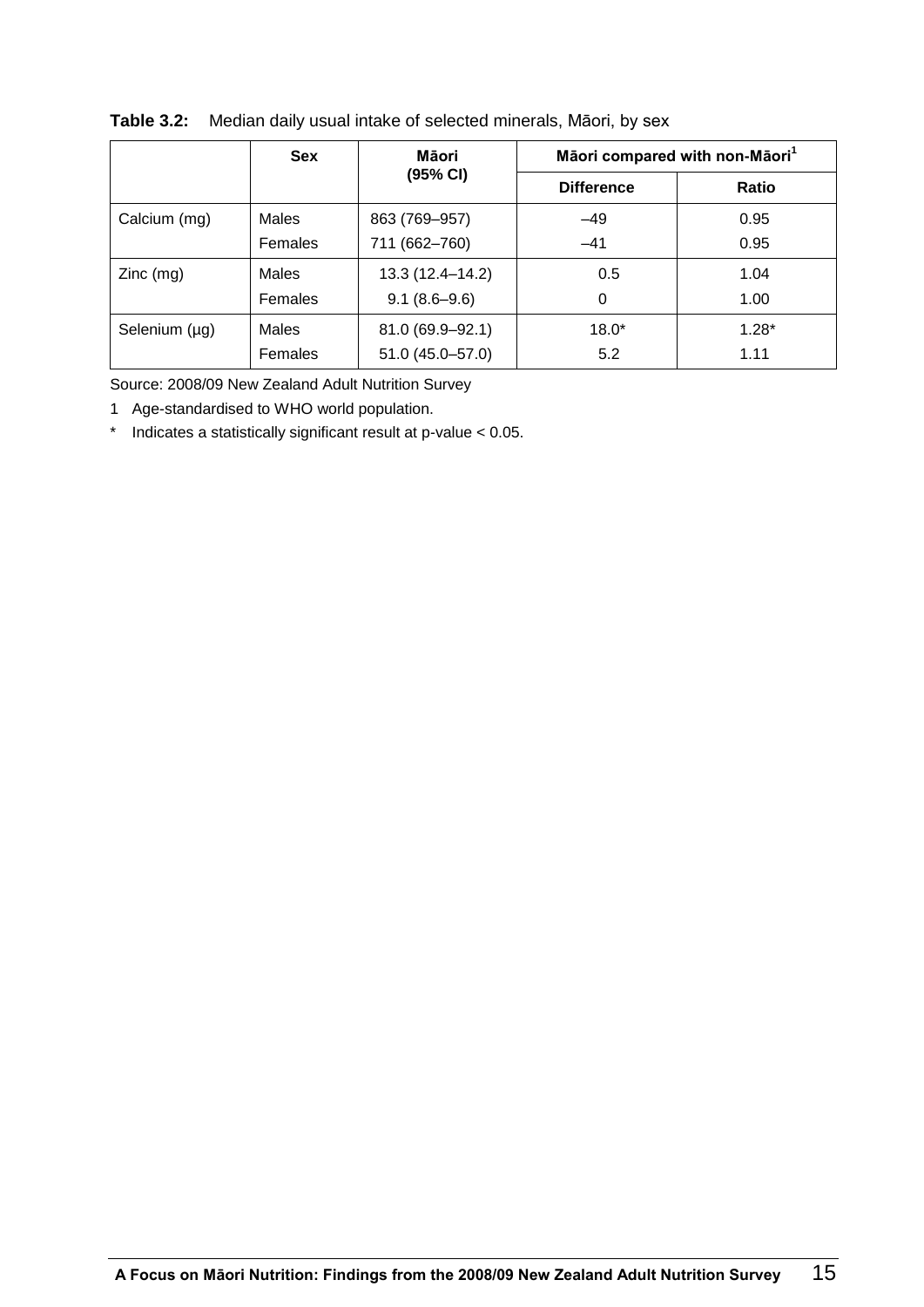**Table 3.2:** Median daily usual intake of selected minerals, Māori, by sex

| | Sex | Māori (95% CI) | Māori compared with non-Māori[1] | |
|---|---|---|---|---|
| | | | Difference | Ratio |
| Calcium (mg) | Males | 863 (769–957) | –49 | 0.95 |
| | Females | 711 (662–760) | –41 | 0.95 |
| Zinc (mg) | Males | 13.3 (12.4–14.2) | 0.5 | 1.04 |
| | Females | 9.1 (8.6–9.6) | 0 | 1.00 |
| Selenium (µg) | Males | 81.0 (69.9–92.1) | 18.0* | 1.28* |
| | Females | 51.0 (45.0–57.0) | 5.2 | 1.11 |

Source: 2008/09 New Zealand Adult Nutrition Survey

1 Age-standardised to WHO world population.

* Indicates a statistically significant result at p-value < 0.05.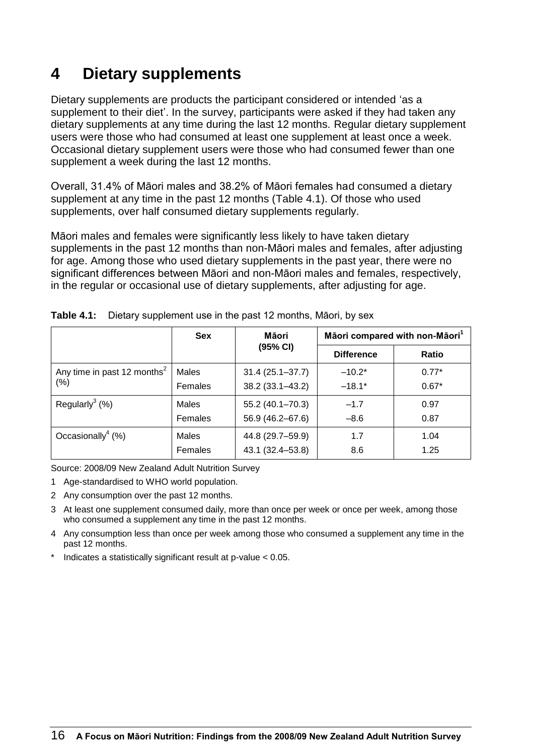# 4 Dietary supplements

Dietary supplements are products the participant considered or intended 'as a supplement to their diet'. In the survey, participants were asked if they had taken any dietary supplements at any time during the last 12 months. Regular dietary supplement users were those who had consumed at least one supplement at least once a week. Occasional dietary supplement users were those who had consumed fewer than one supplement a week during the last 12 months.

Overall, 31.4% of Māori males and 38.2% of Māori females had consumed a dietary supplement at any time in the past 12 months (Table 4.1). Of those who used supplements, over half consumed dietary supplements regularly.

Māori males and females were significantly less likely to have taken dietary supplements in the past 12 months than non-Māori males and females, after adjusting for age. Among those who used dietary supplements in the past year, there were no significant differences between Māori and non-Māori males and females, respectively, in the regular or occasional use of dietary supplements, after adjusting for age.

**Table 4.1:** Dietary supplement use in the past 12 months, Māori, by sex

| | Sex | Māori (95% CI) | Māori compared with non-Māori[1] | |
|---|---|---|---|---|
| | | | Difference | Ratio |
| Any time in past 12 months[2] (%) | Males | 31.4 (25.1–37.7) | –10.2* | 0.77* |
| | Females | 38.2 (33.1–43.2) | –18.1* | 0.67* |
| Regularly[3] (%) | Males | 55.2 (40.1–70.3) | –1.7 | 0.97 |
| | Females | 56.9 (46.2–67.6) | –8.6 | 0.87 |
| Occasionally[4] (%) | Males | 44.8 (29.7–59.9) | 1.7 | 1.04 |
| | Females | 43.1 (32.4–53.8) | 8.6 | 1.25 |

Source: 2008/09 New Zealand Adult Nutrition Survey

1 Age-standardised to WHO world population.

2 Any consumption over the past 12 months.

3 At least one supplement consumed daily, more than once per week or once per week, among those who consumed a supplement any time in the past 12 months.

4 Any consumption less than once per week among those who consumed a supplement any time in the past 12 months.

\* Indicates a statistically significant result at p-value < 0.05.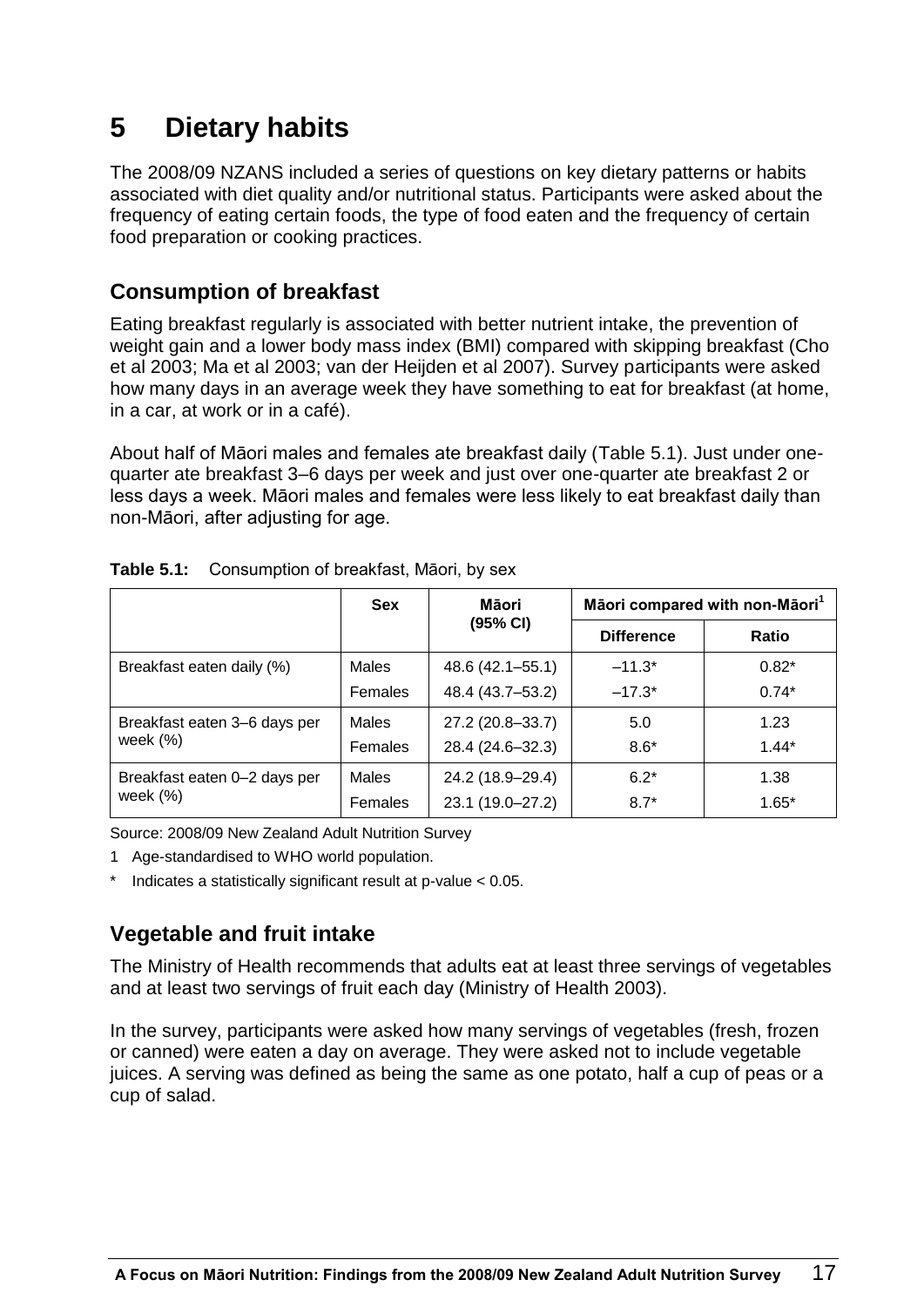# 5 Dietary habits

The 2008/09 NZANS included a series of questions on key dietary patterns or habits associated with diet quality and/or nutritional status. Participants were asked about the frequency of eating certain foods, the type of food eaten and the frequency of certain food preparation or cooking practices.

## Consumption of breakfast

Eating breakfast regularly is associated with better nutrient intake, the prevention of weight gain and a lower body mass index (BMI) compared with skipping breakfast (Cho et al 2003; Ma et al 2003; van der Heijden et al 2007). Survey participants were asked how many days in an average week they have something to eat for breakfast (at home, in a car, at work or in a café).

About half of Māori males and females ate breakfast daily (Table 5.1). Just under one-quarter ate breakfast 3–6 days per week and just over one-quarter ate breakfast 2 or less days a week. Māori males and females were less likely to eat breakfast daily than non-Māori, after adjusting for age.

**Table 5.1:** Consumption of breakfast, Māori, by sex

| | Sex | Māori (95% CI) | Māori compared with non-Māori[1] | |
|---|---|---|---|---|
| | | | Difference | Ratio |
| Breakfast eaten daily (%) | Males | 48.6 (42.1–55.1) | –11.3* | 0.82* |
| | Females | 48.4 (43.7–53.2) | –17.3* | 0.74* |
| Breakfast eaten 3–6 days per week (%) | Males | 27.2 (20.8–33.7) | 5.0 | 1.23 |
| | Females | 28.4 (24.6–32.3) | 8.6* | 1.44* |
| Breakfast eaten 0–2 days per week (%) | Males | 24.2 (18.9–29.4) | 6.2* | 1.38 |
| | Females | 23.1 (19.0–27.2) | 8.7* | 1.65* |

Source: 2008/09 New Zealand Adult Nutrition Survey

1 Age-standardised to WHO world population.

\* Indicates a statistically significant result at p-value < 0.05.

## Vegetable and fruit intake

The Ministry of Health recommends that adults eat at least three servings of vegetables and at least two servings of fruit each day (Ministry of Health 2003).

In the survey, participants were asked how many servings of vegetables (fresh, frozen or canned) were eaten a day on average. They were asked not to include vegetable juices. A serving was defined as being the same as one potato, half a cup of peas or a cup of salad.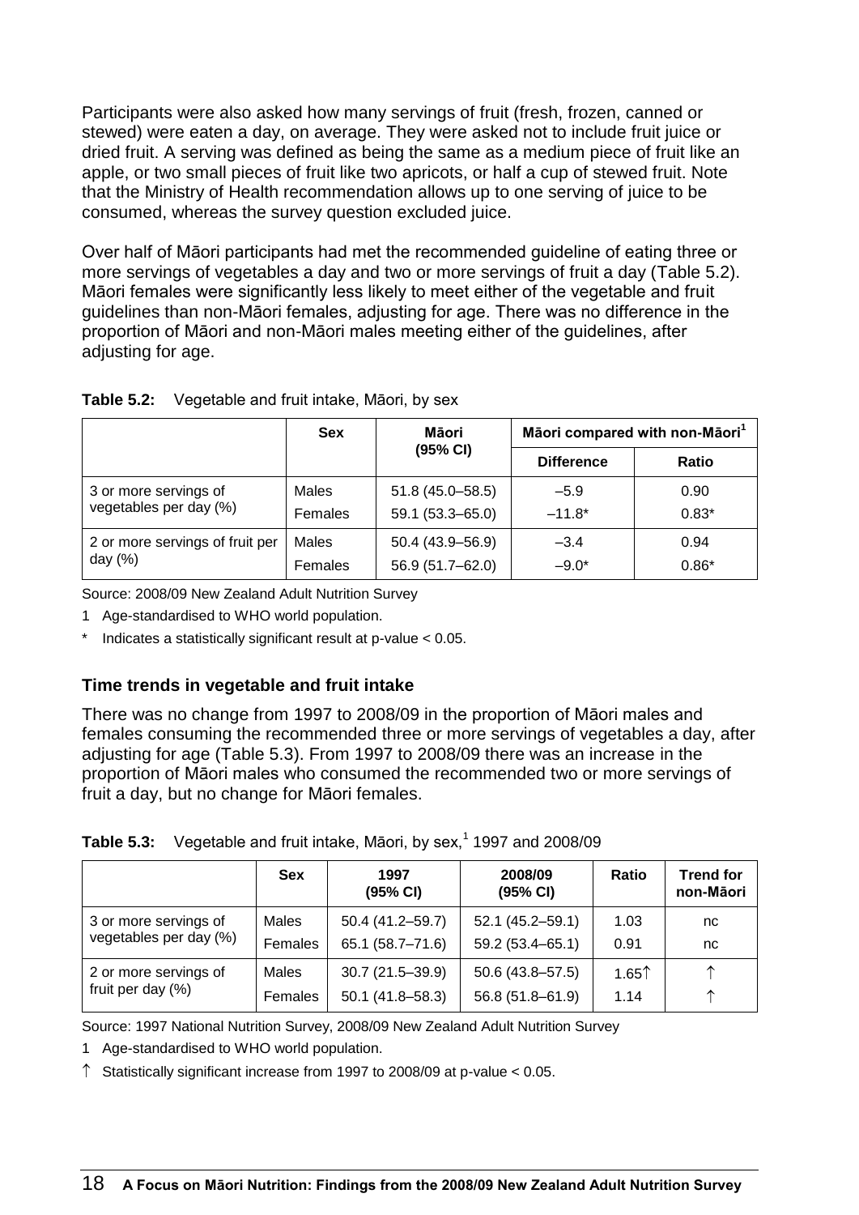Participants were also asked how many servings of fruit (fresh, frozen, canned or stewed) were eaten a day, on average. They were asked not to include fruit juice or dried fruit. A serving was defined as being the same as a medium piece of fruit like an apple, or two small pieces of fruit like two apricots, or half a cup of stewed fruit. Note that the Ministry of Health recommendation allows up to one serving of juice to be consumed, whereas the survey question excluded juice.

Over half of Māori participants had met the recommended guideline of eating three or more servings of vegetables a day and two or more servings of fruit a day (Table 5.2). Māori females were significantly less likely to meet either of the vegetable and fruit guidelines than non-Māori females, adjusting for age. There was no difference in the proportion of Māori and non-Māori males meeting either of the guidelines, after adjusting for age.

**Table 5.2:** Vegetable and fruit intake, Māori, by sex

| | Sex | Māori (95% CI) | Māori compared with non-Māori[1] | |
|---|---|---|---|---|
| | | | Difference | Ratio |
| 3 or more servings of vegetables per day (%) | Males | 51.8 (45.0–58.5) | –5.9 | 0.90 |
| | Females | 59.1 (53.3–65.0) | –11.8* | 0.83* |
| 2 or more servings of fruit per day (%) | Males | 50.4 (43.9–56.9) | –3.4 | 0.94 |
| | Females | 56.9 (51.7–62.0) | –9.0* | 0.86* |

Source: 2008/09 New Zealand Adult Nutrition Survey

1 Age-standardised to WHO world population.

\* Indicates a statistically significant result at p-value < 0.05.

### Time trends in vegetable and fruit intake

There was no change from 1997 to 2008/09 in the proportion of Māori males and females consuming the recommended three or more servings of vegetables a day, after adjusting for age (Table 5.3). From 1997 to 2008/09 there was an increase in the proportion of Māori males who consumed the recommended two or more servings of fruit a day, but no change for Māori females.

**Table 5.3:** Vegetable and fruit intake, Māori, by sex,[1] 1997 and 2008/09

| | Sex | 1997 (95% CI) | 2008/09 (95% CI) | Ratio | Trend for non-Māori |
|---|---|---|---|---|---|
| 3 or more servings of vegetables per day (%) | Males | 50.4 (41.2–59.7) | 52.1 (45.2–59.1) | 1.03 | nc |
| | Females | 65.1 (58.7–71.6) | 59.2 (53.4–65.1) | 0.91 | nc |
| 2 or more servings of fruit per day (%) | Males | 30.7 (21.5–39.9) | 50.6 (43.8–57.5) | 1.65↑ | ↑ |
| | Females | 50.1 (41.8–58.3) | 56.8 (51.8–61.9) | 1.14 | ↑ |

Source: 1997 National Nutrition Survey, 2008/09 New Zealand Adult Nutrition Survey

1 Age-standardised to WHO world population.

↑ Statistically significant increase from 1997 to 2008/09 at p-value < 0.05.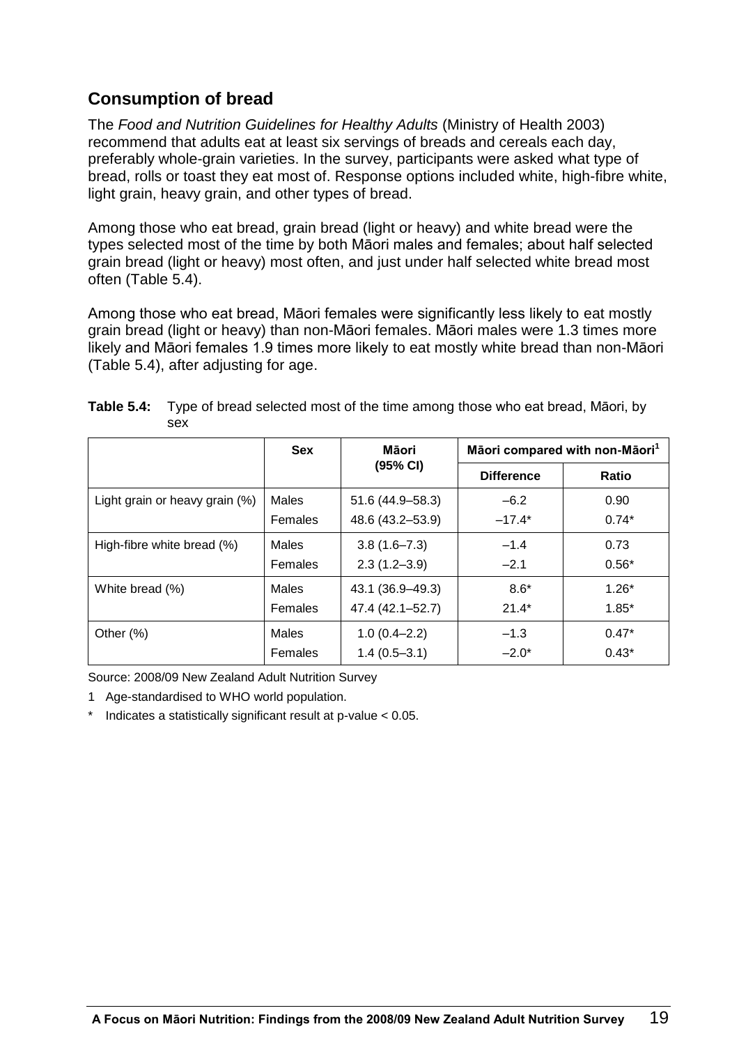## Consumption of bread

The *Food and Nutrition Guidelines for Healthy Adults* (Ministry of Health 2003) recommend that adults eat at least six servings of breads and cereals each day, preferably whole-grain varieties. In the survey, participants were asked what type of bread, rolls or toast they eat most of. Response options included white, high-fibre white, light grain, heavy grain, and other types of bread.

Among those who eat bread, grain bread (light or heavy) and white bread were the types selected most of the time by both Māori males and females; about half selected grain bread (light or heavy) most often, and just under half selected white bread most often (Table 5.4).

Among those who eat bread, Māori females were significantly less likely to eat mostly grain bread (light or heavy) than non-Māori females. Māori males were 1.3 times more likely and Māori females 1.9 times more likely to eat mostly white bread than non-Māori (Table 5.4), after adjusting for age.

**Table 5.4:** Type of bread selected most of the time among those who eat bread, Māori, by sex

| | Sex | Māori (95% CI) | Māori compared with non-Māori[1] | |
|---|---|---|---|---|
| | | | Difference | Ratio |
| Light grain or heavy grain (%) | Males | 51.6 (44.9–58.3) | –6.2 | 0.90 |
| | Females | 48.6 (43.2–53.9) | –17.4* | 0.74* |
| High-fibre white bread (%) | Males | 3.8 (1.6–7.3) | –1.4 | 0.73 |
| | Females | 2.3 (1.2–3.9) | –2.1 | 0.56* |
| White bread (%) | Males | 43.1 (36.9–49.3) | 8.6* | 1.26* |
| | Females | 47.4 (42.1–52.7) | 21.4* | 1.85* |
| Other (%) | Males | 1.0 (0.4–2.2) | –1.3 | 0.47* |
| | Females | 1.4 (0.5–3.1) | –2.0* | 0.43* |

Source: 2008/09 New Zealand Adult Nutrition Survey

1 Age-standardised to WHO world population.

* Indicates a statistically significant result at p-value < 0.05.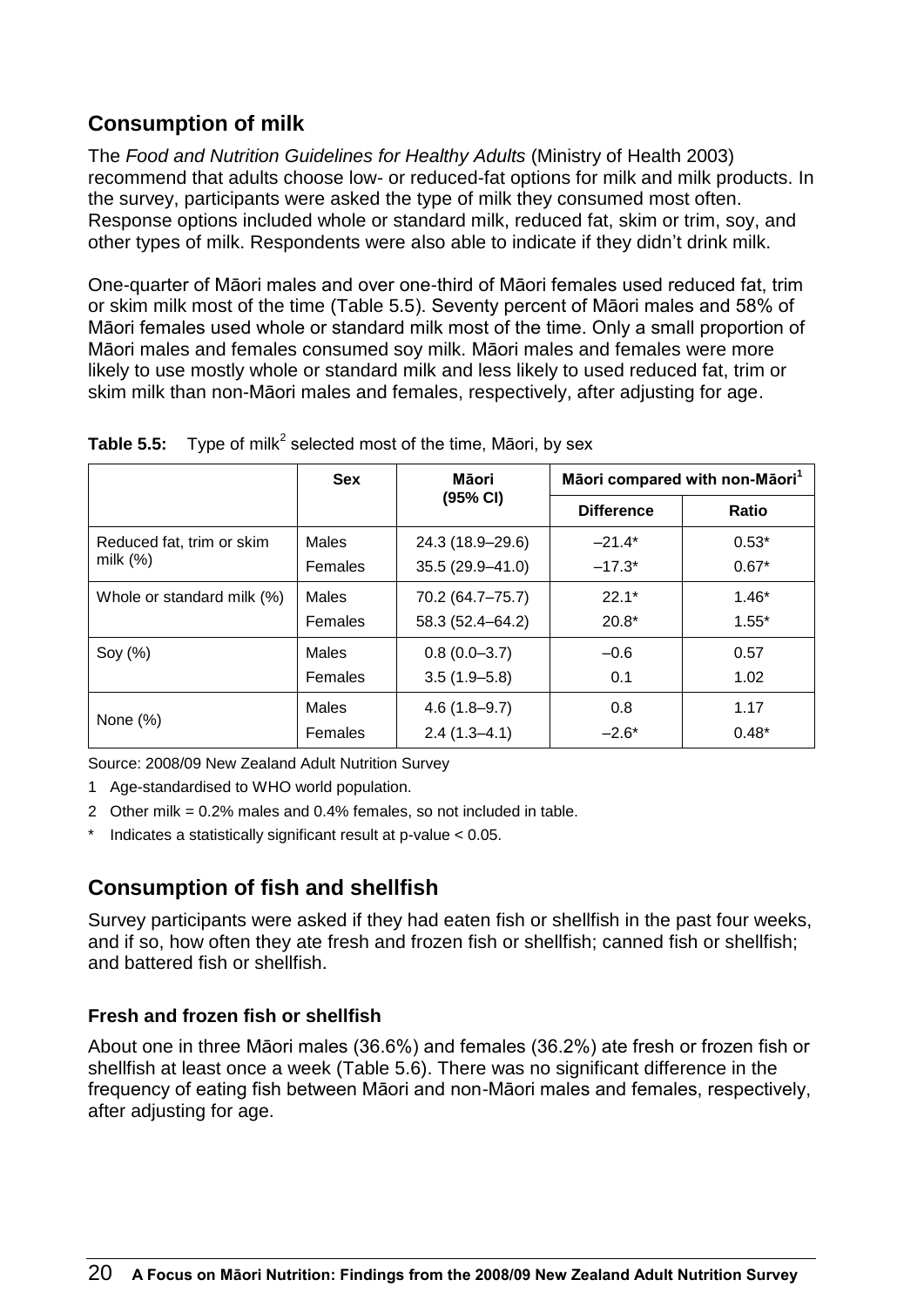## Consumption of milk

The *Food and Nutrition Guidelines for Healthy Adults* (Ministry of Health 2003) recommend that adults choose low- or reduced-fat options for milk and milk products. In the survey, participants were asked the type of milk they consumed most often. Response options included whole or standard milk, reduced fat, skim or trim, soy, and other types of milk. Respondents were also able to indicate if they didn't drink milk.

One-quarter of Māori males and over one-third of Māori females used reduced fat, trim or skim milk most of the time (Table 5.5). Seventy percent of Māori males and 58% of Māori females used whole or standard milk most of the time. Only a small proportion of Māori males and females consumed soy milk. Māori males and females were more likely to use mostly whole or standard milk and less likely to used reduced fat, trim or skim milk than non-Māori males and females, respectively, after adjusting for age.

**Table 5.5:** Type of milk[2] selected most of the time, Māori, by sex

| | Sex | Māori (95% CI) | Māori compared with non-Māori[1] | |
|---|---|---|---|---|
| | | | Difference | Ratio |
| Reduced fat, trim or skim milk (%) | Males | 24.3 (18.9–29.6) | –21.4* | 0.53* |
| | Females | 35.5 (29.9–41.0) | –17.3* | 0.67* |
| Whole or standard milk (%) | Males | 70.2 (64.7–75.7) | 22.1* | 1.46* |
| | Females | 58.3 (52.4–64.2) | 20.8* | 1.55* |
| Soy (%) | Males | 0.8 (0.0–3.7) | –0.6 | 0.57 |
| | Females | 3.5 (1.9–5.8) | 0.1 | 1.02 |
| None (%) | Males | 4.6 (1.8–9.7) | 0.8 | 1.17 |
| | Females | 2.4 (1.3–4.1) | –2.6* | 0.48* |

Source: 2008/09 New Zealand Adult Nutrition Survey

1 Age-standardised to WHO world population.

2 Other milk = 0.2% males and 0.4% females, so not included in table.

\* Indicates a statistically significant result at p-value < 0.05.

## Consumption of fish and shellfish

Survey participants were asked if they had eaten fish or shellfish in the past four weeks, and if so, how often they ate fresh and frozen fish or shellfish; canned fish or shellfish; and battered fish or shellfish.

### Fresh and frozen fish or shellfish

About one in three Māori males (36.6%) and females (36.2%) ate fresh or frozen fish or shellfish at least once a week (Table 5.6). There was no significant difference in the frequency of eating fish between Māori and non-Māori males and females, respectively, after adjusting for age.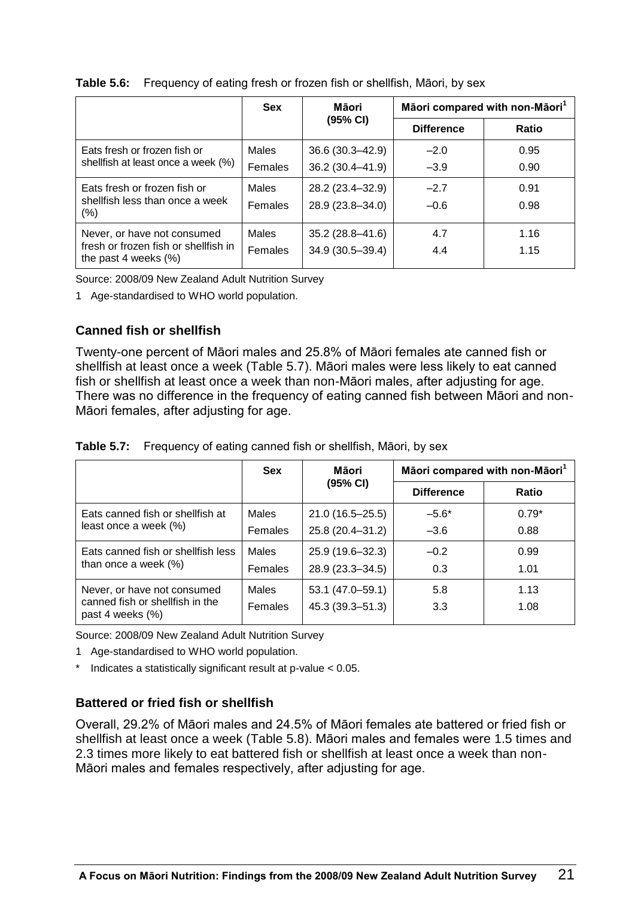**Table 5.6:** Frequency of eating fresh or frozen fish or shellfish, Māori, by sex

| | Sex | Māori (95% CI) | Māori compared with non-Māori[1] | |
|---|---|---|---|---|
| | | | Difference | Ratio |
| Eats fresh or frozen fish or shellfish at least once a week (%) | Males | 36.6 (30.3–42.9) | –2.0 | 0.95 |
| | Females | 36.2 (30.4–41.9) | –3.9 | 0.90 |
| Eats fresh or frozen fish or shellfish less than once a week (%) | Males | 28.2 (23.4–32.9) | –2.7 | 0.91 |
| | Females | 28.9 (23.8–34.0) | –0.6 | 0.98 |
| Never, or have not consumed fresh or frozen fish or shellfish in the past 4 weeks (%) | Males | 35.2 (28.8–41.6) | 4.7 | 1.16 |
| | Females | 34.9 (30.5–39.4) | 4.4 | 1.15 |

Source: 2008/09 New Zealand Adult Nutrition Survey

1 Age-standardised to WHO world population.

### Canned fish or shellfish

Twenty-one percent of Māori males and 25.8% of Māori females ate canned fish or shellfish at least once a week (Table 5.7). Māori males were less likely to eat canned fish or shellfish at least once a week than non-Māori males, after adjusting for age. There was no difference in the frequency of eating canned fish between Māori and non-Māori females, after adjusting for age.

**Table 5.7:** Frequency of eating canned fish or shellfish, Māori, by sex

| | Sex | Māori (95% CI) | Māori compared with non-Māori[1] | |
|---|---|---|---|---|
| | | | Difference | Ratio |
| Eats canned fish or shellfish at least once a week (%) | Males | 21.0 (16.5–25.5) | –5.6* | 0.79* |
| | Females | 25.8 (20.4–31.2) | –3.6 | 0.88 |
| Eats canned fish or shellfish less than once a week (%) | Males | 25.9 (19.6–32.3) | –0.2 | 0.99 |
| | Females | 28.9 (23.3–34.5) | 0.3 | 1.01 |
| Never, or have not consumed canned fish or shellfish in the past 4 weeks (%) | Males | 53.1 (47.0–59.1) | 5.8 | 1.13 |
| | Females | 45.3 (39.3–51.3) | 3.3 | 1.08 |

Source: 2008/09 New Zealand Adult Nutrition Survey

1 Age-standardised to WHO world population.

* Indicates a statistically significant result at p-value < 0.05.

### Battered or fried fish or shellfish

Overall, 29.2% of Māori males and 24.5% of Māori females ate battered or fried fish or shellfish at least once a week (Table 5.8). Māori males and females were 1.5 times and 2.3 times more likely to eat battered fish or shellfish at least once a week than non-Māori males and females respectively, after adjusting for age.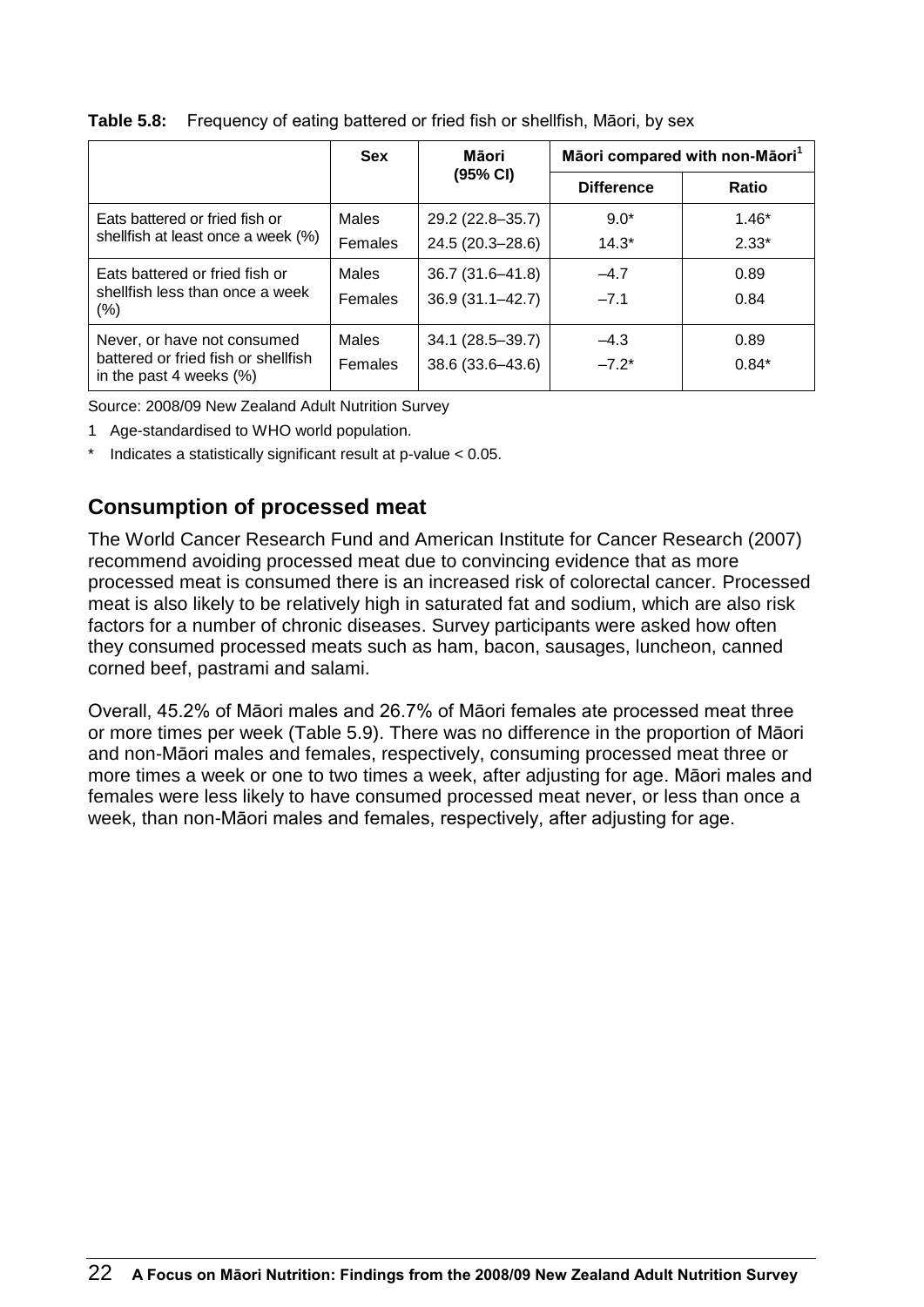**Table 5.8:** Frequency of eating battered or fried fish or shellfish, Māori, by sex

| | Sex | Māori (95% CI) | Māori compared with non-Māori[1] | |
|---|---|---|---|---|
| | | | Difference | Ratio |
| Eats battered or fried fish or shellfish at least once a week (%) | Males | 29.2 (22.8–35.7) | 9.0* | 1.46* |
| | Females | 24.5 (20.3–28.6) | 14.3* | 2.33* |
| Eats battered or fried fish or shellfish less than once a week (%) | Males | 36.7 (31.6–41.8) | –4.7 | 0.89 |
| | Females | 36.9 (31.1–42.7) | –7.1 | 0.84 |
| Never, or have not consumed battered or fried fish or shellfish in the past 4 weeks (%) | Males | 34.1 (28.5–39.7) | –4.3 | 0.89 |
| | Females | 38.6 (33.6–43.6) | –7.2* | 0.84* |

Source: 2008/09 New Zealand Adult Nutrition Survey

1 Age-standardised to WHO world population.

* Indicates a statistically significant result at p-value < 0.05.

## Consumption of processed meat

The World Cancer Research Fund and American Institute for Cancer Research (2007) recommend avoiding processed meat due to convincing evidence that as more processed meat is consumed there is an increased risk of colorectal cancer. Processed meat is also likely to be relatively high in saturated fat and sodium, which are also risk factors for a number of chronic diseases. Survey participants were asked how often they consumed processed meats such as ham, bacon, sausages, luncheon, canned corned beef, pastrami and salami.

Overall, 45.2% of Māori males and 26.7% of Māori females ate processed meat three or more times per week (Table 5.9). There was no difference in the proportion of Māori and non-Māori males and females, respectively, consuming processed meat three or more times a week or one to two times a week, after adjusting for age. Māori males and females were less likely to have consumed processed meat never, or less than once a week, than non-Māori males and females, respectively, after adjusting for age.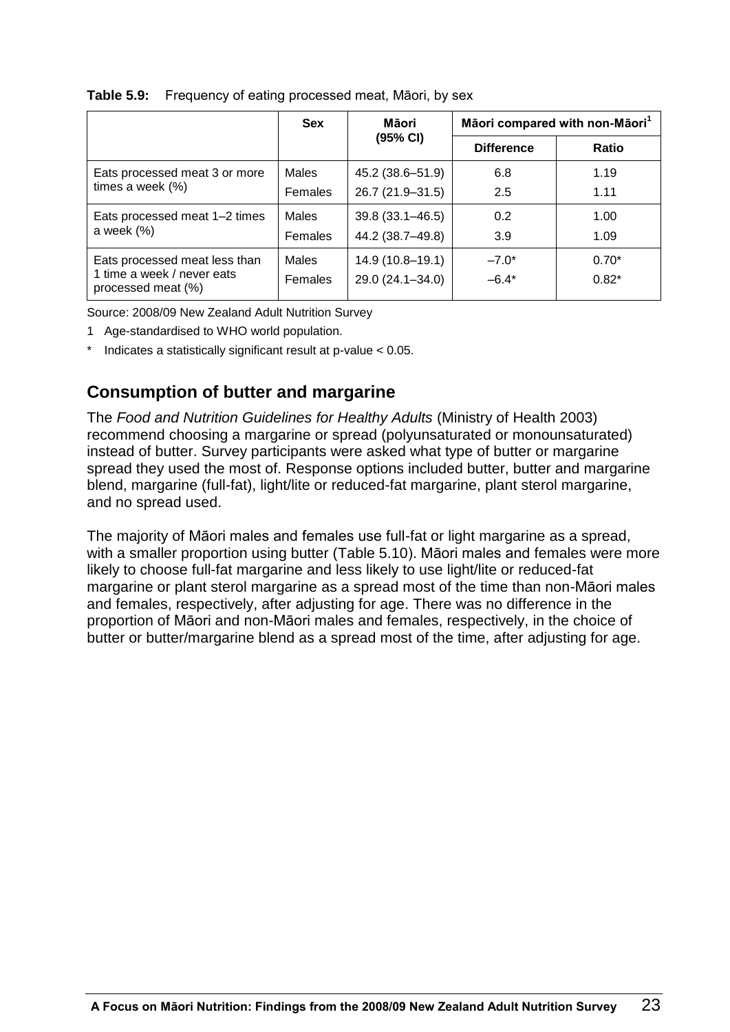**Table 5.9:** Frequency of eating processed meat, Māori, by sex

| | Sex | Māori (95% CI) | Māori compared with non-Māori[1] | |
|---|---|---|---|---|
| | | | Difference | Ratio |
| Eats processed meat 3 or more times a week (%) | Males | 45.2 (38.6–51.9) | 6.8 | 1.19 |
| | Females | 26.7 (21.9–31.5) | 2.5 | 1.11 |
| Eats processed meat 1–2 times a week (%) | Males | 39.8 (33.1–46.5) | 0.2 | 1.00 |
| | Females | 44.2 (38.7–49.8) | 3.9 | 1.09 |
| Eats processed meat less than 1 time a week / never eats processed meat (%) | Males | 14.9 (10.8–19.1) | –7.0* | 0.70* |
| | Females | 29.0 (24.1–34.0) | –6.4* | 0.82* |

Source: 2008/09 New Zealand Adult Nutrition Survey

1 Age-standardised to WHO world population.

\* Indicates a statistically significant result at p-value < 0.05.

## Consumption of butter and margarine

The *Food and Nutrition Guidelines for Healthy Adults* (Ministry of Health 2003) recommend choosing a margarine or spread (polyunsaturated or monounsaturated) instead of butter. Survey participants were asked what type of butter or margarine spread they used the most of. Response options included butter, butter and margarine blend, margarine (full-fat), light/lite or reduced-fat margarine, plant sterol margarine, and no spread used.

The majority of Māori males and females use full-fat or light margarine as a spread, with a smaller proportion using butter (Table 5.10). Māori males and females were more likely to choose full-fat margarine and less likely to use light/lite or reduced-fat margarine or plant sterol margarine as a spread most of the time than non-Māori males and females, respectively, after adjusting for age. There was no difference in the proportion of Māori and non-Māori males and females, respectively, in the choice of butter or butter/margarine blend as a spread most of the time, after adjusting for age.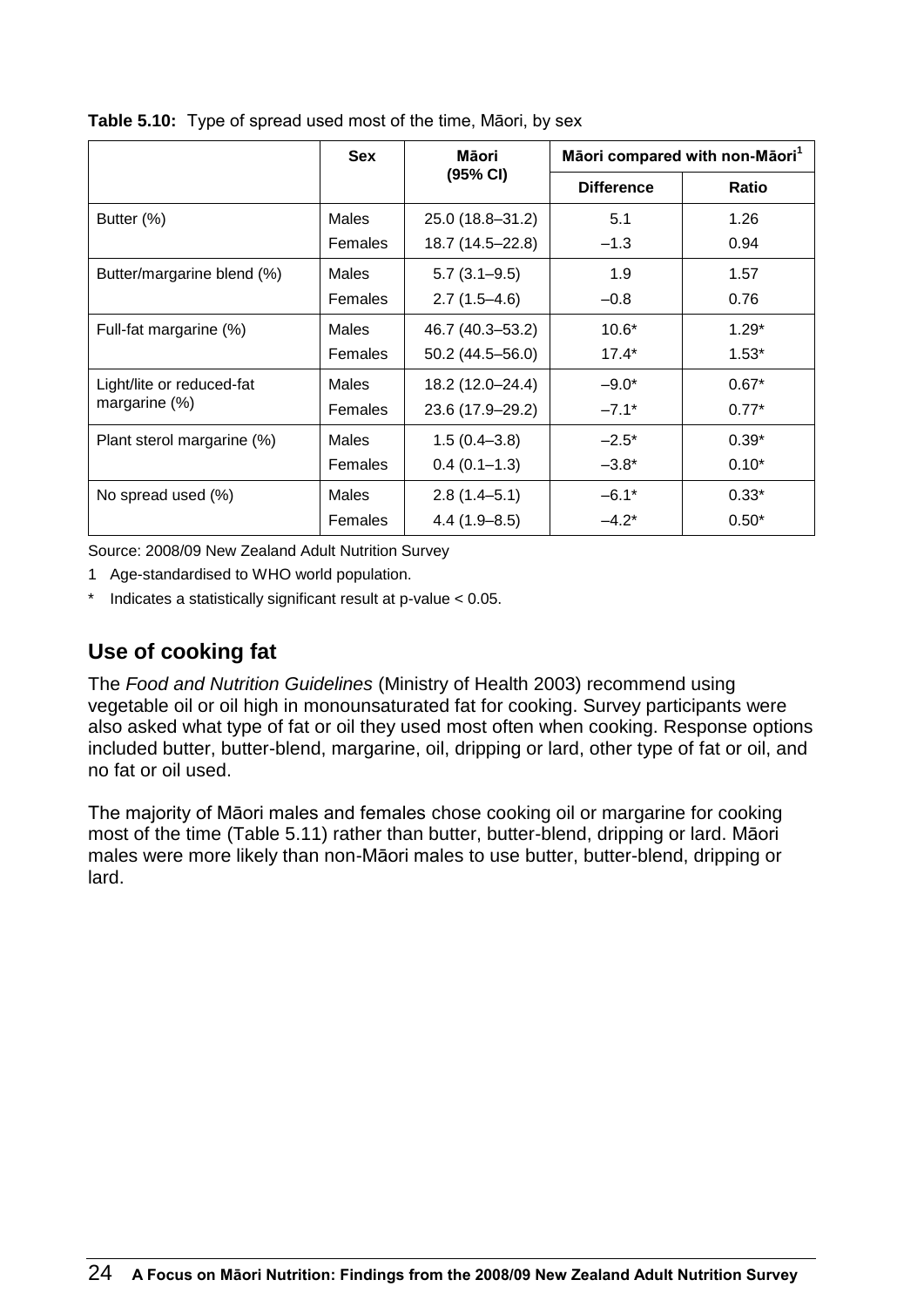**Table 5.10:** Type of spread used most of the time, Māori, by sex

| | Sex | Māori (95% CI) | Māori compared with non-Māori[1] | |
|---|---|---|---|---|
| | | | Difference | Ratio |
| Butter (%) | Males | 25.0 (18.8–31.2) | 5.1 | 1.26 |
| | Females | 18.7 (14.5–22.8) | –1.3 | 0.94 |
| Butter/margarine blend (%) | Males | 5.7 (3.1–9.5) | 1.9 | 1.57 |
| | Females | 2.7 (1.5–4.6) | –0.8 | 0.76 |
| Full-fat margarine (%) | Males | 46.7 (40.3–53.2) | 10.6* | 1.29* |
| | Females | 50.2 (44.5–56.0) | 17.4* | 1.53* |
| Light/lite or reduced-fat margarine (%) | Males | 18.2 (12.0–24.4) | –9.0* | 0.67* |
| | Females | 23.6 (17.9–29.2) | –7.1* | 0.77* |
| Plant sterol margarine (%) | Males | 1.5 (0.4–3.8) | –2.5* | 0.39* |
| | Females | 0.4 (0.1–1.3) | –3.8* | 0.10* |
| No spread used (%) | Males | 2.8 (1.4–5.1) | –6.1* | 0.33* |
| | Females | 4.4 (1.9–8.5) | –4.2* | 0.50* |

Source: 2008/09 New Zealand Adult Nutrition Survey

1 Age-standardised to WHO world population.

* Indicates a statistically significant result at p-value < 0.05.

## Use of cooking fat

The *Food and Nutrition Guidelines* (Ministry of Health 2003) recommend using vegetable oil or oil high in monounsaturated fat for cooking. Survey participants were also asked what type of fat or oil they used most often when cooking. Response options included butter, butter-blend, margarine, oil, dripping or lard, other type of fat or oil, and no fat or oil used.

The majority of Māori males and females chose cooking oil or margarine for cooking most of the time (Table 5.11) rather than butter, butter-blend, dripping or lard. Māori males were more likely than non-Māori males to use butter, butter-blend, dripping or lard.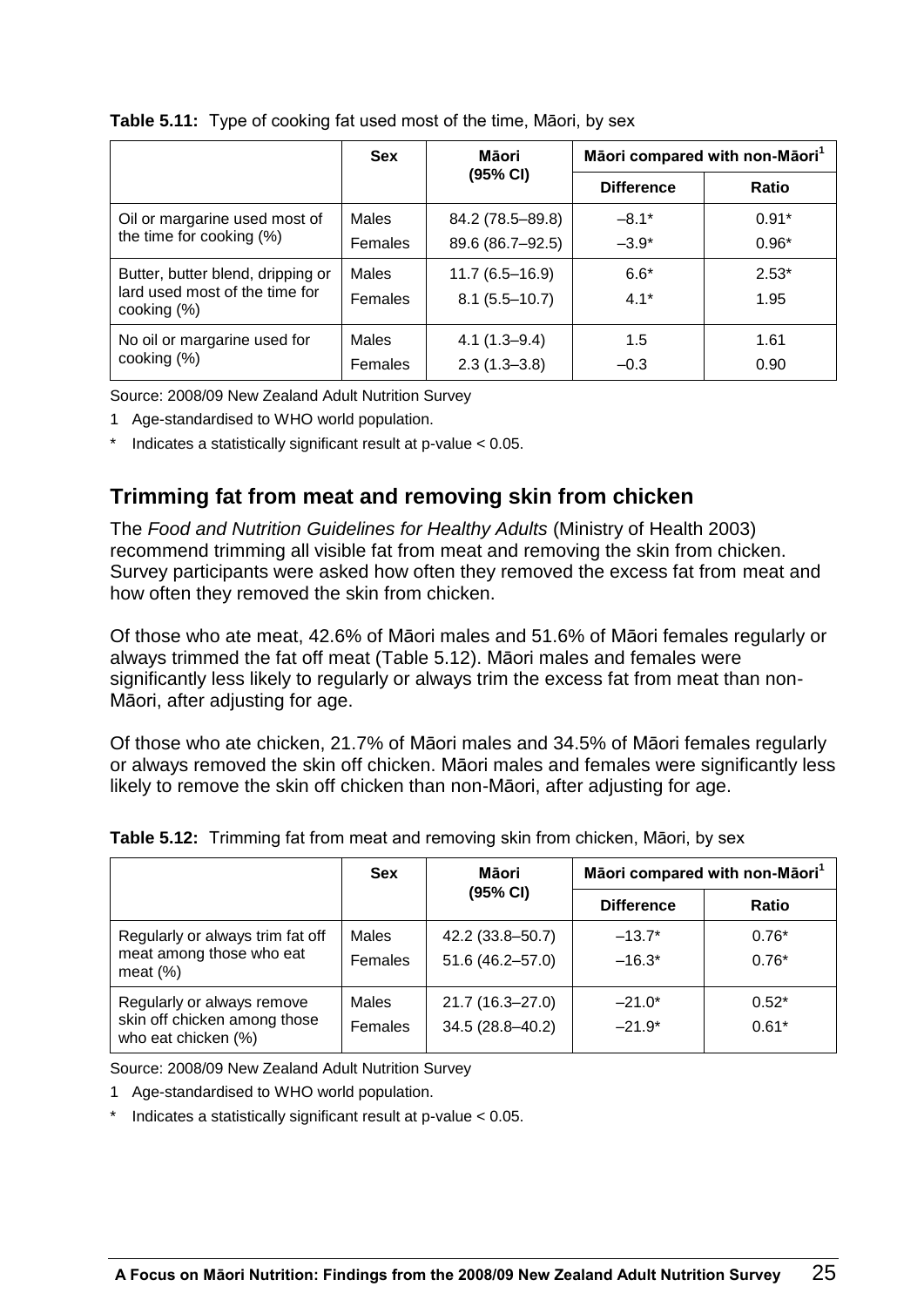**Table 5.11:** Type of cooking fat used most of the time, Māori, by sex

| | Sex | Māori (95% CI) | Māori compared with non-Māori[1] | |
|---|---|---|---|---|
| | | | Difference | Ratio |
| Oil or margarine used most of the time for cooking (%) | Males | 84.2 (78.5–89.8) | –8.1* | 0.91* |
| | Females | 89.6 (86.7–92.5) | –3.9* | 0.96* |
| Butter, butter blend, dripping or lard used most of the time for cooking (%) | Males | 11.7 (6.5–16.9) | 6.6* | 2.53* |
| | Females | 8.1 (5.5–10.7) | 4.1* | 1.95 |
| No oil or margarine used for cooking (%) | Males | 4.1 (1.3–9.4) | 1.5 | 1.61 |
| | Females | 2.3 (1.3–3.8) | –0.3 | 0.90 |

Source: 2008/09 New Zealand Adult Nutrition Survey

1 Age-standardised to WHO world population.

* Indicates a statistically significant result at p-value < 0.05.

## Trimming fat from meat and removing skin from chicken

The *Food and Nutrition Guidelines for Healthy Adults* (Ministry of Health 2003) recommend trimming all visible fat from meat and removing the skin from chicken. Survey participants were asked how often they removed the excess fat from meat and how often they removed the skin from chicken.

Of those who ate meat, 42.6% of Māori males and 51.6% of Māori females regularly or always trimmed the fat off meat (Table 5.12). Māori males and females were significantly less likely to regularly or always trim the excess fat from meat than non-Māori, after adjusting for age.

Of those who ate chicken, 21.7% of Māori males and 34.5% of Māori females regularly or always removed the skin off chicken. Māori males and females were significantly less likely to remove the skin off chicken than non-Māori, after adjusting for age.

**Table 5.12:** Trimming fat from meat and removing skin from chicken, Māori, by sex

| | Sex | Māori (95% CI) | Māori compared with non-Māori[1] | |
|---|---|---|---|---|
| | | | Difference | Ratio |
| Regularly or always trim fat off meat among those who eat meat (%) | Males | 42.2 (33.8–50.7) | –13.7* | 0.76* |
| | Females | 51.6 (46.2–57.0) | –16.3* | 0.76* |
| Regularly or always remove skin off chicken among those who eat chicken (%) | Males | 21.7 (16.3–27.0) | –21.0* | 0.52* |
| | Females | 34.5 (28.8–40.2) | –21.9* | 0.61* |

Source: 2008/09 New Zealand Adult Nutrition Survey

1 Age-standardised to WHO world population.

* Indicates a statistically significant result at p-value < 0.05.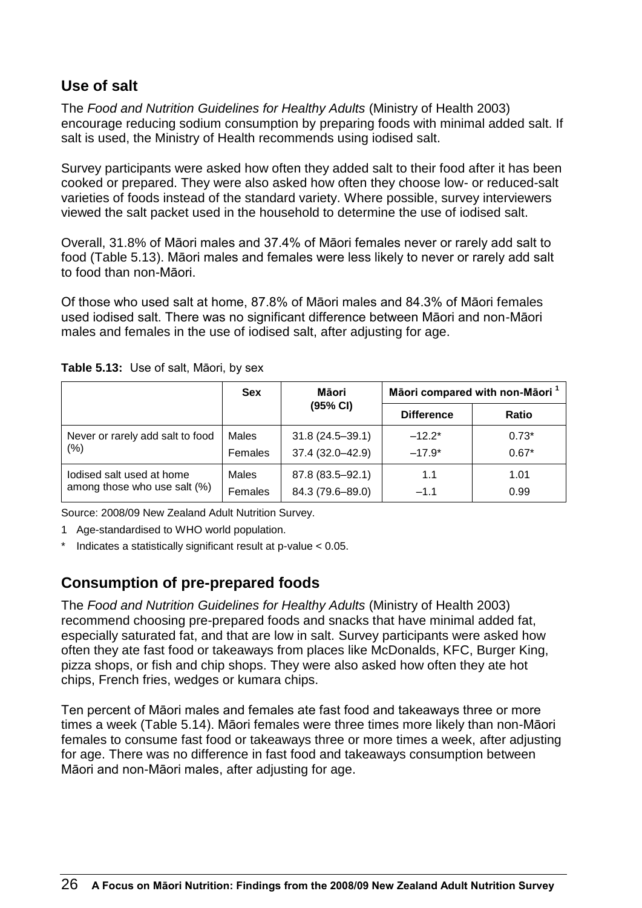## Use of salt

The *Food and Nutrition Guidelines for Healthy Adults* (Ministry of Health 2003) encourage reducing sodium consumption by preparing foods with minimal added salt. If salt is used, the Ministry of Health recommends using iodised salt.

Survey participants were asked how often they added salt to their food after it has been cooked or prepared. They were also asked how often they choose low- or reduced-salt varieties of foods instead of the standard variety. Where possible, survey interviewers viewed the salt packet used in the household to determine the use of iodised salt.

Overall, 31.8% of Māori males and 37.4% of Māori females never or rarely add salt to food (Table 5.13). Māori males and females were less likely to never or rarely add salt to food than non-Māori.

Of those who used salt at home, 87.8% of Māori males and 84.3% of Māori females used iodised salt. There was no significant difference between Māori and non-Māori males and females in the use of iodised salt, after adjusting for age.

**Table 5.13:** Use of salt, Māori, by sex

| | Sex | Māori (95% CI) | Māori compared with non-Māori [1] | |
|---|---|---|---|---|
| | | | Difference | Ratio |
| Never or rarely add salt to food (%) | Males | 31.8 (24.5–39.1) | –12.2* | 0.73* |
| | Females | 37.4 (32.0–42.9) | –17.9* | 0.67* |
| Iodised salt used at home among those who use salt (%) | Males | 87.8 (83.5–92.1) | 1.1 | 1.01 |
| | Females | 84.3 (79.6–89.0) | –1.1 | 0.99 |

Source: 2008/09 New Zealand Adult Nutrition Survey.

1 Age-standardised to WHO world population.

* Indicates a statistically significant result at p-value < 0.05.

## Consumption of pre-prepared foods

The *Food and Nutrition Guidelines for Healthy Adults* (Ministry of Health 2003) recommend choosing pre-prepared foods and snacks that have minimal added fat, especially saturated fat, and that are low in salt. Survey participants were asked how often they ate fast food or takeaways from places like McDonalds, KFC, Burger King, pizza shops, or fish and chip shops. They were also asked how often they ate hot chips, French fries, wedges or kumara chips.

Ten percent of Māori males and females ate fast food and takeaways three or more times a week (Table 5.14). Māori females were three times more likely than non-Māori females to consume fast food or takeaways three or more times a week, after adjusting for age. There was no difference in fast food and takeaways consumption between Māori and non-Māori males, after adjusting for age.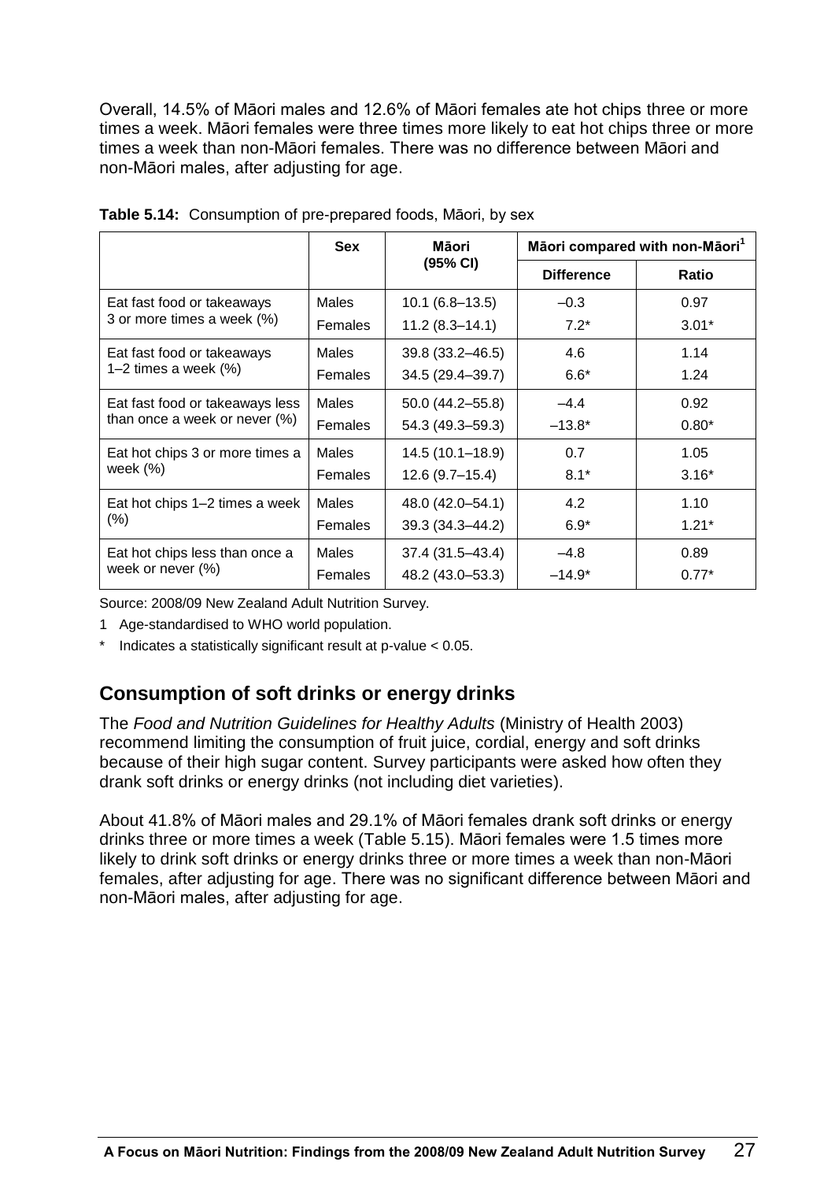Overall, 14.5% of Māori males and 12.6% of Māori females ate hot chips three or more times a week. Māori females were three times more likely to eat hot chips three or more times a week than non-Māori females. There was no difference between Māori and non-Māori males, after adjusting for age.

**Table 5.14:** Consumption of pre-prepared foods, Māori, by sex

| | Sex | Māori (95% CI) | Māori compared with non-Māori[1] | |
|---|---|---|---|---|
| | | | Difference | Ratio |
| Eat fast food or takeaways 3 or more times a week (%) | Males | 10.1 (6.8–13.5) | –0.3 | 0.97 |
| | Females | 11.2 (8.3–14.1) | 7.2* | 3.01* |
| Eat fast food or takeaways 1–2 times a week (%) | Males | 39.8 (33.2–46.5) | 4.6 | 1.14 |
| | Females | 34.5 (29.4–39.7) | 6.6* | 1.24 |
| Eat fast food or takeaways less than once a week or never (%) | Males | 50.0 (44.2–55.8) | –4.4 | 0.92 |
| | Females | 54.3 (49.3–59.3) | –13.8* | 0.80* |
| Eat hot chips 3 or more times a week (%) | Males | 14.5 (10.1–18.9) | 0.7 | 1.05 |
| | Females | 12.6 (9.7–15.4) | 8.1* | 3.16* |
| Eat hot chips 1–2 times a week (%) | Males | 48.0 (42.0–54.1) | 4.2 | 1.10 |
| | Females | 39.3 (34.3–44.2) | 6.9* | 1.21* |
| Eat hot chips less than once a week or never (%) | Males | 37.4 (31.5–43.4) | –4.8 | 0.89 |
| | Females | 48.2 (43.0–53.3) | –14.9* | 0.77* |

Source: 2008/09 New Zealand Adult Nutrition Survey.

1 Age-standardised to WHO world population.

\* Indicates a statistically significant result at p-value < 0.05.

## Consumption of soft drinks or energy drinks

The *Food and Nutrition Guidelines for Healthy Adults* (Ministry of Health 2003) recommend limiting the consumption of fruit juice, cordial, energy and soft drinks because of their high sugar content. Survey participants were asked how often they drank soft drinks or energy drinks (not including diet varieties).

About 41.8% of Māori males and 29.1% of Māori females drank soft drinks or energy drinks three or more times a week (Table 5.15). Māori females were 1.5 times more likely to drink soft drinks or energy drinks three or more times a week than non-Māori females, after adjusting for age. There was no significant difference between Māori and non-Māori males, after adjusting for age.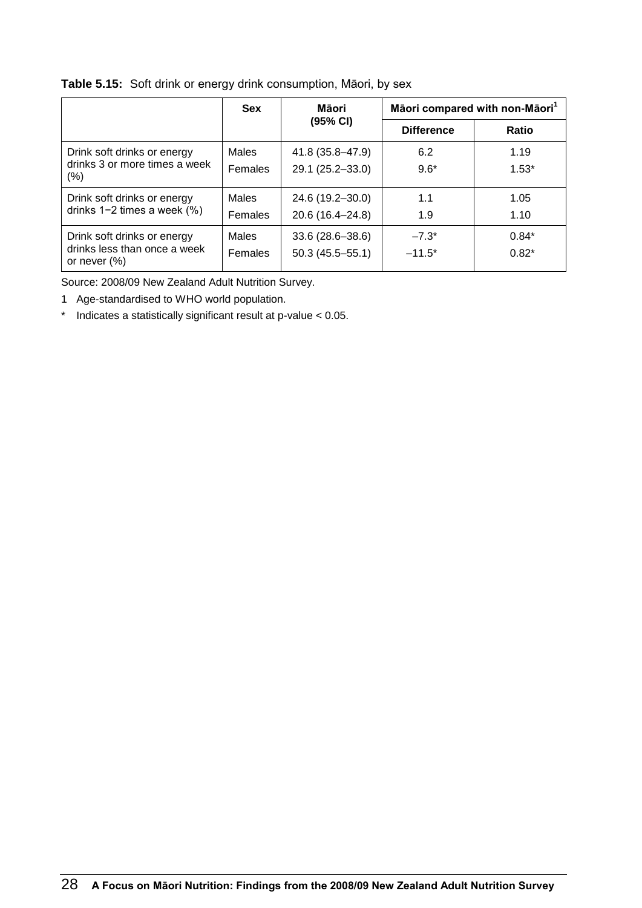**Table 5.15:** Soft drink or energy drink consumption, Māori, by sex

| | Sex | Māori (95% CI) | Māori compared with non-Māori[1] | |
|---|---|---|---|---|
| | | | Difference | Ratio |
| Drink soft drinks or energy drinks 3 or more times a week (%) | Males | 41.8 (35.8–47.9) | 6.2 | 1.19 |
| | Females | 29.1 (25.2–33.0) | 9.6* | 1.53* |
| Drink soft drinks or energy drinks 1−2 times a week (%) | Males | 24.6 (19.2–30.0) | 1.1 | 1.05 |
| | Females | 20.6 (16.4–24.8) | 1.9 | 1.10 |
| Drink soft drinks or energy drinks less than once a week or never (%) | Males | 33.6 (28.6–38.6) | –7.3* | 0.84* |
| | Females | 50.3 (45.5–55.1) | –11.5* | 0.82* |

Source: 2008/09 New Zealand Adult Nutrition Survey.

1 Age-standardised to WHO world population.

* Indicates a statistically significant result at p-value < 0.05.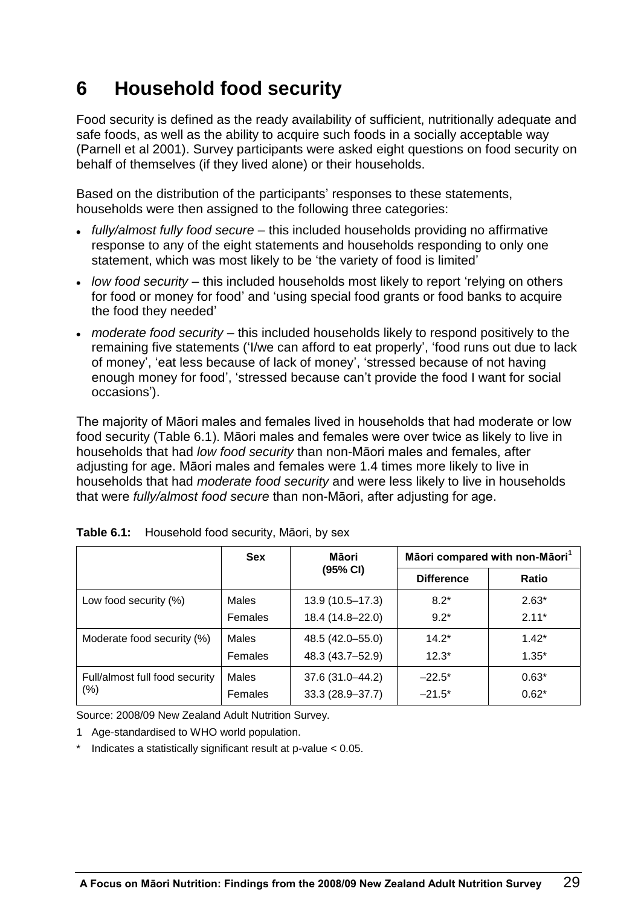# 6 Household food security

Food security is defined as the ready availability of sufficient, nutritionally adequate and safe foods, as well as the ability to acquire such foods in a socially acceptable way (Parnell et al 2001). Survey participants were asked eight questions on food security on behalf of themselves (if they lived alone) or their households.

Based on the distribution of the participants' responses to these statements, households were then assigned to the following three categories:

- *fully/almost fully food secure* – this included households providing no affirmative response to any of the eight statements and households responding to only one statement, which was most likely to be 'the variety of food is limited'
- *low food security* – this included households most likely to report 'relying on others for food or money for food' and 'using special food grants or food banks to acquire the food they needed'
- *moderate food security* – this included households likely to respond positively to the remaining five statements ('I/we can afford to eat properly', 'food runs out due to lack of money', 'eat less because of lack of money', 'stressed because of not having enough money for food', 'stressed because can't provide the food I want for social occasions').

The majority of Māori males and females lived in households that had moderate or low food security (Table 6.1). Māori males and females were over twice as likely to live in households that had *low food security* than non-Māori males and females, after adjusting for age. Māori males and females were 1.4 times more likely to live in households that had *moderate food security* and were less likely to live in households that were *fully/almost food secure* than non-Māori, after adjusting for age.

**Table 6.1:** Household food security, Māori, by sex

| | Sex | Māori (95% CI) | Māori compared with non-Māori[1] | |
|---|---|---|---|---|
| | | | Difference | Ratio |
| Low food security (%) | Males | 13.9 (10.5–17.3) | 8.2* | 2.63* |
| | Females | 18.4 (14.8–22.0) | 9.2* | 2.11* |
| Moderate food security (%) | Males | 48.5 (42.0–55.0) | 14.2* | 1.42* |
| | Females | 48.3 (43.7–52.9) | 12.3* | 1.35* |
| Full/almost full food security (%) | Males | 37.6 (31.0–44.2) | –22.5* | 0.63* |
| | Females | 33.3 (28.9–37.7) | –21.5* | 0.62* |

Source: 2008/09 New Zealand Adult Nutrition Survey.

1 Age-standardised to WHO world population.

\* Indicates a statistically significant result at p-value < 0.05.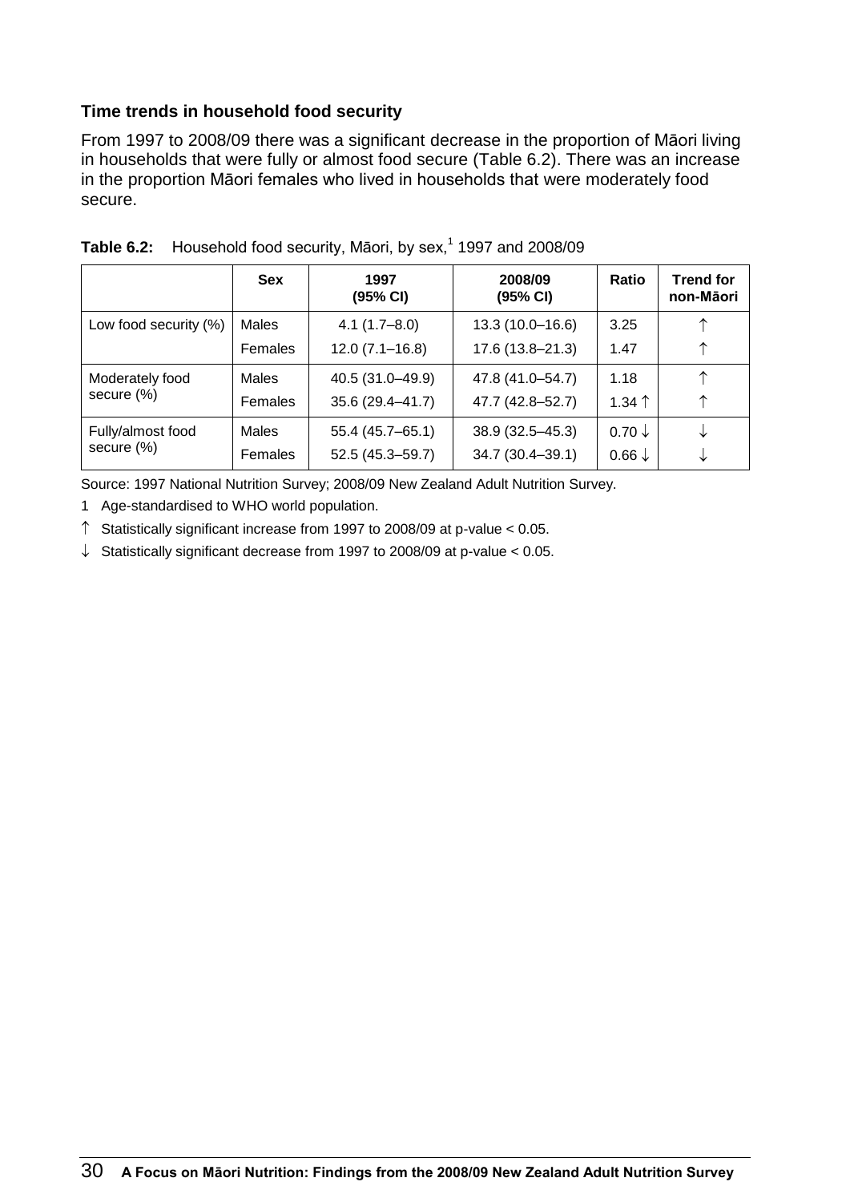### Time trends in household food security

From 1997 to 2008/09 there was a significant decrease in the proportion of Māori living in households that were fully or almost food secure (Table 6.2). There was an increase in the proportion Māori females who lived in households that were moderately food secure.

**Table 6.2:** Household food security, Māori, by sex,[1] 1997 and 2008/09

| | Sex | 1997 (95% CI) | 2008/09 (95% CI) | Ratio | Trend for non-Māori |
|---|---|---|---|---|---|
| Low food security (%) | Males | 4.1 (1.7–8.0) | 13.3 (10.0–16.6) | 3.25 | ↑ |
| | Females | 12.0 (7.1–16.8) | 17.6 (13.8–21.3) | 1.47 | ↑ |
| Moderately food secure (%) | Males | 40.5 (31.0–49.9) | 47.8 (41.0–54.7) | 1.18 | ↑ |
| | Females | 35.6 (29.4–41.7) | 47.7 (42.8–52.7) | 1.34 ↑ | ↑ |
| Fully/almost food secure (%) | Males | 55.4 (45.7–65.1) | 38.9 (32.5–45.3) | 0.70 ↓ | ↓ |
| | Females | 52.5 (45.3–59.7) | 34.7 (30.4–39.1) | 0.66 ↓ | ↓ |

Source: 1997 National Nutrition Survey; 2008/09 New Zealand Adult Nutrition Survey.

1 Age-standardised to WHO world population.

↑ Statistically significant increase from 1997 to 2008/09 at p-value < 0.05.

↓ Statistically significant decrease from 1997 to 2008/09 at p-value < 0.05.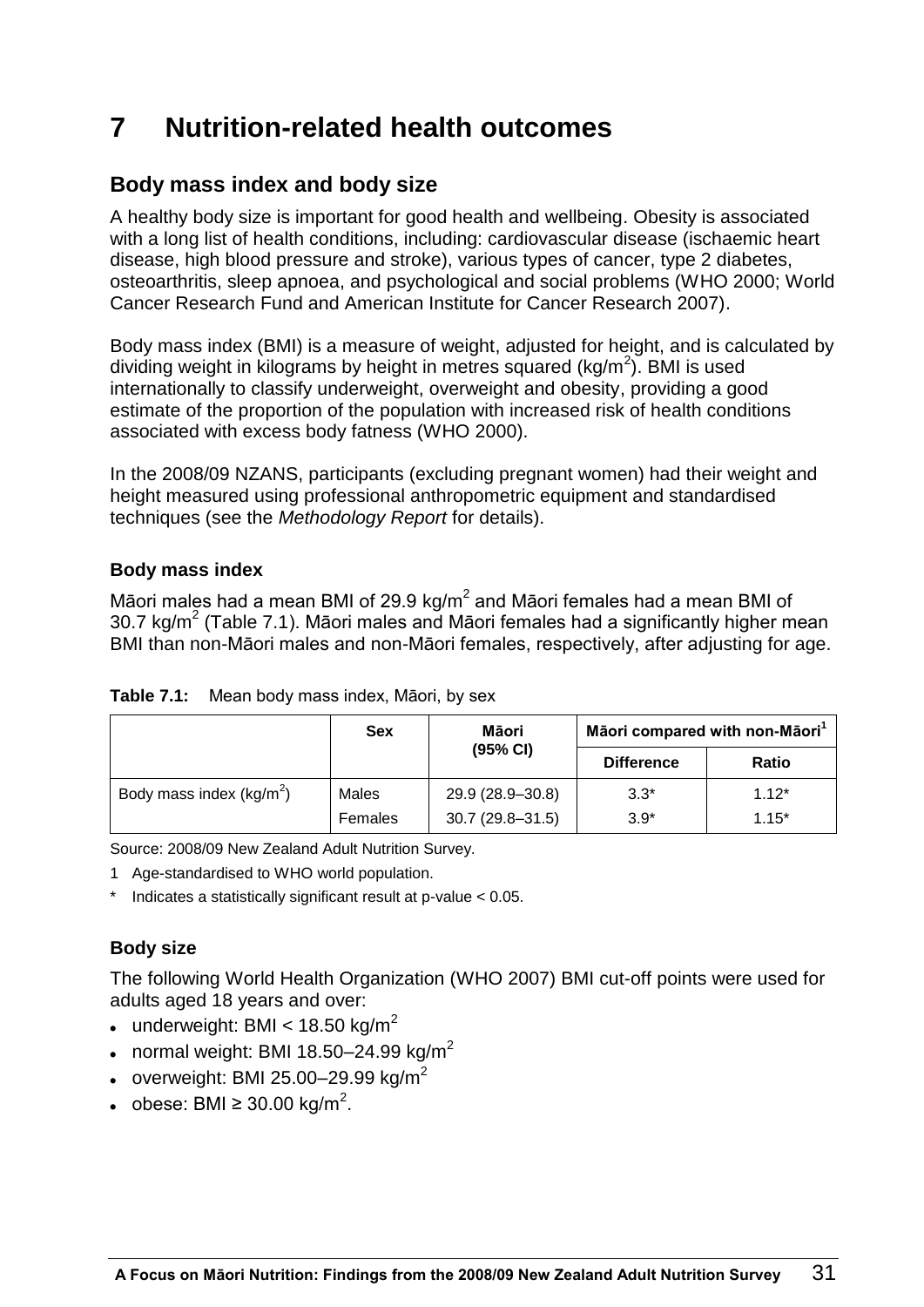# 7 Nutrition-related health outcomes

## Body mass index and body size

A healthy body size is important for good health and wellbeing. Obesity is associated with a long list of health conditions, including: cardiovascular disease (ischaemic heart disease, high blood pressure and stroke), various types of cancer, type 2 diabetes, osteoarthritis, sleep apnoea, and psychological and social problems (WHO 2000; World Cancer Research Fund and American Institute for Cancer Research 2007).

Body mass index (BMI) is a measure of weight, adjusted for height, and is calculated by dividing weight in kilograms by height in metres squared ($kg/m^2$). BMI is used internationally to classify underweight, overweight and obesity, providing a good estimate of the proportion of the population with increased risk of health conditions associated with excess body fatness (WHO 2000).

In the 2008/09 NZANS, participants (excluding pregnant women) had their weight and height measured using professional anthropometric equipment and standardised techniques (see the *Methodology Report* for details).

### Body mass index

Māori males had a mean BMI of 29.9 $kg/m^2$ and Māori females had a mean BMI of 30.7 $kg/m^2$ (Table 7.1). Māori males and Māori females had a significantly higher mean BMI than non-Māori males and non-Māori females, respectively, after adjusting for age.

**Table 7.1:** Mean body mass index, Māori, by sex

| | Sex | Māori (95% CI) | Māori compared with non-Māori[1] | |
|---|---|---|---|---|
| | | | Difference | Ratio |
| Body mass index ($kg/m^2$) | Males | 29.9 (28.9–30.8) | 3.3* | 1.12* |
| | Females | 30.7 (29.8–31.5) | 3.9* | 1.15* |

Source: 2008/09 New Zealand Adult Nutrition Survey.

1 Age-standardised to WHO world population.

* Indicates a statistically significant result at p-value < 0.05.

### Body size

The following World Health Organization (WHO 2007) BMI cut-off points were used for adults aged 18 years and over:

- underweight: BMI < 18.50 $kg/m^2$
- normal weight: BMI 18.50–24.99 $kg/m^2$
- overweight: BMI 25.00–29.99 $kg/m^2$
- obese: BMI ≥ 30.00 $kg/m^2$.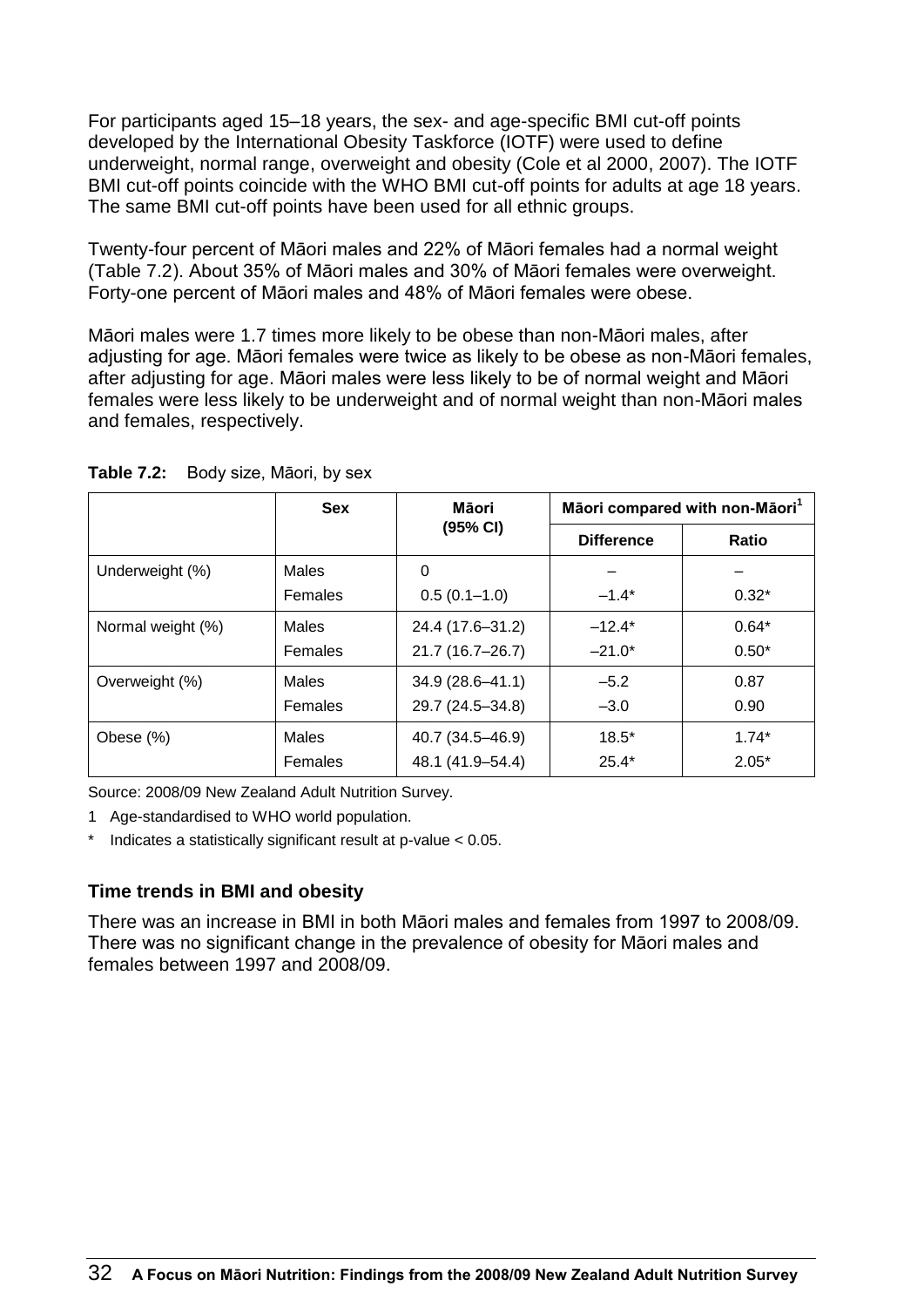For participants aged 15–18 years, the sex- and age-specific BMI cut-off points developed by the International Obesity Taskforce (IOTF) were used to define underweight, normal range, overweight and obesity (Cole et al 2000, 2007). The IOTF BMI cut-off points coincide with the WHO BMI cut-off points for adults at age 18 years. The same BMI cut-off points have been used for all ethnic groups.

Twenty-four percent of Māori males and 22% of Māori females had a normal weight (Table 7.2). About 35% of Māori males and 30% of Māori females were overweight. Forty-one percent of Māori males and 48% of Māori females were obese.

Māori males were 1.7 times more likely to be obese than non-Māori males, after adjusting for age. Māori females were twice as likely to be obese as non-Māori females, after adjusting for age. Māori males were less likely to be of normal weight and Māori females were less likely to be underweight and of normal weight than non-Māori males and females, respectively.

**Table 7.2:** Body size, Māori, by sex

| | Sex | Māori (95% CI) | Māori compared with non-Māori[1] | |
|---|---|---|---|---|
| | | | Difference | Ratio |
| Underweight (%) | Males | 0 | – | – |
| | Females | 0.5 (0.1–1.0) | –1.4* | 0.32* |
| Normal weight (%) | Males | 24.4 (17.6–31.2) | –12.4* | 0.64* |
| | Females | 21.7 (16.7–26.7) | –21.0* | 0.50* |
| Overweight (%) | Males | 34.9 (28.6–41.1) | –5.2 | 0.87 |
| | Females | 29.7 (24.5–34.8) | –3.0 | 0.90 |
| Obese (%) | Males | 40.7 (34.5–46.9) | 18.5* | 1.74* |
| | Females | 48.1 (41.9–54.4) | 25.4* | 2.05* |

Source: 2008/09 New Zealand Adult Nutrition Survey.

1 Age-standardised to WHO world population.

* Indicates a statistically significant result at p-value < 0.05.

### Time trends in BMI and obesity

There was an increase in BMI in both Māori males and females from 1997 to 2008/09. There was no significant change in the prevalence of obesity for Māori males and females between 1997 and 2008/09.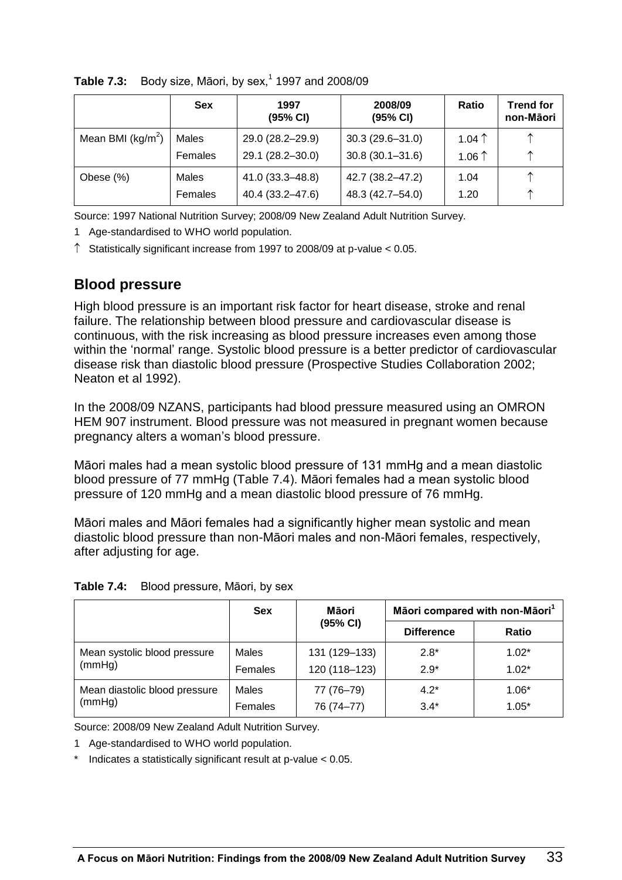**Table 7.3:** Body size, Māori, by sex,[1] 1997 and 2008/09

| | Sex | 1997 (95% CI) | 2008/09 (95% CI) | Ratio | Trend for non-Māori |
|---|---|---|---|---|---|
| Mean BMI (kg/m$^2$) | Males | 29.0 (28.2–29.9) | 30.3 (29.6–31.0) | 1.04 ↑ | ↑ |
| | Females | 29.1 (28.2–30.0) | 30.8 (30.1–31.6) | 1.06 ↑ | ↑ |
| Obese (%) | Males | 41.0 (33.3–48.8) | 42.7 (38.2–47.2) | 1.04 | ↑ |
| | Females | 40.4 (33.2–47.6) | 48.3 (42.7–54.0) | 1.20 | ↑ |

Source: 1997 National Nutrition Survey; 2008/09 New Zealand Adult Nutrition Survey.

1 Age-standardised to WHO world population.

↑ Statistically significant increase from 1997 to 2008/09 at p-value < 0.05.

## Blood pressure

High blood pressure is an important risk factor for heart disease, stroke and renal failure. The relationship between blood pressure and cardiovascular disease is continuous, with the risk increasing as blood pressure increases even among those within the 'normal' range. Systolic blood pressure is a better predictor of cardiovascular disease risk than diastolic blood pressure (Prospective Studies Collaboration 2002; Neaton et al 1992).

In the 2008/09 NZANS, participants had blood pressure measured using an OMRON HEM 907 instrument. Blood pressure was not measured in pregnant women because pregnancy alters a woman's blood pressure.

Māori males had a mean systolic blood pressure of 131 mmHg and a mean diastolic blood pressure of 77 mmHg (Table 7.4). Māori females had a mean systolic blood pressure of 120 mmHg and a mean diastolic blood pressure of 76 mmHg.

Māori males and Māori females had a significantly higher mean systolic and mean diastolic blood pressure than non-Māori males and non-Māori females, respectively, after adjusting for age.

**Table 7.4:** Blood pressure, Māori, by sex

| | Sex | Māori (95% CI) | Māori compared with non-Māori[1] | |
|---|---|---|---|---|
| | | | Difference | Ratio |
| Mean systolic blood pressure (mmHg) | Males | 131 (129–133) | 2.8* | 1.02* |
| | Females | 120 (118–123) | 2.9* | 1.02* |
| Mean diastolic blood pressure (mmHg) | Males | 77 (76–79) | 4.2* | 1.06* |
| | Females | 76 (74–77) | 3.4* | 1.05* |

Source: 2008/09 New Zealand Adult Nutrition Survey.

1 Age-standardised to WHO world population.

* Indicates a statistically significant result at p-value < 0.05.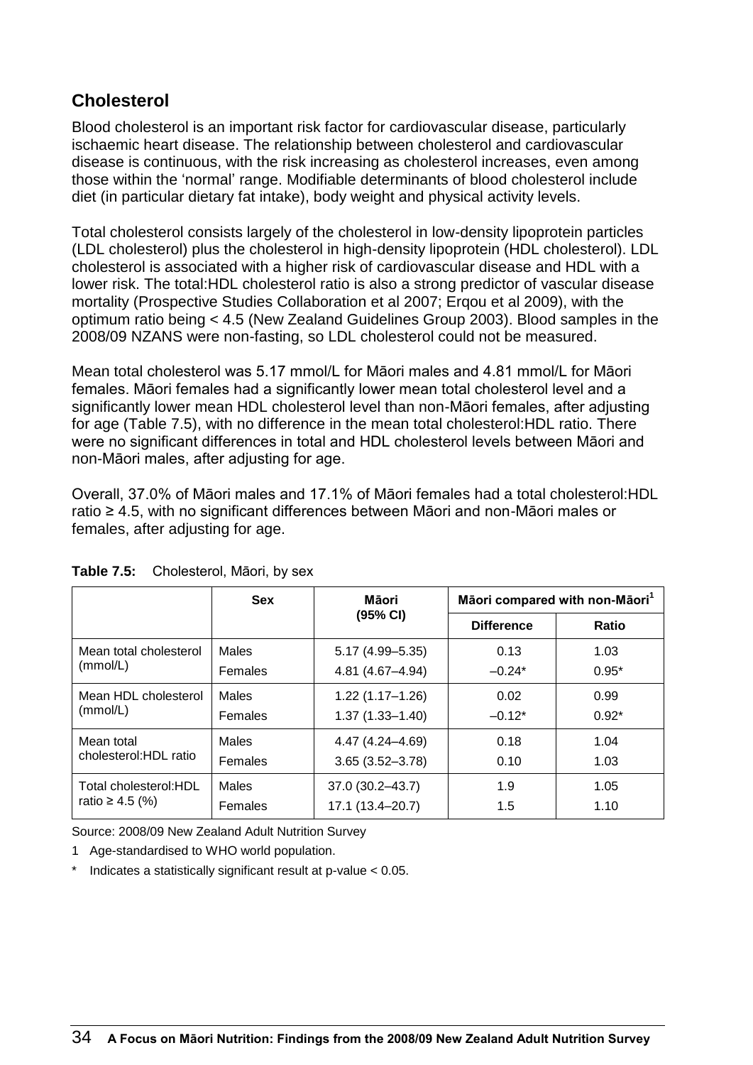## Cholesterol

Blood cholesterol is an important risk factor for cardiovascular disease, particularly ischaemic heart disease. The relationship between cholesterol and cardiovascular disease is continuous, with the risk increasing as cholesterol increases, even among those within the 'normal' range. Modifiable determinants of blood cholesterol include diet (in particular dietary fat intake), body weight and physical activity levels.

Total cholesterol consists largely of the cholesterol in low-density lipoprotein particles (LDL cholesterol) plus the cholesterol in high-density lipoprotein (HDL cholesterol). LDL cholesterol is associated with a higher risk of cardiovascular disease and HDL with a lower risk. The total:HDL cholesterol ratio is also a strong predictor of vascular disease mortality (Prospective Studies Collaboration et al 2007; Erqou et al 2009), with the optimum ratio being < 4.5 (New Zealand Guidelines Group 2003). Blood samples in the 2008/09 NZANS were non-fasting, so LDL cholesterol could not be measured.

Mean total cholesterol was 5.17 mmol/L for Māori males and 4.81 mmol/L for Māori females. Māori females had a significantly lower mean total cholesterol level and a significantly lower mean HDL cholesterol level than non-Māori females, after adjusting for age (Table 7.5), with no difference in the mean total cholesterol:HDL ratio. There were no significant differences in total and HDL cholesterol levels between Māori and non-Māori males, after adjusting for age.

Overall, 37.0% of Māori males and 17.1% of Māori females had a total cholesterol:HDL ratio ≥ 4.5, with no significant differences between Māori and non-Māori males or females, after adjusting for age.

**Table 7.5:** Cholesterol, Māori, by sex

| | Sex | Māori (95% CI) | Māori compared with non-Māori[1] | |
|---|---|---|---|---|
| | | | Difference | Ratio |
| Mean total cholesterol (mmol/L) | Males | 5.17 (4.99–5.35) | 0.13 | 1.03 |
| | Females | 4.81 (4.67–4.94) | –0.24* | 0.95* |
| Mean HDL cholesterol (mmol/L) | Males | 1.22 (1.17–1.26) | 0.02 | 0.99 |
| | Females | 1.37 (1.33–1.40) | –0.12* | 0.92* |
| Mean total cholesterol:HDL ratio | Males | 4.47 (4.24–4.69) | 0.18 | 1.04 |
| | Females | 3.65 (3.52–3.78) | 0.10 | 1.03 |
| Total cholesterol:HDL ratio ≥ 4.5 (%) | Males | 37.0 (30.2–43.7) | 1.9 | 1.05 |
| | Females | 17.1 (13.4–20.7) | 1.5 | 1.10 |

Source: 2008/09 New Zealand Adult Nutrition Survey

1 Age-standardised to WHO world population.

\* Indicates a statistically significant result at p-value < 0.05.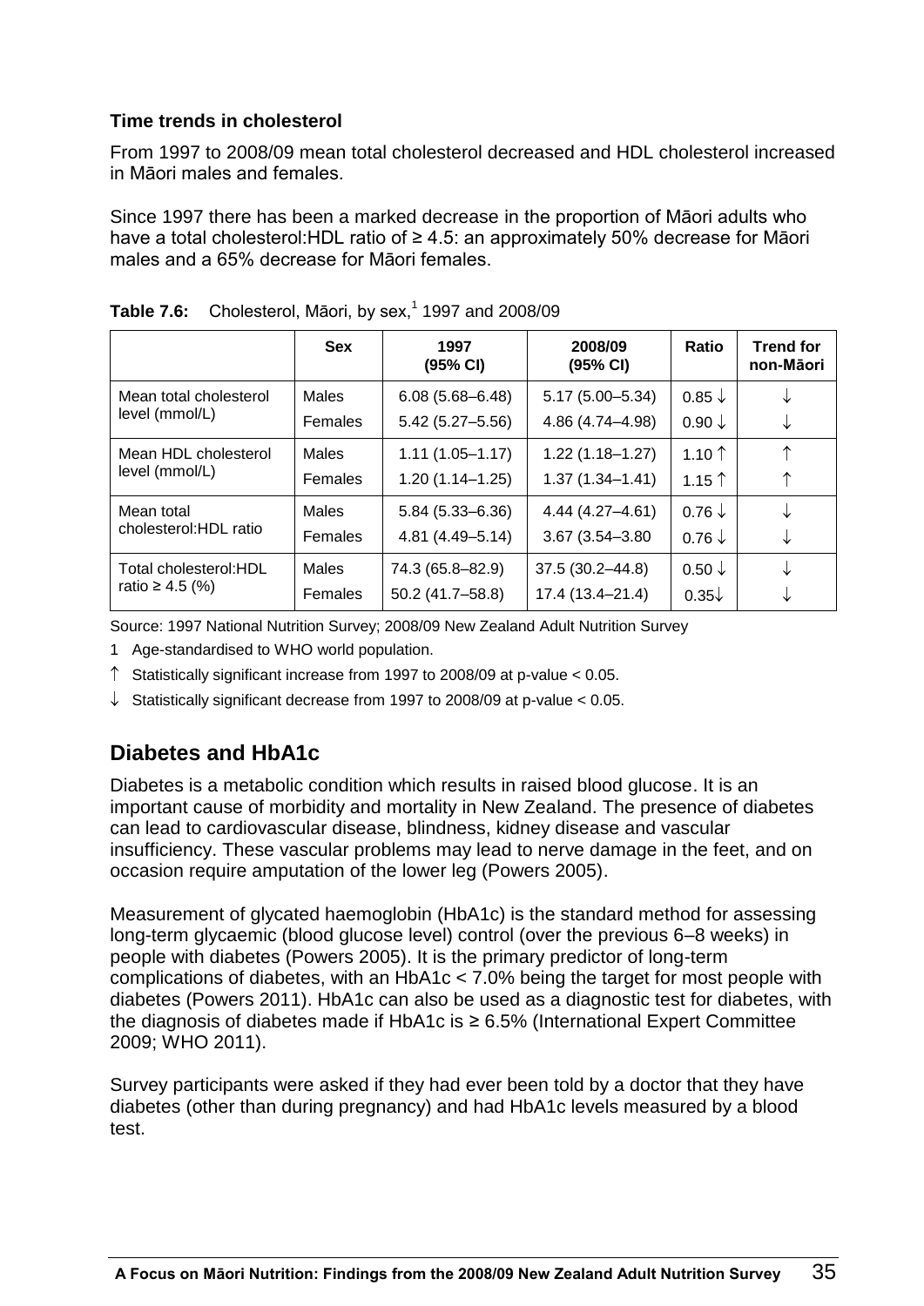### Time trends in cholesterol

From 1997 to 2008/09 mean total cholesterol decreased and HDL cholesterol increased in Māori males and females.

Since 1997 there has been a marked decrease in the proportion of Māori adults who have a total cholesterol:HDL ratio of ≥ 4.5: an approximately 50% decrease for Māori males and a 65% decrease for Māori females.

**Table 7.6:** Cholesterol, Māori, by sex,[1] 1997 and 2008/09

| | Sex | 1997 (95% CI) | 2008/09 (95% CI) | Ratio | Trend for non-Māori |
|---|---|---|---|---|---|
| Mean total cholesterol level (mmol/L) | Males | 6.08 (5.68–6.48) | 5.17 (5.00–5.34) | 0.85 ↓ | ↓ |
| | Females | 5.42 (5.27–5.56) | 4.86 (4.74–4.98) | 0.90 ↓ | ↓ |
| Mean HDL cholesterol level (mmol/L) | Males | 1.11 (1.05–1.17) | 1.22 (1.18–1.27) | 1.10 ↑ | ↑ |
| | Females | 1.20 (1.14–1.25) | 1.37 (1.34–1.41) | 1.15 ↑ | ↑ |
| Mean total cholesterol:HDL ratio | Males | 5.84 (5.33–6.36) | 4.44 (4.27–4.61) | 0.76 ↓ | ↓ |
| | Females | 4.81 (4.49–5.14) | 3.67 (3.54–3.80 | 0.76 ↓ | ↓ |
| Total cholesterol:HDL ratio ≥ 4.5 (%) | Males | 74.3 (65.8–82.9) | 37.5 (30.2–44.8) | 0.50 ↓ | ↓ |
| | Females | 50.2 (41.7–58.8) | 17.4 (13.4–21.4) | 0.35↓ | ↓ |

Source: 1997 National Nutrition Survey; 2008/09 New Zealand Adult Nutrition Survey

1 Age-standardised to WHO world population.

↑ Statistically significant increase from 1997 to 2008/09 at p-value < 0.05.

↓ Statistically significant decrease from 1997 to 2008/09 at p-value < 0.05.

## Diabetes and HbA1c

Diabetes is a metabolic condition which results in raised blood glucose. It is an important cause of morbidity and mortality in New Zealand. The presence of diabetes can lead to cardiovascular disease, blindness, kidney disease and vascular insufficiency. These vascular problems may lead to nerve damage in the feet, and on occasion require amputation of the lower leg (Powers 2005).

Measurement of glycated haemoglobin (HbA1c) is the standard method for assessing long-term glycaemic (blood glucose level) control (over the previous 6–8 weeks) in people with diabetes (Powers 2005). It is the primary predictor of long-term complications of diabetes, with an HbA1c < 7.0% being the target for most people with diabetes (Powers 2011). HbA1c can also be used as a diagnostic test for diabetes, with the diagnosis of diabetes made if HbA1c is ≥ 6.5% (International Expert Committee 2009; WHO 2011).

Survey participants were asked if they had ever been told by a doctor that they have diabetes (other than during pregnancy) and had HbA1c levels measured by a blood test.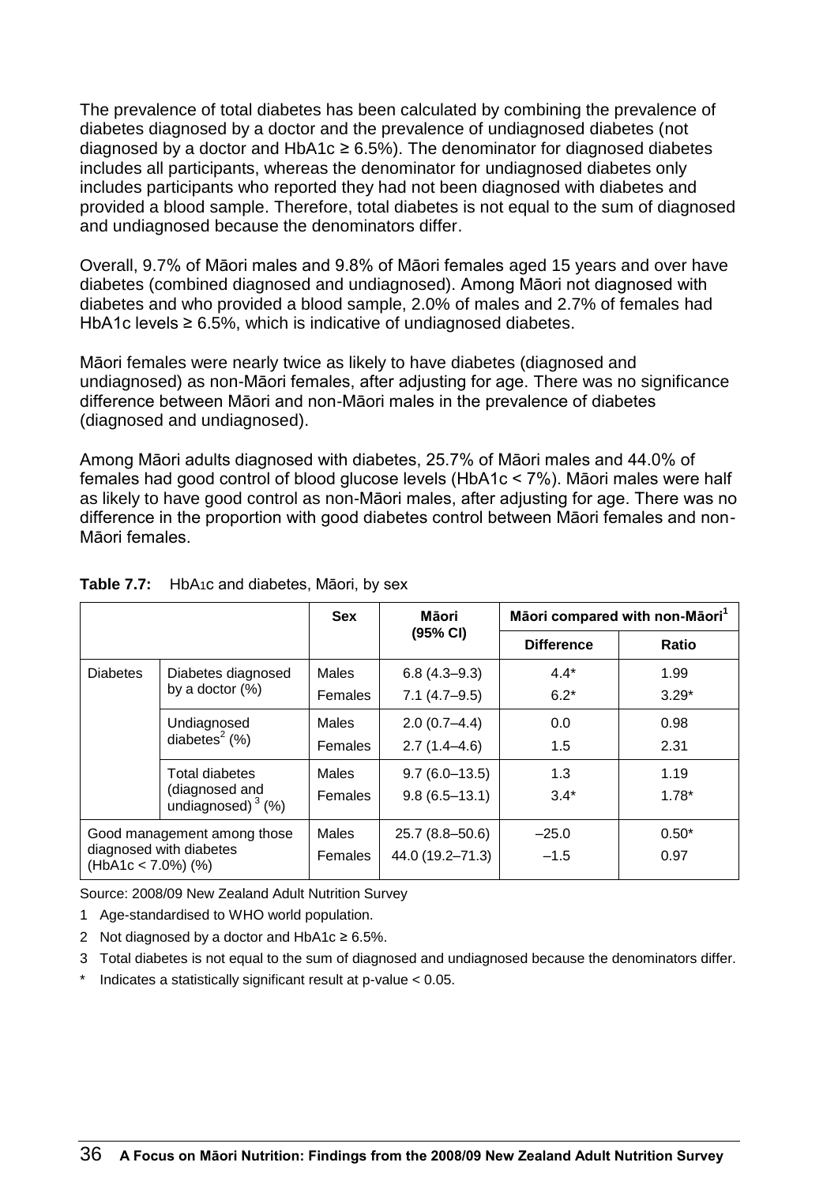The prevalence of total diabetes has been calculated by combining the prevalence of diabetes diagnosed by a doctor and the prevalence of undiagnosed diabetes (not diagnosed by a doctor and HbA1c ≥ 6.5%). The denominator for diagnosed diabetes includes all participants, whereas the denominator for undiagnosed diabetes only includes participants who reported they had not been diagnosed with diabetes and provided a blood sample. Therefore, total diabetes is not equal to the sum of diagnosed and undiagnosed because the denominators differ.

Overall, 9.7% of Māori males and 9.8% of Māori females aged 15 years and over have diabetes (combined diagnosed and undiagnosed). Among Māori not diagnosed with diabetes and who provided a blood sample, 2.0% of males and 2.7% of females had HbA1c levels ≥ 6.5%, which is indicative of undiagnosed diabetes.

Māori females were nearly twice as likely to have diabetes (diagnosed and undiagnosed) as non-Māori females, after adjusting for age. There was no significance difference between Māori and non-Māori males in the prevalence of diabetes (diagnosed and undiagnosed).

Among Māori adults diagnosed with diabetes, 25.7% of Māori males and 44.0% of females had good control of blood glucose levels (HbA1c < 7%). Māori males were half as likely to have good control as non-Māori males, after adjusting for age. There was no difference in the proportion with good diabetes control between Māori females and non-Māori females.

**Table 7.7:** HbA1c and diabetes, Māori, by sex

| | | Sex | Māori (95% CI) | Māori compared with non-Māori[1] | |
|---|---|---|---|---|---|
| | | | | Difference | Ratio |
| Diabetes | Diabetes diagnosed by a doctor (%) | Males | 6.8 (4.3–9.3) | 4.4* | 1.99 |
| | | Females | 7.1 (4.7–9.5) | 6.2* | 3.29* |
| | Undiagnosed diabetes[2] (%) | Males | 2.0 (0.7–4.4) | 0.0 | 0.98 |
| | | Females | 2.7 (1.4–4.6) | 1.5 | 2.31 |
| | Total diabetes (diagnosed and undiagnosed)[3] (%) | Males | 9.7 (6.0–13.5) | 1.3 | 1.19 |
| | | Females | 9.8 (6.5–13.1) | 3.4* | 1.78* |
| Good management among those diagnosed with diabetes (HbA1c < 7.0%) (%) | | Males | 25.7 (8.8–50.6) | –25.0 | 0.50* |
| | | Females | 44.0 (19.2–71.3) | –1.5 | 0.97 |

Source: 2008/09 New Zealand Adult Nutrition Survey

1 Age-standardised to WHO world population.

2 Not diagnosed by a doctor and HbA1c ≥ 6.5%.

3 Total diabetes is not equal to the sum of diagnosed and undiagnosed because the denominators differ.

\* Indicates a statistically significant result at p-value < 0.05.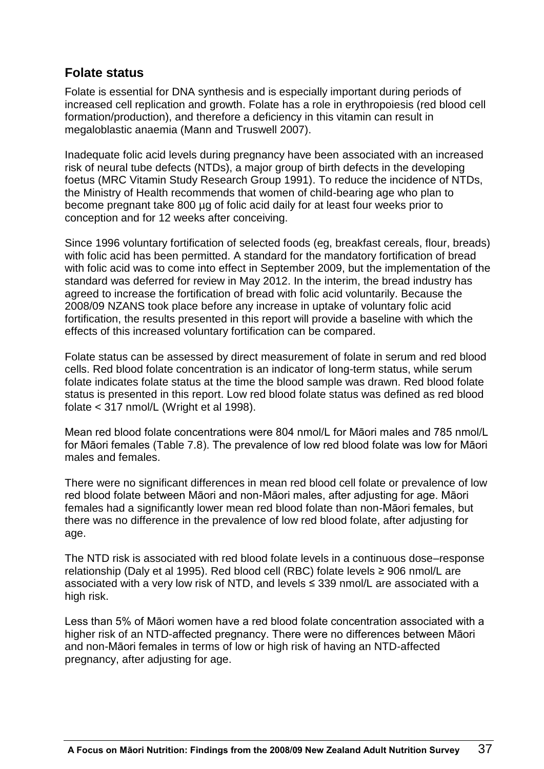## Folate status

Folate is essential for DNA synthesis and is especially important during periods of increased cell replication and growth. Folate has a role in erythropoiesis (red blood cell formation/production), and therefore a deficiency in this vitamin can result in megaloblastic anaemia (Mann and Truswell 2007).

Inadequate folic acid levels during pregnancy have been associated with an increased risk of neural tube defects (NTDs), a major group of birth defects in the developing foetus (MRC Vitamin Study Research Group 1991). To reduce the incidence of NTDs, the Ministry of Health recommends that women of child-bearing age who plan to become pregnant take 800 µg of folic acid daily for at least four weeks prior to conception and for 12 weeks after conceiving.

Since 1996 voluntary fortification of selected foods (eg, breakfast cereals, flour, breads) with folic acid has been permitted. A standard for the mandatory fortification of bread with folic acid was to come into effect in September 2009, but the implementation of the standard was deferred for review in May 2012. In the interim, the bread industry has agreed to increase the fortification of bread with folic acid voluntarily. Because the 2008/09 NZANS took place before any increase in uptake of voluntary folic acid fortification, the results presented in this report will provide a baseline with which the effects of this increased voluntary fortification can be compared.

Folate status can be assessed by direct measurement of folate in serum and red blood cells. Red blood folate concentration is an indicator of long-term status, while serum folate indicates folate status at the time the blood sample was drawn. Red blood folate status is presented in this report. Low red blood folate status was defined as red blood folate < 317 nmol/L (Wright et al 1998).

Mean red blood folate concentrations were 804 nmol/L for Māori males and 785 nmol/L for Māori females (Table 7.8). The prevalence of low red blood folate was low for Māori males and females.

There were no significant differences in mean red blood cell folate or prevalence of low red blood folate between Māori and non-Māori males, after adjusting for age. Māori females had a significantly lower mean red blood folate than non-Māori females, but there was no difference in the prevalence of low red blood folate, after adjusting for age.

The NTD risk is associated with red blood folate levels in a continuous dose–response relationship (Daly et al 1995). Red blood cell (RBC) folate levels ≥ 906 nmol/L are associated with a very low risk of NTD, and levels ≤ 339 nmol/L are associated with a high risk.

Less than 5% of Māori women have a red blood folate concentration associated with a higher risk of an NTD-affected pregnancy. There were no differences between Māori and non-Māori females in terms of low or high risk of having an NTD-affected pregnancy, after adjusting for age.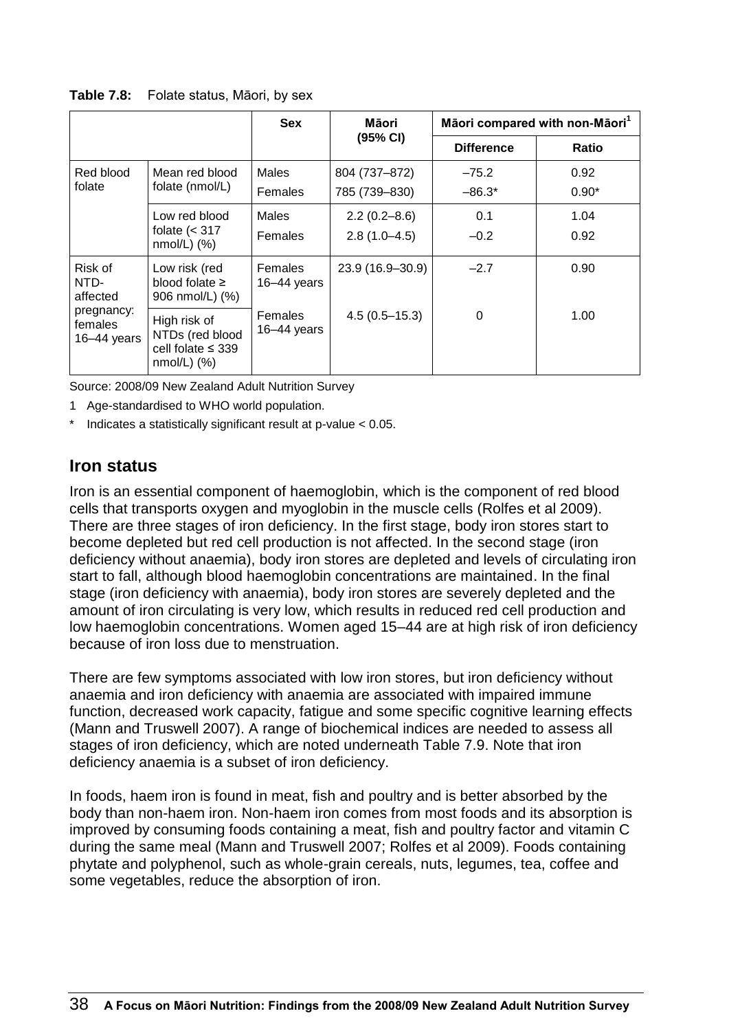**Table 7.8:** Folate status, Māori, by sex

| | | Sex | Māori (95% CI) | Māori compared with non-Māori[1] | |
|---|---|---|---|---|---|
| | | | | Difference | Ratio |
| Red blood folate | Mean red blood folate (nmol/L) | Males | 804 (737–872) | –75.2 | 0.92 |
| | | Females | 785 (739–830) | –86.3* | 0.90* |
| | Low red blood folate (< 317 nmol/L) (%) | Males | 2.2 (0.2–8.6) | 0.1 | 1.04 |
| | | Females | 2.8 (1.0–4.5) | –0.2 | 0.92 |
| Risk of NTD-affected pregnancy: females 16–44 years | Low risk (red blood folate ≥ 906 nmol/L) (%) | Females 16–44 years | 23.9 (16.9–30.9) | –2.7 | 0.90 |
| | High risk of NTDs (red blood cell folate ≤ 339 nmol/L) (%) | Females 16–44 years | 4.5 (0.5–15.3) | 0 | 1.00 |

Source: 2008/09 New Zealand Adult Nutrition Survey

1 Age-standardised to WHO world population.

* Indicates a statistically significant result at p-value < 0.05.

## Iron status

Iron is an essential component of haemoglobin, which is the component of red blood cells that transports oxygen and myoglobin in the muscle cells (Rolfes et al 2009). There are three stages of iron deficiency. In the first stage, body iron stores start to become depleted but red cell production is not affected. In the second stage (iron deficiency without anaemia), body iron stores are depleted and levels of circulating iron start to fall, although blood haemoglobin concentrations are maintained. In the final stage (iron deficiency with anaemia), body iron stores are severely depleted and the amount of iron circulating is very low, which results in reduced red cell production and low haemoglobin concentrations. Women aged 15–44 are at high risk of iron deficiency because of iron loss due to menstruation.

There are few symptoms associated with low iron stores, but iron deficiency without anaemia and iron deficiency with anaemia are associated with impaired immune function, decreased work capacity, fatigue and some specific cognitive learning effects (Mann and Truswell 2007). A range of biochemical indices are needed to assess all stages of iron deficiency, which are noted underneath Table 7.9. Note that iron deficiency anaemia is a subset of iron deficiency.

In foods, haem iron is found in meat, fish and poultry and is better absorbed by the body than non-haem iron. Non-haem iron comes from most foods and its absorption is improved by consuming foods containing a meat, fish and poultry factor and vitamin C during the same meal (Mann and Truswell 2007; Rolfes et al 2009). Foods containing phytate and polyphenol, such as whole-grain cereals, nuts, legumes, tea, coffee and some vegetables, reduce the absorption of iron.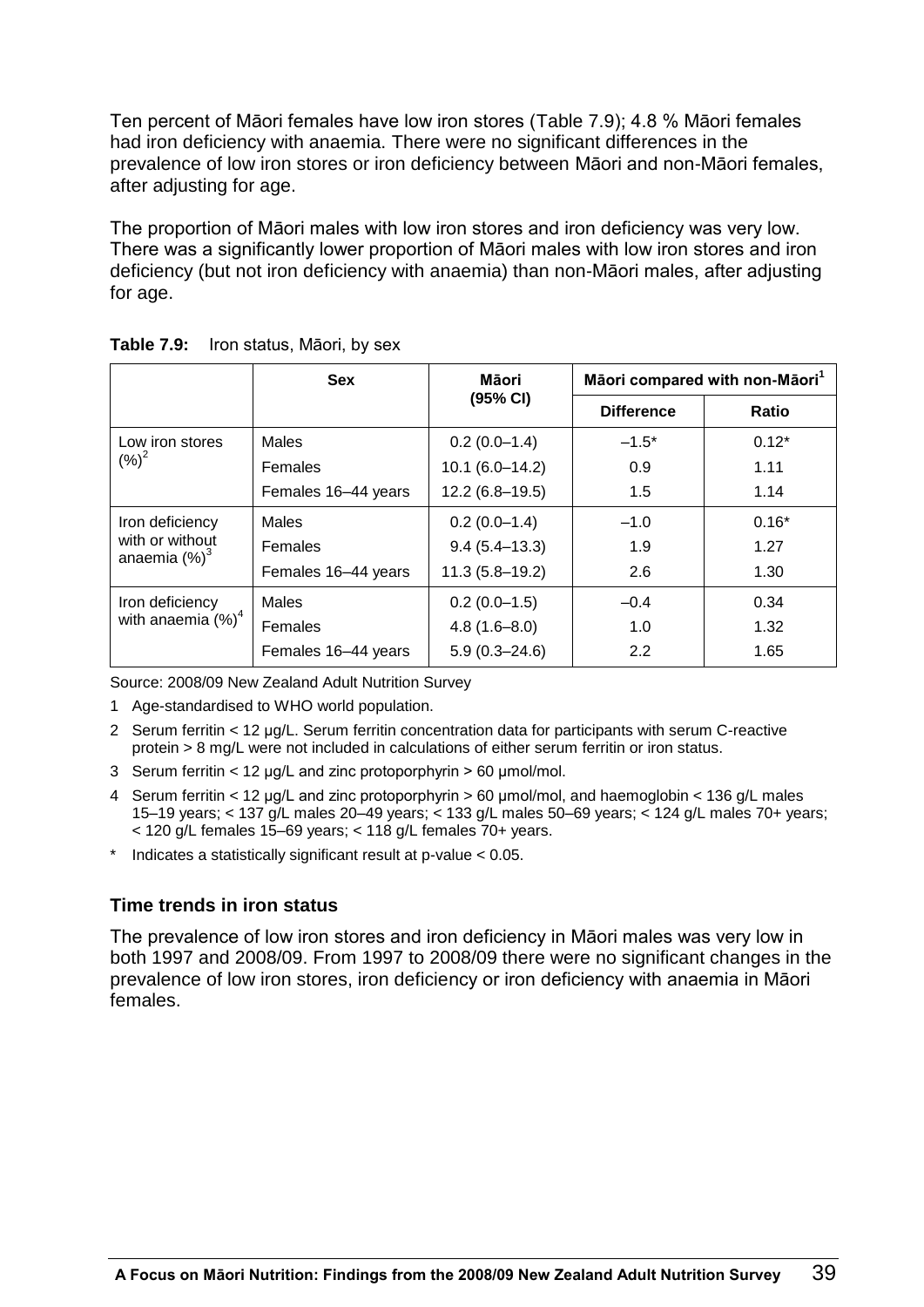Ten percent of Māori females have low iron stores (Table 7.9); 4.8 % Māori females had iron deficiency with anaemia. There were no significant differences in the prevalence of low iron stores or iron deficiency between Māori and non-Māori females, after adjusting for age.

The proportion of Māori males with low iron stores and iron deficiency was very low. There was a significantly lower proportion of Māori males with low iron stores and iron deficiency (but not iron deficiency with anaemia) than non-Māori males, after adjusting for age.

**Table 7.9:** Iron status, Māori, by sex

| | Sex | Māori (95% CI) | Māori compared with non-Māori[1] | |
|---|---|---|---|---|
| | | | Difference | Ratio |
| Low iron stores (%)[2] | Males | 0.2 (0.0–1.4) | –1.5* | 0.12* |
| | Females | 10.1 (6.0–14.2) | 0.9 | 1.11 |
| | Females 16–44 years | 12.2 (6.8–19.5) | 1.5 | 1.14 |
| Iron deficiency with or without anaemia (%)[3] | Males | 0.2 (0.0–1.4) | –1.0 | 0.16* |
| | Females | 9.4 (5.4–13.3) | 1.9 | 1.27 |
| | Females 16–44 years | 11.3 (5.8–19.2) | 2.6 | 1.30 |
| Iron deficiency with anaemia (%)[4] | Males | 0.2 (0.0–1.5) | –0.4 | 0.34 |
| | Females | 4.8 (1.6–8.0) | 1.0 | 1.32 |
| | Females 16–44 years | 5.9 (0.3–24.6) | 2.2 | 1.65 |

Source: 2008/09 New Zealand Adult Nutrition Survey

1 Age-standardised to WHO world population.

2 Serum ferritin < 12 µg/L. Serum ferritin concentration data for participants with serum C-reactive protein > 8 mg/L were not included in calculations of either serum ferritin or iron status.

3 Serum ferritin < 12 µg/L and zinc protoporphyrin > 60 µmol/mol.

4 Serum ferritin < 12 µg/L and zinc protoporphyrin > 60 µmol/mol, and haemoglobin < 136 g/L males 15–19 years; < 137 g/L males 20–49 years; < 133 g/L males 50–69 years; < 124 g/L males 70+ years; < 120 g/L females 15–69 years; < 118 g/L females 70+ years.

* Indicates a statistically significant result at p-value < 0.05.

### Time trends in iron status

The prevalence of low iron stores and iron deficiency in Māori males was very low in both 1997 and 2008/09. From 1997 to 2008/09 there were no significant changes in the prevalence of low iron stores, iron deficiency or iron deficiency with anaemia in Māori females.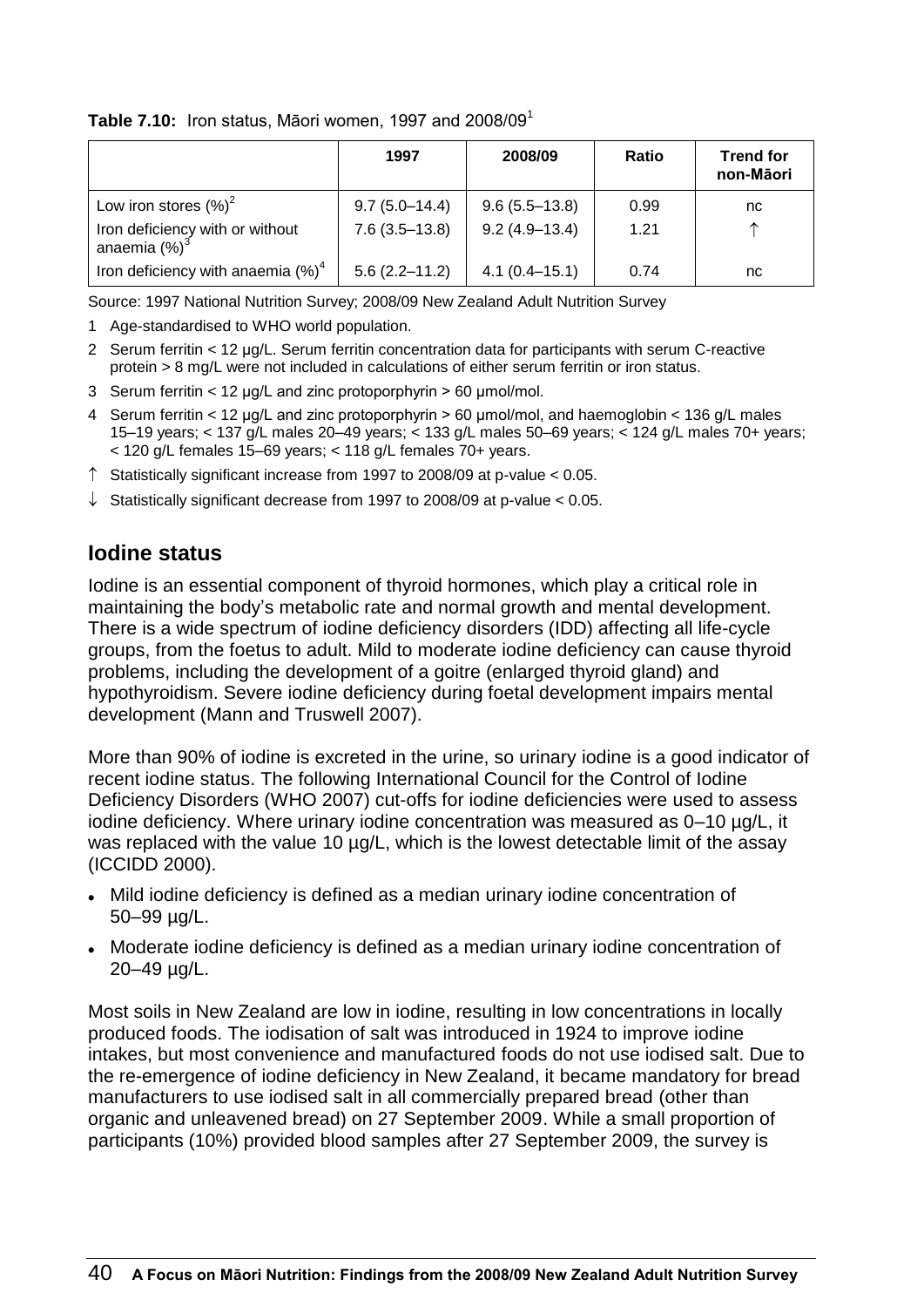**Table 7.10:** Iron status, Māori women, 1997 and 2008/09[1]

| | 1997 | 2008/09 | Ratio | Trend for non-Māori |
|---|---|---|---|---|
| Low iron stores (%)[2] | 9.7 (5.0–14.4) | 9.6 (5.5–13.8) | 0.99 | nc |
| Iron deficiency with or without anaemia (%)[3] | 7.6 (3.5–13.8) | 9.2 (4.9–13.4) | 1.21 | ↑ |
| Iron deficiency with anaemia (%)[4] | 5.6 (2.2–11.2) | 4.1 (0.4–15.1) | 0.74 | nc |

Source: 1997 National Nutrition Survey; 2008/09 New Zealand Adult Nutrition Survey

1 Age-standardised to WHO world population.

2 Serum ferritin < 12 µg/L. Serum ferritin concentration data for participants with serum C-reactive protein > 8 mg/L were not included in calculations of either serum ferritin or iron status.

3 Serum ferritin < 12 µg/L and zinc protoporphyrin > 60 µmol/mol.

4 Serum ferritin < 12 µg/L and zinc protoporphyrin > 60 µmol/mol, and haemoglobin < 136 g/L males 15–19 years; < 137 g/L males 20–49 years; < 133 g/L males 50–69 years; < 124 g/L males 70+ years; < 120 g/L females 15–69 years; < 118 g/L females 70+ years.

↑ Statistically significant increase from 1997 to 2008/09 at p-value < 0.05.

↓ Statistically significant decrease from 1997 to 2008/09 at p-value < 0.05.

## Iodine status

Iodine is an essential component of thyroid hormones, which play a critical role in maintaining the body's metabolic rate and normal growth and mental development. There is a wide spectrum of iodine deficiency disorders (IDD) affecting all life-cycle groups, from the foetus to adult. Mild to moderate iodine deficiency can cause thyroid problems, including the development of a goitre (enlarged thyroid gland) and hypothyroidism. Severe iodine deficiency during foetal development impairs mental development (Mann and Truswell 2007).

More than 90% of iodine is excreted in the urine, so urinary iodine is a good indicator of recent iodine status. The following International Council for the Control of Iodine Deficiency Disorders (WHO 2007) cut-offs for iodine deficiencies were used to assess iodine deficiency. Where urinary iodine concentration was measured as 0–10 µg/L, it was replaced with the value 10 µg/L, which is the lowest detectable limit of the assay (ICCIDD 2000).

- Mild iodine deficiency is defined as a median urinary iodine concentration of 50–99 µg/L.
- Moderate iodine deficiency is defined as a median urinary iodine concentration of 20–49 µg/L.

Most soils in New Zealand are low in iodine, resulting in low concentrations in locally produced foods. The iodisation of salt was introduced in 1924 to improve iodine intakes, but most convenience and manufactured foods do not use iodised salt. Due to the re-emergence of iodine deficiency in New Zealand, it became mandatory for bread manufacturers to use iodised salt in all commercially prepared bread (other than organic and unleavened bread) on 27 September 2009. While a small proportion of participants (10%) provided blood samples after 27 September 2009, the survey is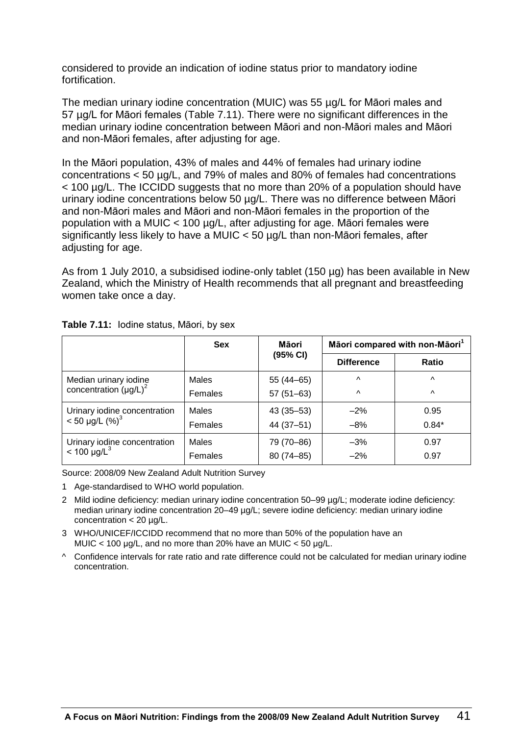considered to provide an indication of iodine status prior to mandatory iodine fortification.

The median urinary iodine concentration (MUIC) was 55 µg/L for Māori males and 57 µg/L for Māori females (Table 7.11). There were no significant differences in the median urinary iodine concentration between Māori and non-Māori males and Māori and non-Māori females, after adjusting for age.

In the Māori population, 43% of males and 44% of females had urinary iodine concentrations < 50 µg/L, and 79% of males and 80% of females had concentrations < 100 µg/L. The ICCIDD suggests that no more than 20% of a population should have urinary iodine concentrations below 50 µg/L. There was no difference between Māori and non-Māori males and Māori and non-Māori females in the proportion of the population with a MUIC < 100 µg/L, after adjusting for age. Māori females were significantly less likely to have a MUIC < 50 µg/L than non-Māori females, after adjusting for age.

As from 1 July 2010, a subsidised iodine-only tablet (150 µg) has been available in New Zealand, which the Ministry of Health recommends that all pregnant and breastfeeding women take once a day.

**Table 7.11:** Iodine status, Māori, by sex

| | Sex | Māori (95% CI) | Māori compared with non-Māori[1] | |
|---|---|---|---|---|
| | | | Difference | Ratio |
| Median urinary iodine concentration (µg/L)[2] | Males | 55 (44–65) | ^ | ^ |
| | Females | 57 (51–63) | ^ | ^ |
| Urinary iodine concentration < 50 µg/L (%)[3] | Males | 43 (35–53) | –2% | 0.95 |
| | Females | 44 (37–51) | –8% | 0.84* |
| Urinary iodine concentration < 100 µg/L[3] | Males | 79 (70–86) | –3% | 0.97 |
| | Females | 80 (74–85) | –2% | 0.97 |

Source: 2008/09 New Zealand Adult Nutrition Survey

1 Age-standardised to WHO world population.

2 Mild iodine deficiency: median urinary iodine concentration 50–99 µg/L; moderate iodine deficiency: median urinary iodine concentration 20–49 µg/L; severe iodine deficiency: median urinary iodine concentration < 20 µg/L.

3 WHO/UNICEF/ICCIDD recommend that no more than 50% of the population have an MUIC < 100 µg/L, and no more than 20% have an MUIC < 50 µg/L.

^ Confidence intervals for rate ratio and rate difference could not be calculated for median urinary iodine concentration.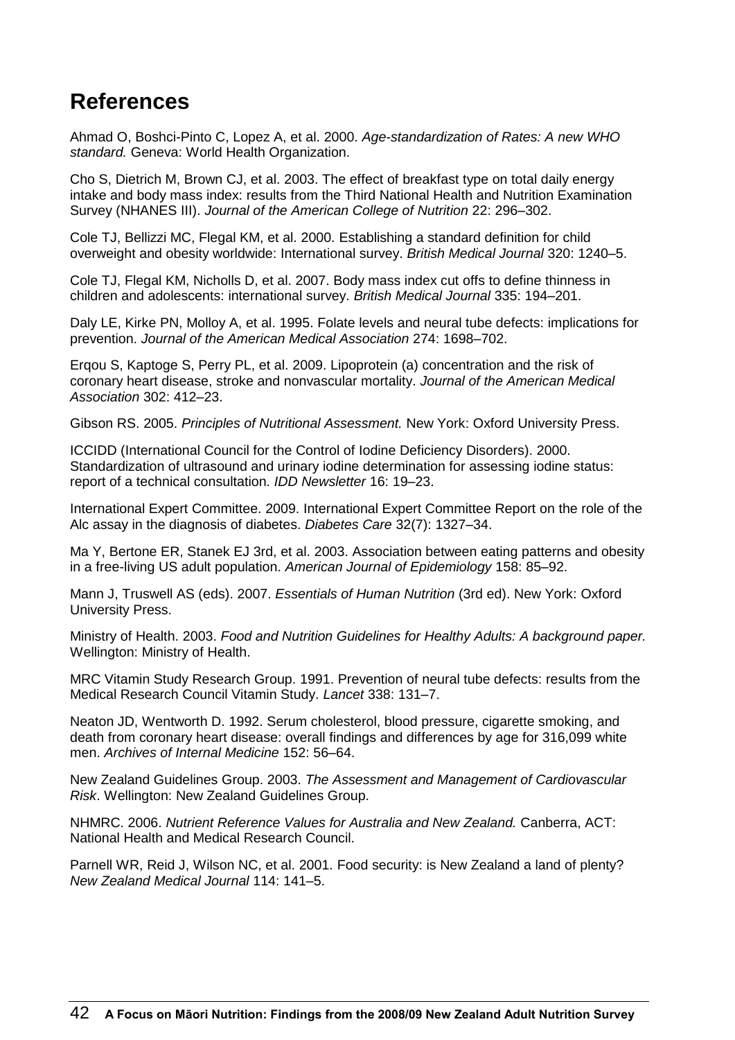# References

Ahmad O, Boshci-Pinto C, Lopez A, et al. 2000. *Age-standardization of Rates: A new WHO standard.* Geneva: World Health Organization.

Cho S, Dietrich M, Brown CJ, et al. 2003. The effect of breakfast type on total daily energy intake and body mass index: results from the Third National Health and Nutrition Examination Survey (NHANES III). *Journal of the American College of Nutrition* 22: 296–302.

Cole TJ, Bellizzi MC, Flegal KM, et al. 2000. Establishing a standard definition for child overweight and obesity worldwide: International survey. *British Medical Journal* 320: 1240–5.

Cole TJ, Flegal KM, Nicholls D, et al. 2007. Body mass index cut offs to define thinness in children and adolescents: international survey. *British Medical Journal* 335: 194–201.

Daly LE, Kirke PN, Molloy A, et al. 1995. Folate levels and neural tube defects: implications for prevention. *Journal of the American Medical Association* 274: 1698–702.

Erqou S, Kaptoge S, Perry PL, et al. 2009. Lipoprotein (a) concentration and the risk of coronary heart disease, stroke and nonvascular mortality. *Journal of the American Medical Association* 302: 412–23.

Gibson RS. 2005. *Principles of Nutritional Assessment.* New York: Oxford University Press.

ICCIDD (International Council for the Control of Iodine Deficiency Disorders). 2000. Standardization of ultrasound and urinary iodine determination for assessing iodine status: report of a technical consultation. *IDD Newsletter* 16: 19–23.

International Expert Committee. 2009. International Expert Committee Report on the role of the Alc assay in the diagnosis of diabetes. *Diabetes Care* 32(7): 1327–34.

Ma Y, Bertone ER, Stanek EJ 3rd, et al. 2003. Association between eating patterns and obesity in a free-living US adult population. *American Journal of Epidemiology* 158: 85–92.

Mann J, Truswell AS (eds). 2007. *Essentials of Human Nutrition* (3rd ed). New York: Oxford University Press.

Ministry of Health. 2003. *Food and Nutrition Guidelines for Healthy Adults: A background paper.* Wellington: Ministry of Health.

MRC Vitamin Study Research Group. 1991. Prevention of neural tube defects: results from the Medical Research Council Vitamin Study. *Lancet* 338: 131–7.

Neaton JD, Wentworth D. 1992. Serum cholesterol, blood pressure, cigarette smoking, and death from coronary heart disease: overall findings and differences by age for 316,099 white men. *Archives of Internal Medicine* 152: 56–64.

New Zealand Guidelines Group. 2003. *The Assessment and Management of Cardiovascular Risk*. Wellington: New Zealand Guidelines Group.

NHMRC. 2006. *Nutrient Reference Values for Australia and New Zealand.* Canberra, ACT: National Health and Medical Research Council.

Parnell WR, Reid J, Wilson NC, et al. 2001. Food security: is New Zealand a land of plenty? *New Zealand Medical Journal* 114: 141–5.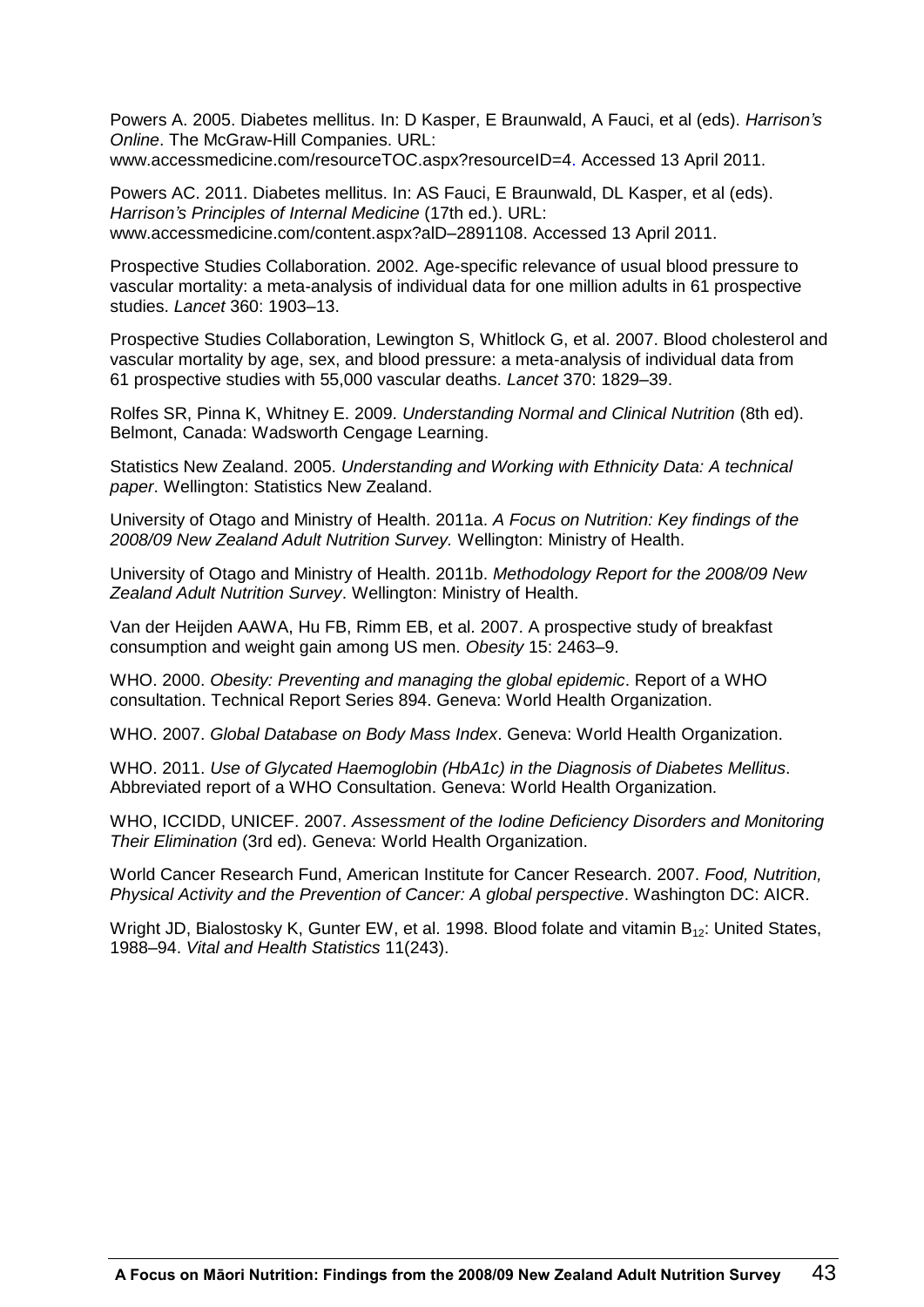Powers A. 2005. Diabetes mellitus. In: D Kasper, E Braunwald, A Fauci, et al (eds). *Harrison's Online*. The McGraw-Hill Companies. URL: www.accessmedicine.com/resourceTOC.aspx?resourceID=4. Accessed 13 April 2011.

Powers AC. 2011. Diabetes mellitus. In: AS Fauci, E Braunwald, DL Kasper, et al (eds). *Harrison's Principles of Internal Medicine* (17th ed.). URL: www.accessmedicine.com/content.aspx?alD–2891108. Accessed 13 April 2011.

Prospective Studies Collaboration. 2002. Age-specific relevance of usual blood pressure to vascular mortality: a meta-analysis of individual data for one million adults in 61 prospective studies. *Lancet* 360: 1903–13.

Prospective Studies Collaboration, Lewington S, Whitlock G, et al. 2007. Blood cholesterol and vascular mortality by age, sex, and blood pressure: a meta-analysis of individual data from 61 prospective studies with 55,000 vascular deaths. *Lancet* 370: 1829–39.

Rolfes SR, Pinna K, Whitney E. 2009. *Understanding Normal and Clinical Nutrition* (8th ed). Belmont, Canada: Wadsworth Cengage Learning.

Statistics New Zealand. 2005. *Understanding and Working with Ethnicity Data: A technical paper*. Wellington: Statistics New Zealand.

University of Otago and Ministry of Health. 2011a. *A Focus on Nutrition: Key findings of the 2008/09 New Zealand Adult Nutrition Survey.* Wellington: Ministry of Health.

University of Otago and Ministry of Health. 2011b. *Methodology Report for the 2008/09 New Zealand Adult Nutrition Survey*. Wellington: Ministry of Health.

Van der Heijden AAWA, Hu FB, Rimm EB, et al. 2007. A prospective study of breakfast consumption and weight gain among US men. *Obesity* 15: 2463–9.

WHO. 2000. *Obesity: Preventing and managing the global epidemic*. Report of a WHO consultation. Technical Report Series 894. Geneva: World Health Organization.

WHO. 2007. *Global Database on Body Mass Index*. Geneva: World Health Organization.

WHO. 2011. *Use of Glycated Haemoglobin (HbA1c) in the Diagnosis of Diabetes Mellitus*. Abbreviated report of a WHO Consultation. Geneva: World Health Organization.

WHO, ICCIDD, UNICEF. 2007. *Assessment of the Iodine Deficiency Disorders and Monitoring Their Elimination* (3rd ed). Geneva: World Health Organization.

World Cancer Research Fund, American Institute for Cancer Research. 2007. *Food, Nutrition, Physical Activity and the Prevention of Cancer: A global perspective*. Washington DC: AICR.

Wright JD, Bialostosky K, Gunter EW, et al. 1998. Blood folate and vitamin $B_{12}$: United States, 1988–94. *Vital and Health Statistics* 11(243).